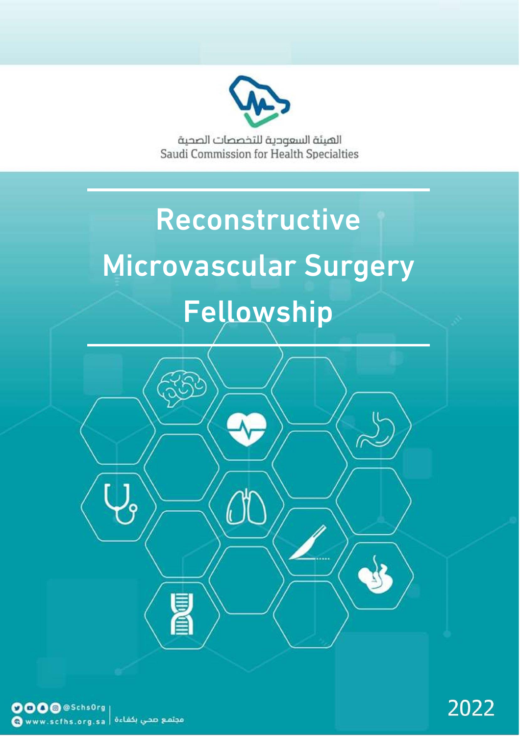الهيئة السعودية للتخصصات الصحية

Saudi Commission for Health Specialties

# Reconstructive Microvascular Surgery Fellowship

2022

@SchsOrg

www.scfhs.org.sa | مجتمع صحي بكفاءة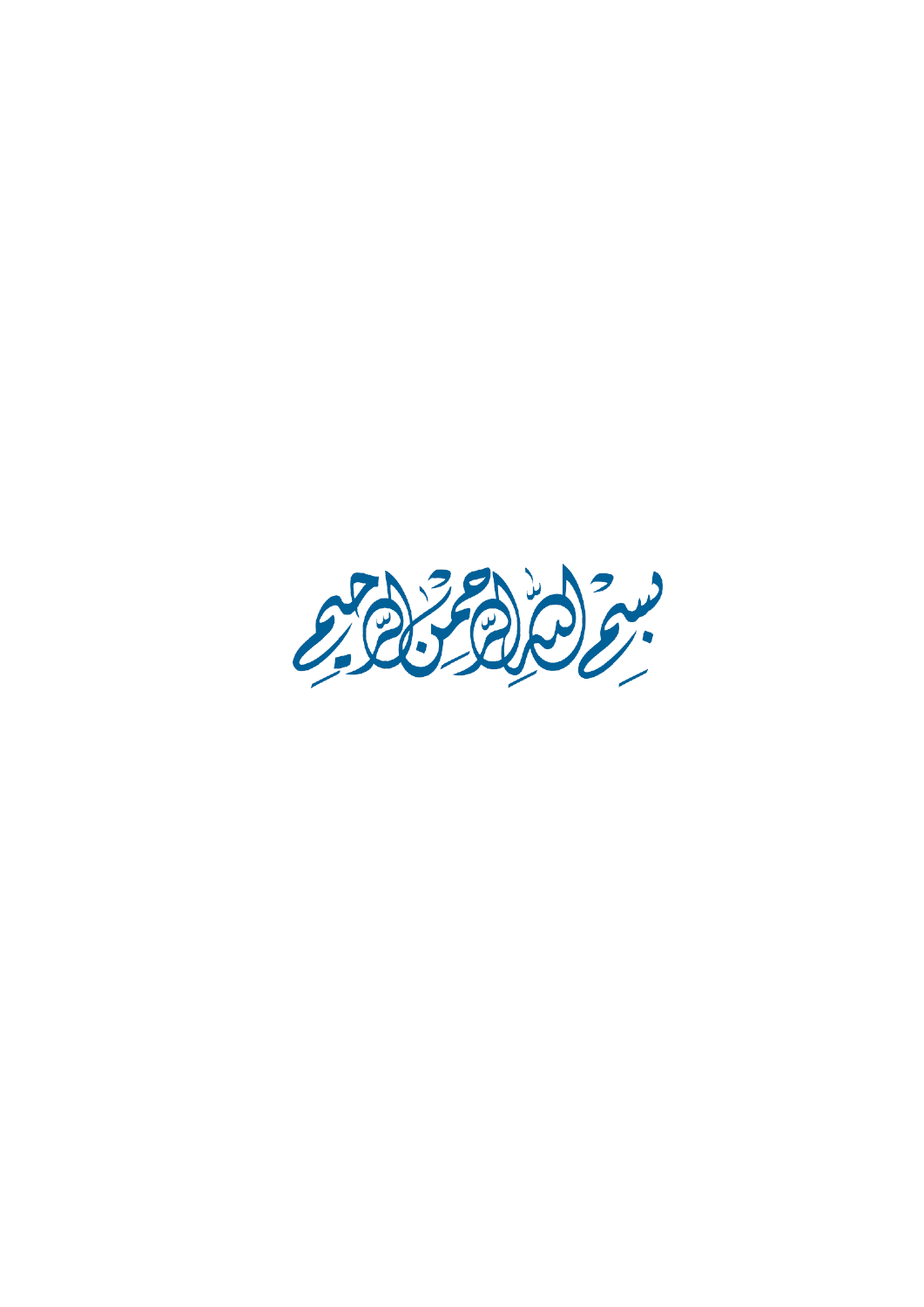بسم الله الرحمن الرحيم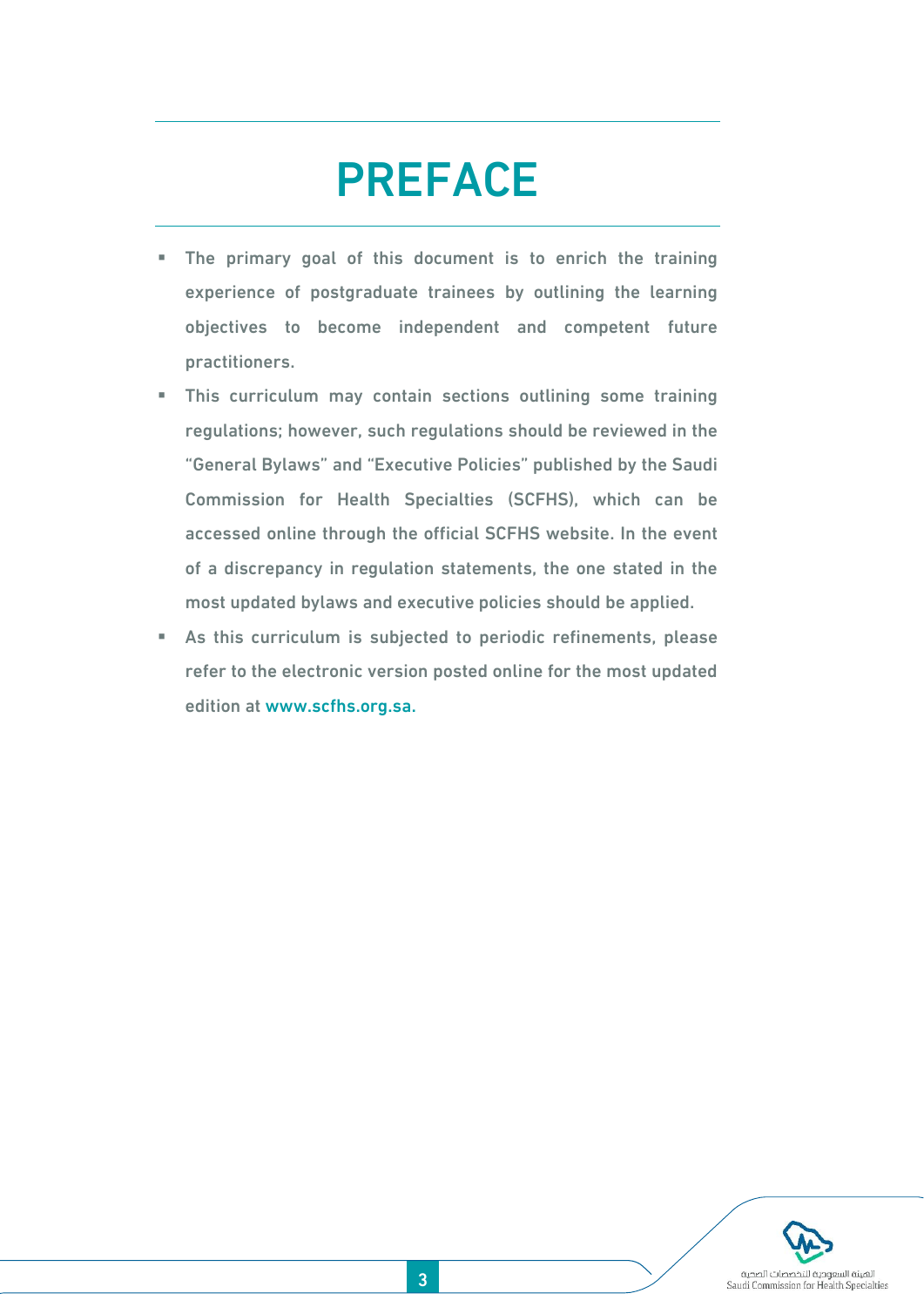# PREFACE

- The primary goal of this document is to enrich the training experience of postgraduate trainees by outlining the learning objectives to become independent and competent future practitioners.
- This curriculum may contain sections outlining some training regulations; however, such regulations should be reviewed in the "General Bylaws" and "Executive Policies" published by the Saudi Commission for Health Specialties (SCFHS), which can be accessed online through the official SCFHS website. In the event of a discrepancy in regulation statements, the one stated in the most updated bylaws and executive policies should be applied.
- As this curriculum is subjected to periodic refinements, please refer to the electronic version posted online for the most updated edition at www.scfhs.org.sa.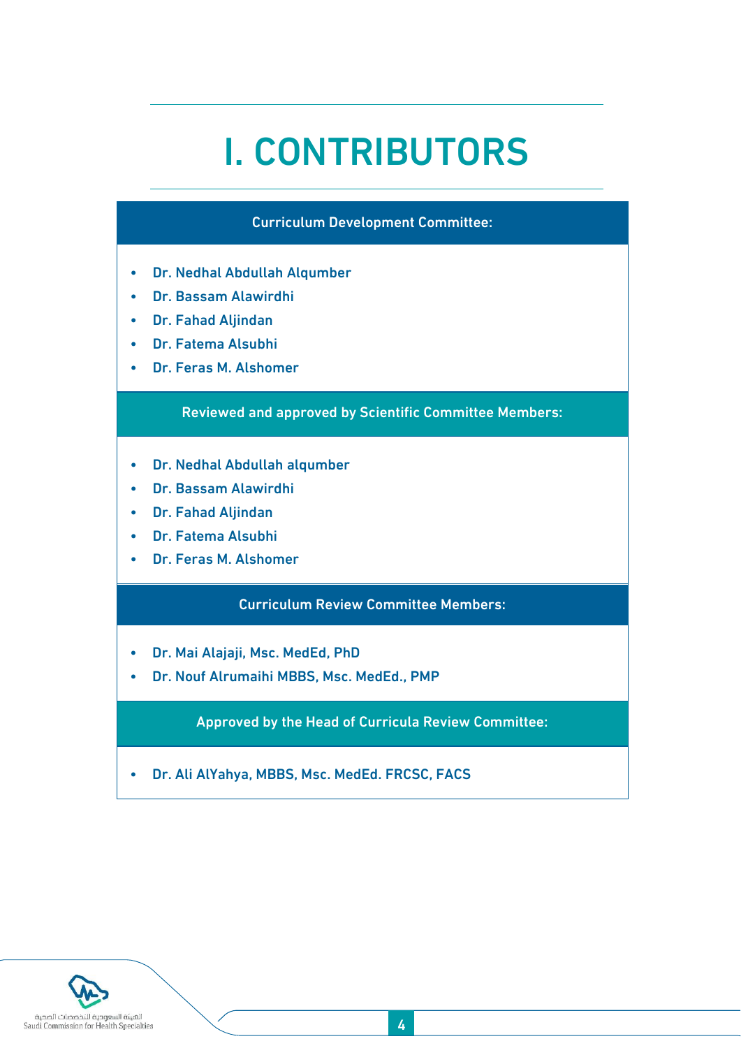# I. CONTRIBUTORS

### Curriculum Development Committee:

- Dr. Nedhal Abdullah Alqumber
- Dr. Bassam Alawirdhi
- Dr. Fahad Aljindan
- Dr. Fatema Alsubhi
- Dr. Feras M. Alshomer

### Reviewed and approved by Scientific Committee Members:

- Dr. Nedhal Abdullah alqumber
- Dr. Bassam Alawirdhi
- Dr. Fahad Aljindan
- Dr. Fatema Alsubhi
- Dr. Feras M. Alshomer

### Curriculum Review Committee Members:

- Dr. Mai Alajaji, Msc. MedEd, PhD
- Dr. Nouf Alrumaihi MBBS, Msc. MedEd., PMP

### Approved by the Head of Curricula Review Committee:

- Dr. Ali AlYahya, MBBS, Msc. MedEd. FRCSC, FACS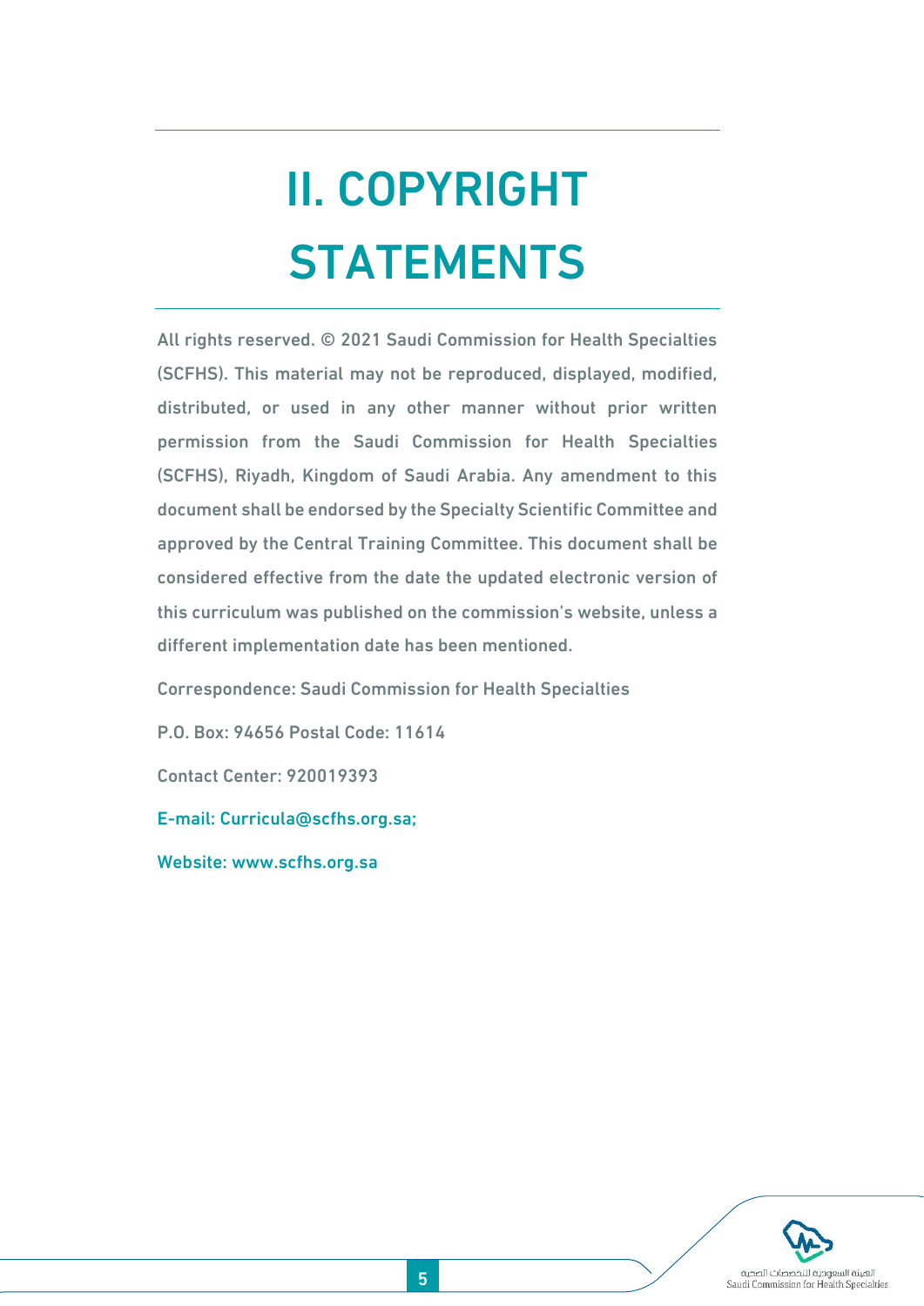# II. COPYRIGHT STATEMENTS

All rights reserved. © 2021 Saudi Commission for Health Specialties (SCFHS). This material may not be reproduced, displayed, modified, distributed, or used in any other manner without prior written permission from the Saudi Commission for Health Specialties (SCFHS), Riyadh, Kingdom of Saudi Arabia. Any amendment to this document shall be endorsed by the Specialty Scientific Committee and approved by the Central Training Committee. This document shall be considered effective from the date the updated electronic version of this curriculum was published on the commission's website, unless a different implementation date has been mentioned.

Correspondence: Saudi Commission for Health Specialties

P.O. Box: 94656 Postal Code: 11614

Contact Center: 920019393

E-mail: Curricula@scfhs.org.sa;

Website: www.scfhs.org.sa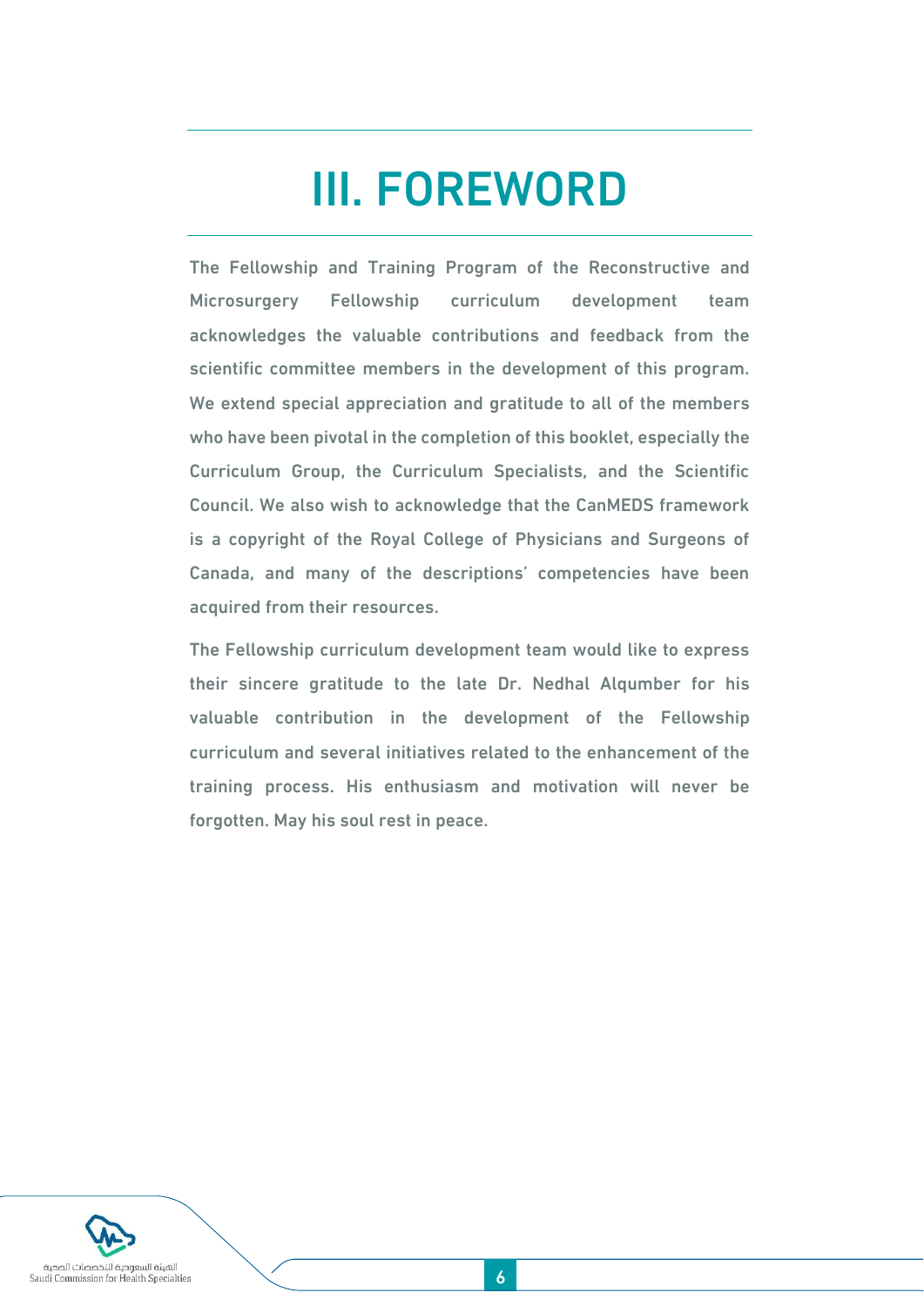# III. FOREWORD

The Fellowship and Training Program of the Reconstructive and Microsurgery Fellowship curriculum development team acknowledges the valuable contributions and feedback from the scientific committee members in the development of this program. We extend special appreciation and gratitude to all of the members who have been pivotal in the completion of this booklet, especially the Curriculum Group, the Curriculum Specialists, and the Scientific Council. We also wish to acknowledge that the CanMEDS framework is a copyright of the Royal College of Physicians and Surgeons of Canada, and many of the descriptions' competencies have been acquired from their resources.

The Fellowship curriculum development team would like to express their sincere gratitude to the late Dr. Nedhal Alqumber for his valuable contribution in the development of the Fellowship curriculum and several initiatives related to the enhancement of the training process. His enthusiasm and motivation will never be forgotten. May his soul rest in peace.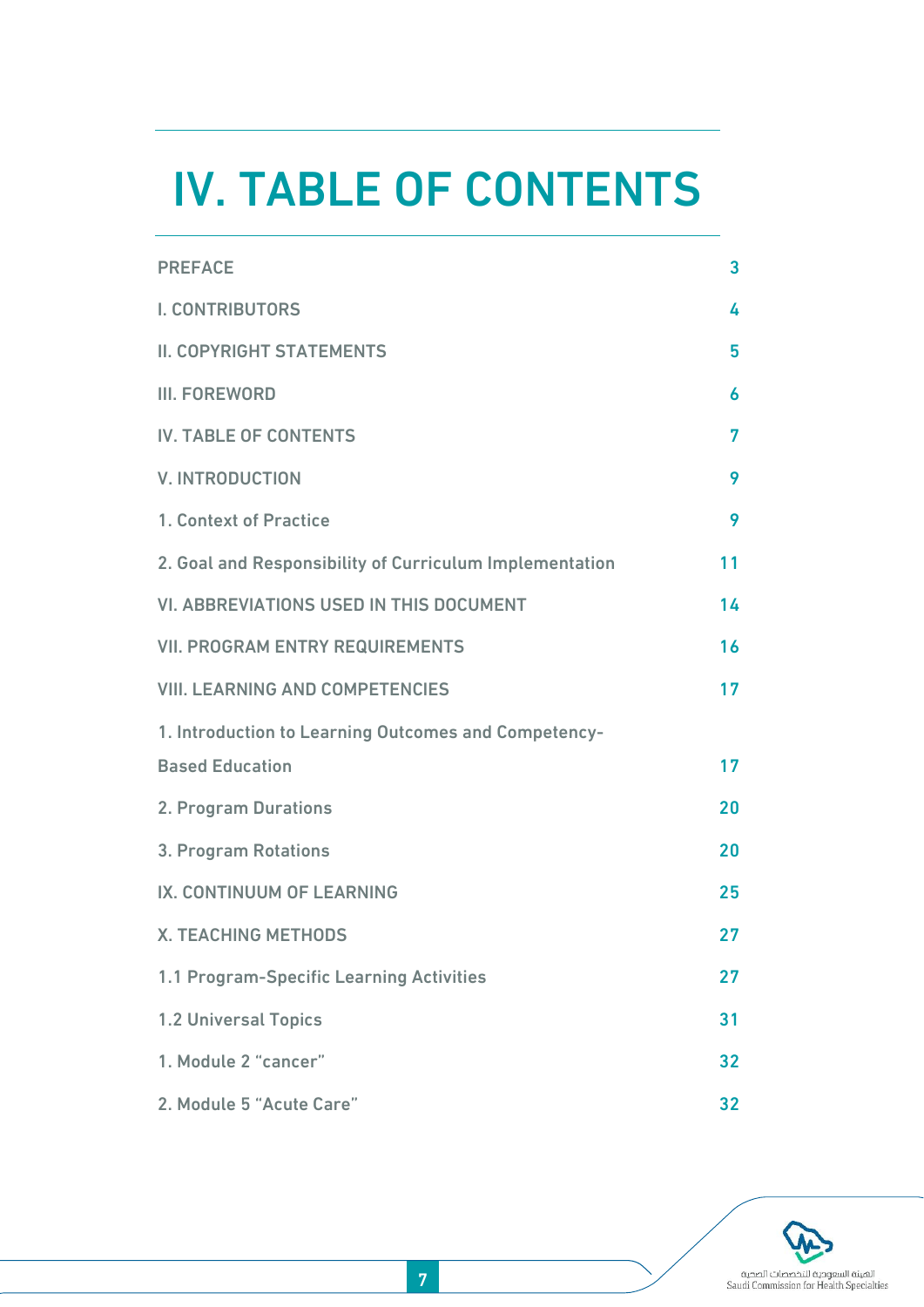# IV. TABLE OF CONTENTS

| | |
|---|---|
| PREFACE | 3 |
| I. CONTRIBUTORS | 4 |
| II. COPYRIGHT STATEMENTS | 5 |
| III. FOREWORD | 6 |
| IV. TABLE OF CONTENTS | 7 |
| V. INTRODUCTION | 9 |
| 1. Context of Practice | 9 |
| 2. Goal and Responsibility of Curriculum Implementation | 11 |
| VI. ABBREVIATIONS USED IN THIS DOCUMENT | 14 |
| VII. PROGRAM ENTRY REQUIREMENTS | 16 |
| VIII. LEARNING AND COMPETENCIES | 17 |
| 1. Introduction to Learning Outcomes and Competency-Based Education | 17 |
| 2. Program Durations | 20 |
| 3. Program Rotations | 20 |
| IX. CONTINUUM OF LEARNING | 25 |
| X. TEACHING METHODS | 27 |
| 1.1 Program-Specific Learning Activities | 27 |
| 1.2 Universal Topics | 31 |
| 1. Module 2 “cancer” | 32 |
| 2. Module 5 “Acute Care” | 32 |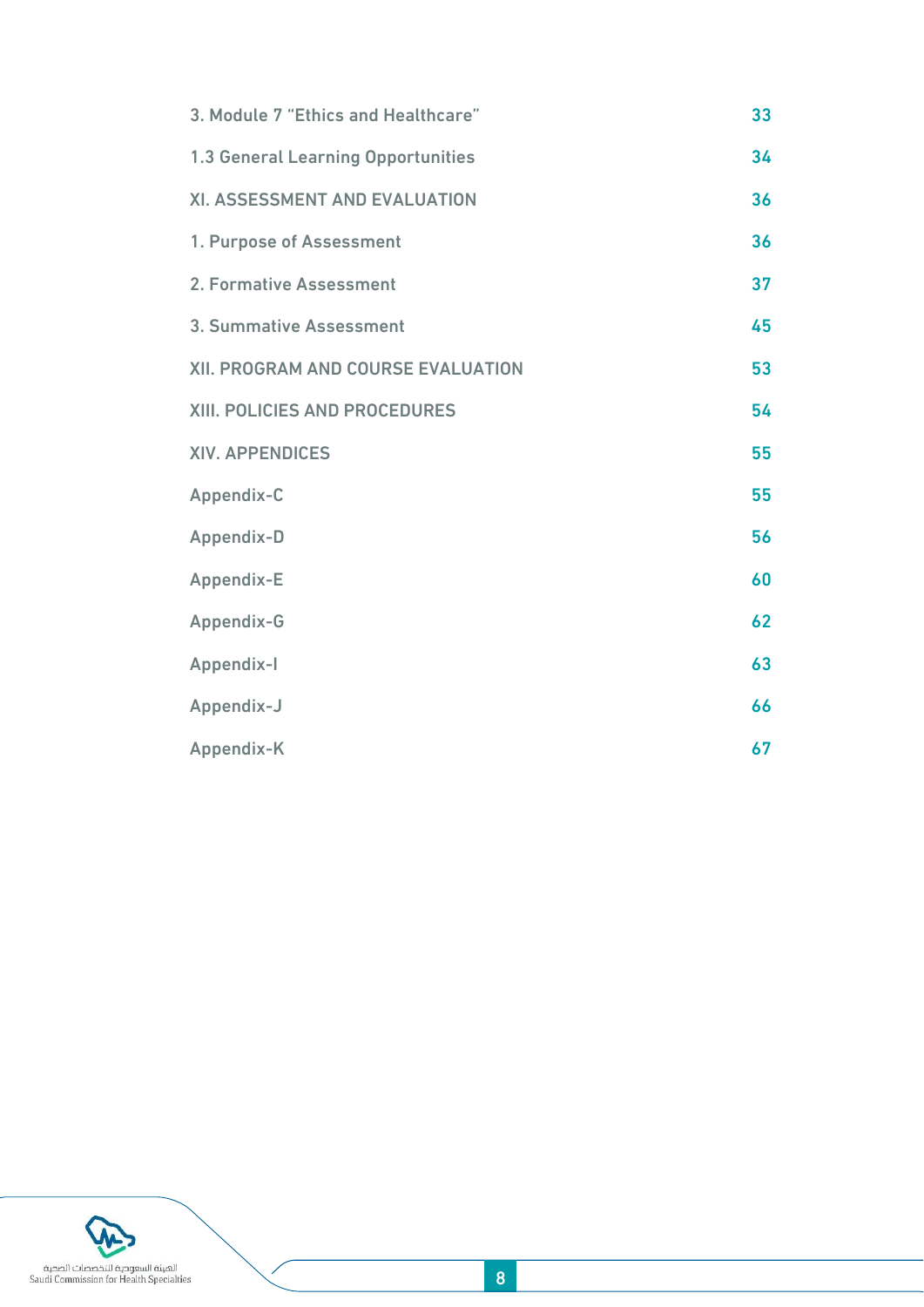| | |
|---|---|
| 3. Module 7 "Ethics and Healthcare" | 33 |
| 1.3 General Learning Opportunities | 34 |
| XI. ASSESSMENT AND EVALUATION | 36 |
| 1. Purpose of Assessment | 36 |
| 2. Formative Assessment | 37 |
| 3. Summative Assessment | 45 |
| XII. PROGRAM AND COURSE EVALUATION | 53 |
| XIII. POLICIES AND PROCEDURES | 54 |
| XIV. APPENDICES | 55 |
| Appendix-C | 55 |
| Appendix-D | 56 |
| Appendix-E | 60 |
| Appendix-G | 62 |
| Appendix-I | 63 |
| Appendix-J | 66 |
| Appendix-K | 67 |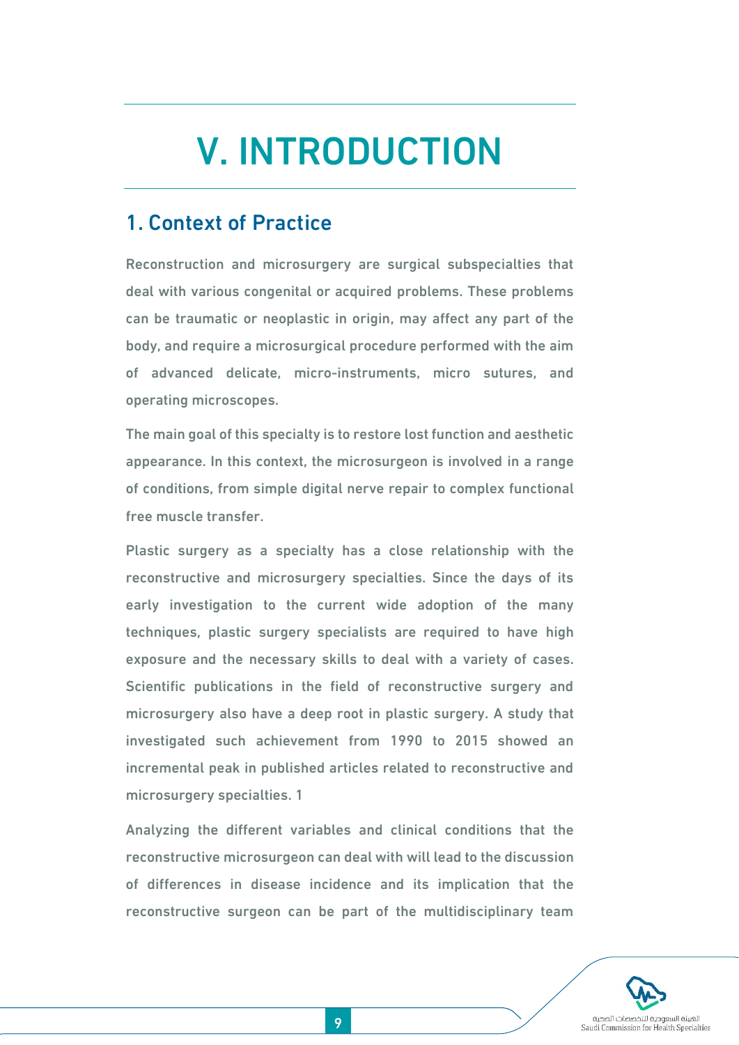# V. INTRODUCTION

## 1. Context of Practice

Reconstruction and microsurgery are surgical subspecialties that deal with various congenital or acquired problems. These problems can be traumatic or neoplastic in origin, may affect any part of the body, and require a microsurgical procedure performed with the aim of advanced delicate, micro-instruments, micro sutures, and operating microscopes.

The main goal of this specialty is to restore lost function and aesthetic appearance. In this context, the microsurgeon is involved in a range of conditions, from simple digital nerve repair to complex functional free muscle transfer.

Plastic surgery as a specialty has a close relationship with the reconstructive and microsurgery specialties. Since the days of its early investigation to the current wide adoption of the many techniques, plastic surgery specialists are required to have high exposure and the necessary skills to deal with a variety of cases. Scientific publications in the field of reconstructive surgery and microsurgery also have a deep root in plastic surgery. A study that investigated such achievement from 1990 to 2015 showed an incremental peak in published articles related to reconstructive and microsurgery specialties. 1

Analyzing the different variables and clinical conditions that the reconstructive microsurgeon can deal with will lead to the discussion of differences in disease incidence and its implication that the reconstructive surgeon can be part of the multidisciplinary team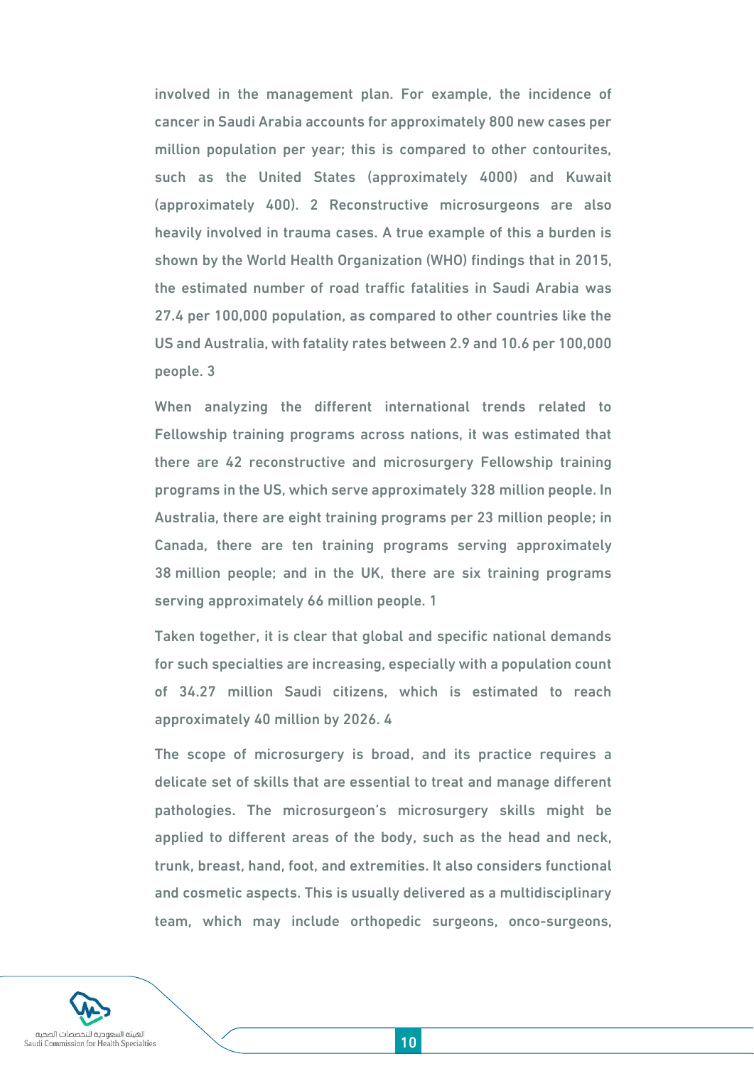involved in the management plan. For example, the incidence of cancer in Saudi Arabia accounts for approximately 800 new cases per million population per year; this is compared to other contourites, such as the United States (approximately 4000) and Kuwait (approximately 400). 2 Reconstructive microsurgeons are also heavily involved in trauma cases. A true example of this a burden is shown by the World Health Organization (WHO) findings that in 2015, the estimated number of road traffic fatalities in Saudi Arabia was 27.4 per 100,000 population, as compared to other countries like the US and Australia, with fatality rates between 2.9 and 10.6 per 100,000 people. 3

When analyzing the different international trends related to Fellowship training programs across nations, it was estimated that there are 42 reconstructive and microsurgery Fellowship training programs in the US, which serve approximately 328 million people. In Australia, there are eight training programs per 23 million people; in Canada, there are ten training programs serving approximately 38 million people; and in the UK, there are six training programs serving approximately 66 million people. 1

Taken together, it is clear that global and specific national demands for such specialties are increasing, especially with a population count of 34.27 million Saudi citizens, which is estimated to reach approximately 40 million by 2026. 4

The scope of microsurgery is broad, and its practice requires a delicate set of skills that are essential to treat and manage different pathologies. The microsurgeon's microsurgery skills might be applied to different areas of the body, such as the head and neck, trunk, breast, hand, foot, and extremities. It also considers functional and cosmetic aspects. This is usually delivered as a multidisciplinary team, which may include orthopedic surgeons, onco-surgeons,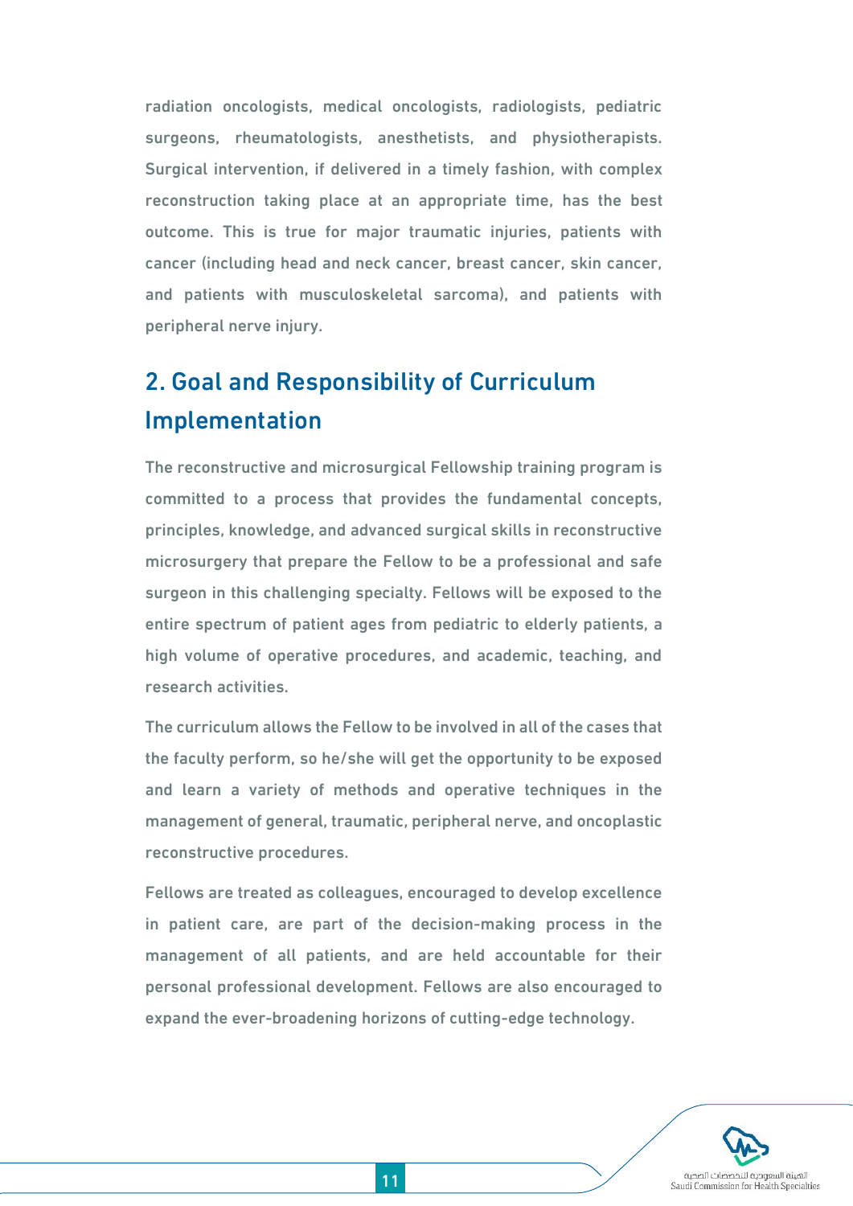radiation oncologists, medical oncologists, radiologists, pediatric surgeons, rheumatologists, anesthetists, and physiotherapists. Surgical intervention, if delivered in a timely fashion, with complex reconstruction taking place at an appropriate time, has the best outcome. This is true for major traumatic injuries, patients with cancer (including head and neck cancer, breast cancer, skin cancer, and patients with musculoskeletal sarcoma), and patients with peripheral nerve injury.

## 2. Goal and Responsibility of Curriculum Implementation

The reconstructive and microsurgical Fellowship training program is committed to a process that provides the fundamental concepts, principles, knowledge, and advanced surgical skills in reconstructive microsurgery that prepare the Fellow to be a professional and safe surgeon in this challenging specialty. Fellows will be exposed to the entire spectrum of patient ages from pediatric to elderly patients, a high volume of operative procedures, and academic, teaching, and research activities.

The curriculum allows the Fellow to be involved in all of the cases that the faculty perform, so he/she will get the opportunity to be exposed and learn a variety of methods and operative techniques in the management of general, traumatic, peripheral nerve, and oncoplastic reconstructive procedures.

Fellows are treated as colleagues, encouraged to develop excellence in patient care, are part of the decision-making process in the management of all patients, and are held accountable for their personal professional development. Fellows are also encouraged to expand the ever-broadening horizons of cutting-edge technology.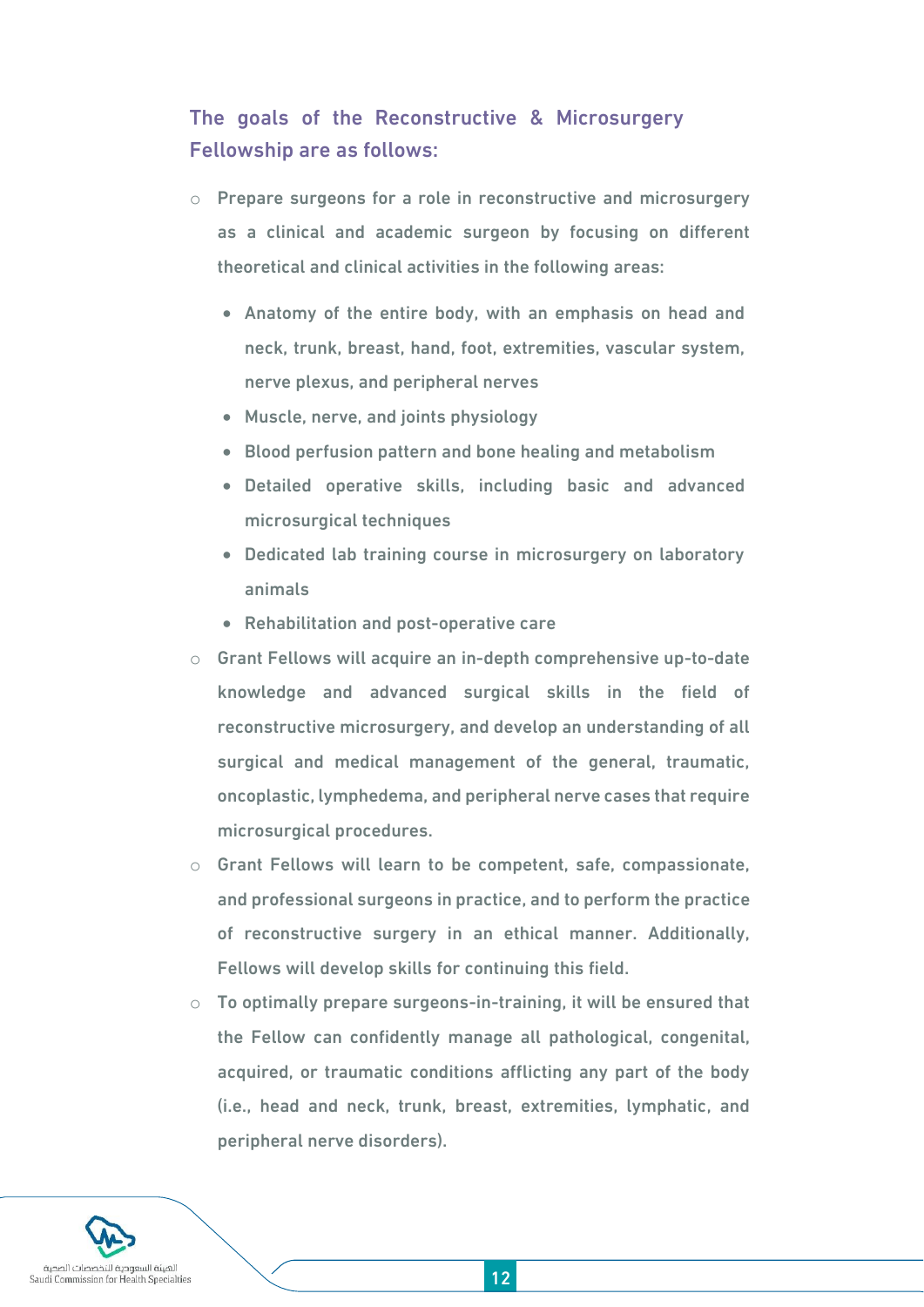### The goals of the Reconstructive & Microsurgery Fellowship are as follows:

- Prepare surgeons for a role in reconstructive and microsurgery as a clinical and academic surgeon by focusing on different theoretical and clinical activities in the following areas:
  - Anatomy of the entire body, with an emphasis on head and neck, trunk, breast, hand, foot, extremities, vascular system, nerve plexus, and peripheral nerves
  - Muscle, nerve, and joints physiology
  - Blood perfusion pattern and bone healing and metabolism
  - Detailed operative skills, including basic and advanced microsurgical techniques
  - Dedicated lab training course in microsurgery on laboratory animals
  - Rehabilitation and post-operative care
- Grant Fellows will acquire an in-depth comprehensive up-to-date knowledge and advanced surgical skills in the field of reconstructive microsurgery, and develop an understanding of all surgical and medical management of the general, traumatic, oncoplastic, lymphedema, and peripheral nerve cases that require microsurgical procedures.
- Grant Fellows will learn to be competent, safe, compassionate, and professional surgeons in practice, and to perform the practice of reconstructive surgery in an ethical manner. Additionally, Fellows will develop skills for continuing this field.
- To optimally prepare surgeons-in-training, it will be ensured that the Fellow can confidently manage all pathological, congenital, acquired, or traumatic conditions afflicting any part of the body (i.e., head and neck, trunk, breast, extremities, lymphatic, and peripheral nerve disorders).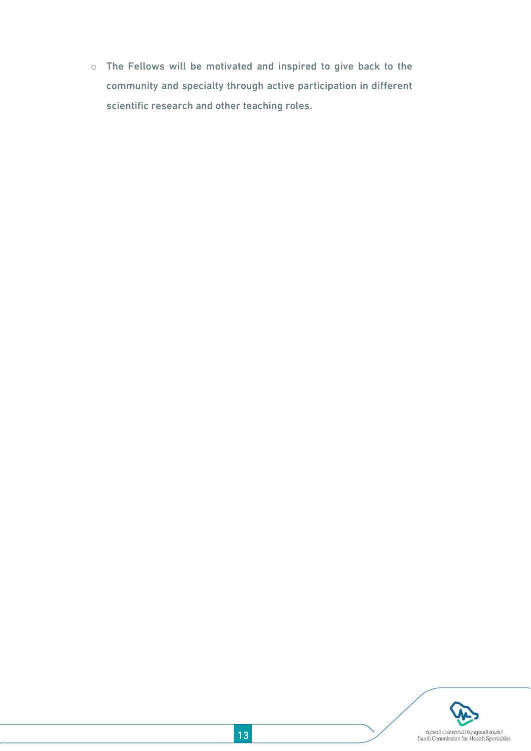- The Fellows will be motivated and inspired to give back to the community and specialty through active participation in different scientific research and other teaching roles.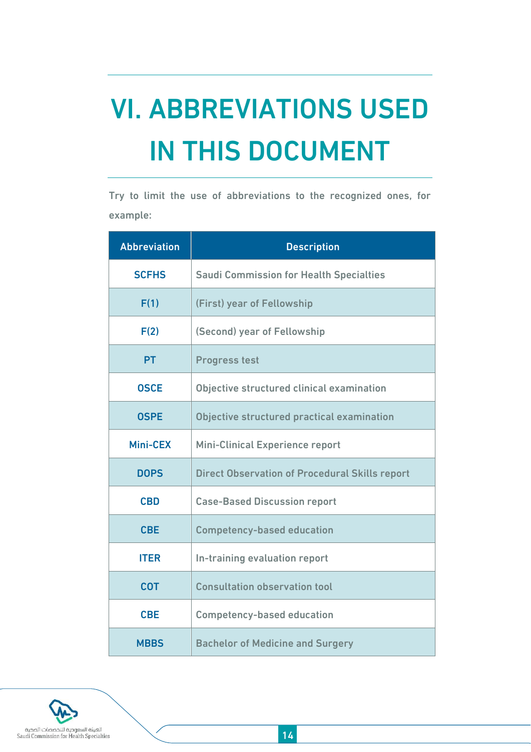# VI. ABBREVIATIONS USED IN THIS DOCUMENT

Try to limit the use of abbreviations to the recognized ones, for example:

| Abbreviation | Description |
|---|---|
| SCFHS | Saudi Commission for Health Specialties |
| F(1) | (First) year of Fellowship |
| F(2) | (Second) year of Fellowship |
| PT | Progress test |
| OSCE | Objective structured clinical examination |
| OSPE | Objective structured practical examination |
| Mini-CEX | Mini-Clinical Experience report |
| DOPS | Direct Observation of Procedural Skills report |
| CBD | Case-Based Discussion report |
| CBE | Competency-based education |
| ITER | In-training evaluation report |
| COT | Consultation observation tool |
| CBE | Competency-based education |
| MBBS | Bachelor of Medicine and Surgery |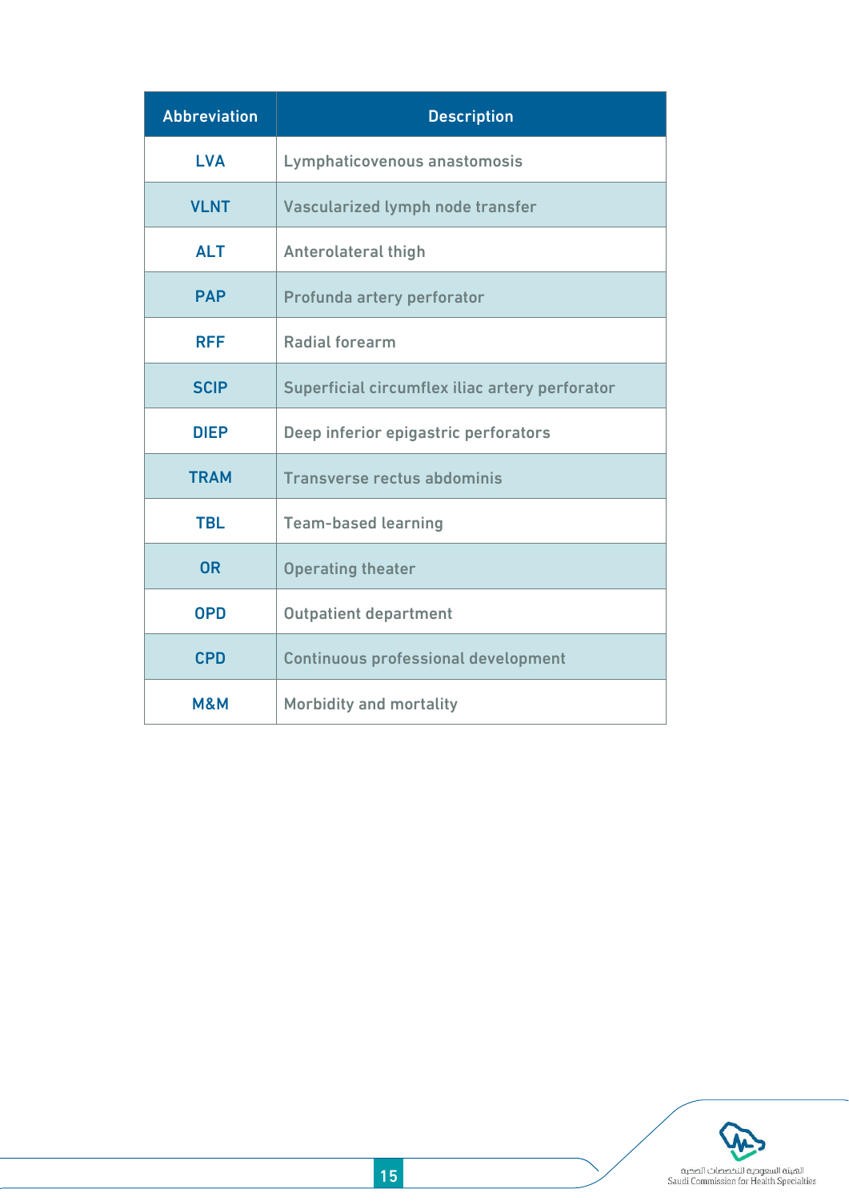| Abbreviation | Description |
|---|---|
| LVA | Lymphaticovenous anastomosis |
| VLNT | Vascularized lymph node transfer |
| ALT | Anterolateral thigh |
| PAP | Profunda artery perforator |
| RFF | Radial forearm |
| SCIP | Superficial circumflex iliac artery perforator |
| DIEP | Deep inferior epigastric perforators |
| TRAM | Transverse rectus abdominis |
| TBL | Team-based learning |
| OR | Operating theater |
| OPD | Outpatient department |
| CPD | Continuous professional development |
| M&M | Morbidity and mortality |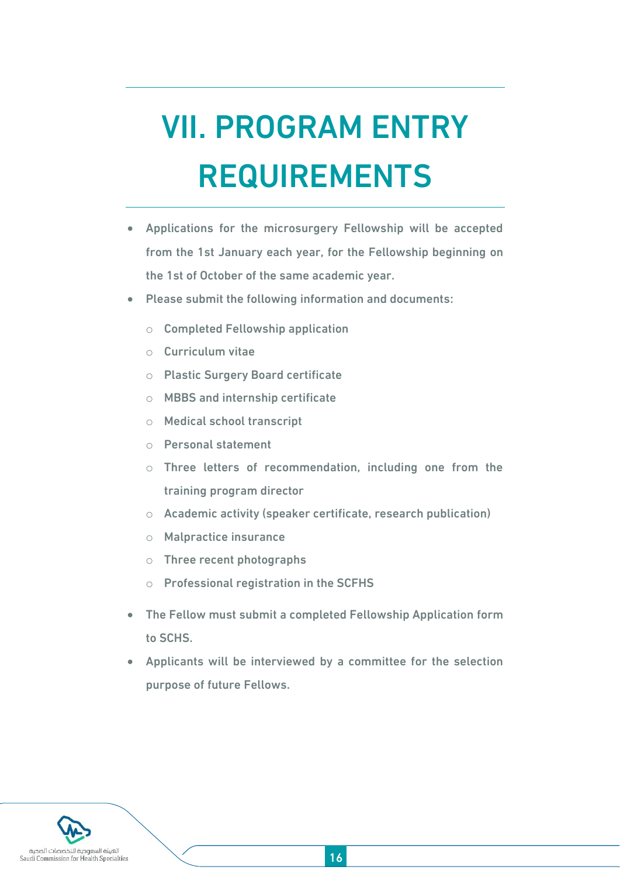# VII. PROGRAM ENTRY REQUIREMENTS

- Applications for the microsurgery Fellowship will be accepted from the 1st January each year, for the Fellowship beginning on the 1st of October of the same academic year.
- Please submit the following information and documents:
    - Completed Fellowship application
    - Curriculum vitae
    - Plastic Surgery Board certificate
    - MBBS and internship certificate
    - Medical school transcript
    - Personal statement
    - Three letters of recommendation, including one from the training program director
    - Academic activity (speaker certificate, research publication)
    - Malpractice insurance
    - Three recent photographs
    - Professional registration in the SCFHS
- The Fellow must submit a completed Fellowship Application form to SCHS.
- Applicants will be interviewed by a committee for the selection purpose of future Fellows.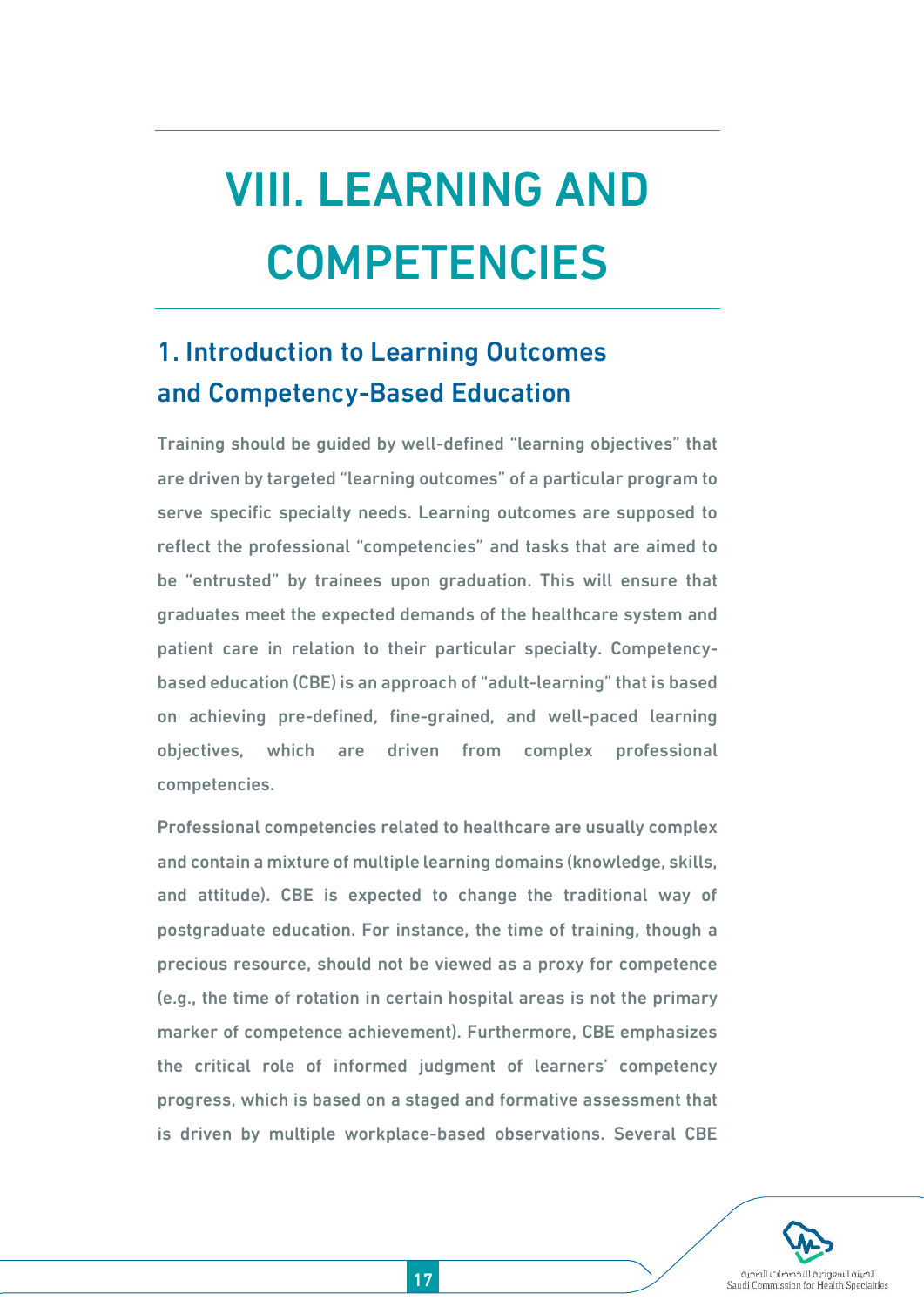# VIII. LEARNING AND COMPETENCIES

## 1. Introduction to Learning Outcomes and Competency-Based Education

Training should be guided by well-defined "learning objectives" that are driven by targeted "learning outcomes" of a particular program to serve specific specialty needs. Learning outcomes are supposed to reflect the professional "competencies" and tasks that are aimed to be "entrusted" by trainees upon graduation. This will ensure that graduates meet the expected demands of the healthcare system and patient care in relation to their particular specialty. Competency-based education (CBE) is an approach of "adult-learning" that is based on achieving pre-defined, fine-grained, and well-paced learning objectives, which are driven from complex professional competencies.

Professional competencies related to healthcare are usually complex and contain a mixture of multiple learning domains (knowledge, skills, and attitude). CBE is expected to change the traditional way of postgraduate education. For instance, the time of training, though a precious resource, should not be viewed as a proxy for competence (e.g., the time of rotation in certain hospital areas is not the primary marker of competence achievement). Furthermore, CBE emphasizes the critical role of informed judgment of learners' competency progress, which is based on a staged and formative assessment that is driven by multiple workplace-based observations. Several CBE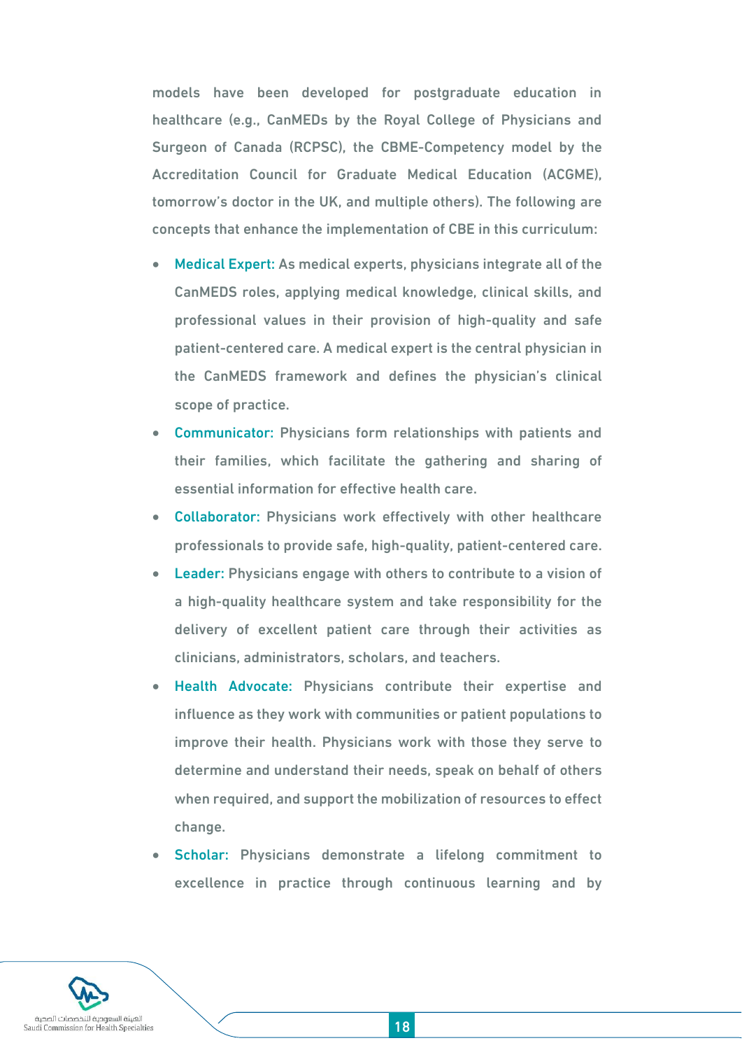models have been developed for postgraduate education in healthcare (e.g., CanMEDs by the Royal College of Physicians and Surgeon of Canada (RCPSC), the CBME-Competency model by the Accreditation Council for Graduate Medical Education (ACGME), tomorrow's doctor in the UK, and multiple others). The following are concepts that enhance the implementation of CBE in this curriculum:

- Medical Expert: As medical experts, physicians integrate all of the CanMEDS roles, applying medical knowledge, clinical skills, and professional values in their provision of high-quality and safe patient-centered care. A medical expert is the central physician in the CanMEDS framework and defines the physician's clinical scope of practice.
- Communicator: Physicians form relationships with patients and their families, which facilitate the gathering and sharing of essential information for effective health care.
- Collaborator: Physicians work effectively with other healthcare professionals to provide safe, high-quality, patient-centered care.
- Leader: Physicians engage with others to contribute to a vision of a high-quality healthcare system and take responsibility for the delivery of excellent patient care through their activities as clinicians, administrators, scholars, and teachers.
- Health Advocate: Physicians contribute their expertise and influence as they work with communities or patient populations to improve their health. Physicians work with those they serve to determine and understand their needs, speak on behalf of others when required, and support the mobilization of resources to effect change.
- Scholar: Physicians demonstrate a lifelong commitment to excellence in practice through continuous learning and by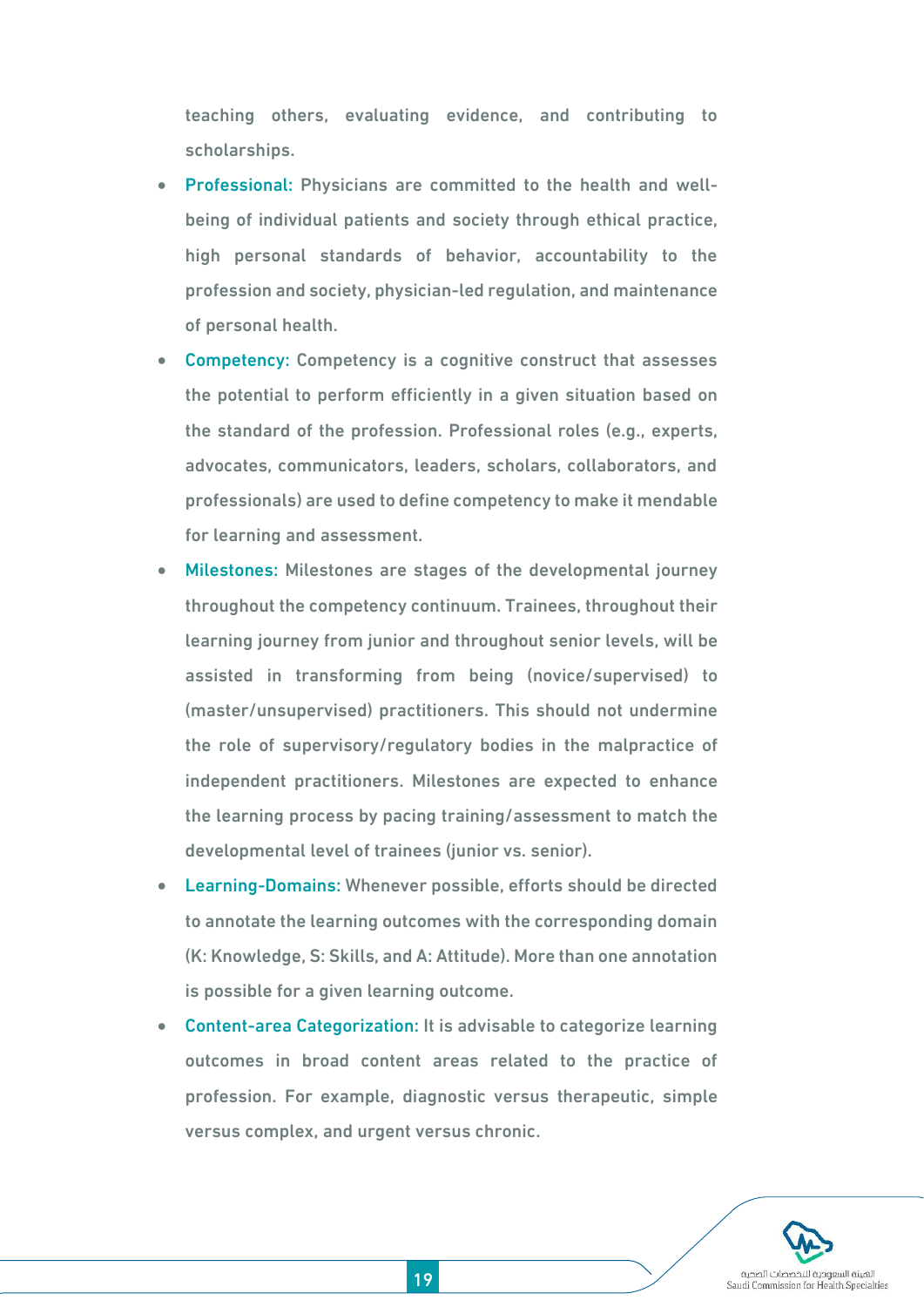teaching others, evaluating evidence, and contributing to scholarships.

- **Professional:** Physicians are committed to the health and well-being of individual patients and society through ethical practice, high personal standards of behavior, accountability to the profession and society, physician-led regulation, and maintenance of personal health.
- **Competency:** Competency is a cognitive construct that assesses the potential to perform efficiently in a given situation based on the standard of the profession. Professional roles (e.g., experts, advocates, communicators, leaders, scholars, collaborators, and professionals) are used to define competency to make it mendable for learning and assessment.
- **Milestones:** Milestones are stages of the developmental journey throughout the competency continuum. Trainees, throughout their learning journey from junior and throughout senior levels, will be assisted in transforming from being (novice/supervised) to (master/unsupervised) practitioners. This should not undermine the role of supervisory/regulatory bodies in the malpractice of independent practitioners. Milestones are expected to enhance the learning process by pacing training/assessment to match the developmental level of trainees (junior vs. senior).
- **Learning-Domains:** Whenever possible, efforts should be directed to annotate the learning outcomes with the corresponding domain (K: Knowledge, S: Skills, and A: Attitude). More than one annotation is possible for a given learning outcome.
- **Content-area Categorization:** It is advisable to categorize learning outcomes in broad content areas related to the practice of profession. For example, diagnostic versus therapeutic, simple versus complex, and urgent versus chronic.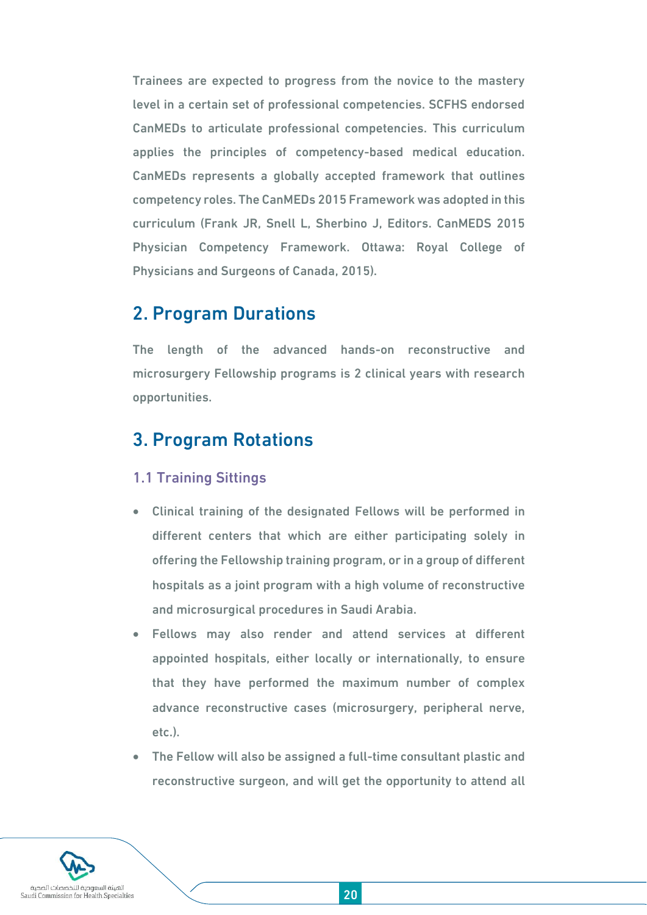Trainees are expected to progress from the novice to the mastery level in a certain set of professional competencies. SCFHS endorsed CanMEDs to articulate professional competencies. This curriculum applies the principles of competency-based medical education. CanMEDs represents a globally accepted framework that outlines competency roles. The CanMEDs 2015 Framework was adopted in this curriculum (Frank JR, Snell L, Sherbino J, Editors. CanMEDS 2015 Physician Competency Framework. Ottawa: Royal College of Physicians and Surgeons of Canada, 2015).

## 2. Program Durations

The length of the advanced hands-on reconstructive and microsurgery Fellowship programs is 2 clinical years with research opportunities.

## 3. Program Rotations

### 1.1 Training Sittings

- Clinical training of the designated Fellows will be performed in different centers that which are either participating solely in offering the Fellowship training program, or in a group of different hospitals as a joint program with a high volume of reconstructive and microsurgical procedures in Saudi Arabia.
- Fellows may also render and attend services at different appointed hospitals, either locally or internationally, to ensure that they have performed the maximum number of complex advance reconstructive cases (microsurgery, peripheral nerve, etc.).
- The Fellow will also be assigned a full-time consultant plastic and reconstructive surgeon, and will get the opportunity to attend all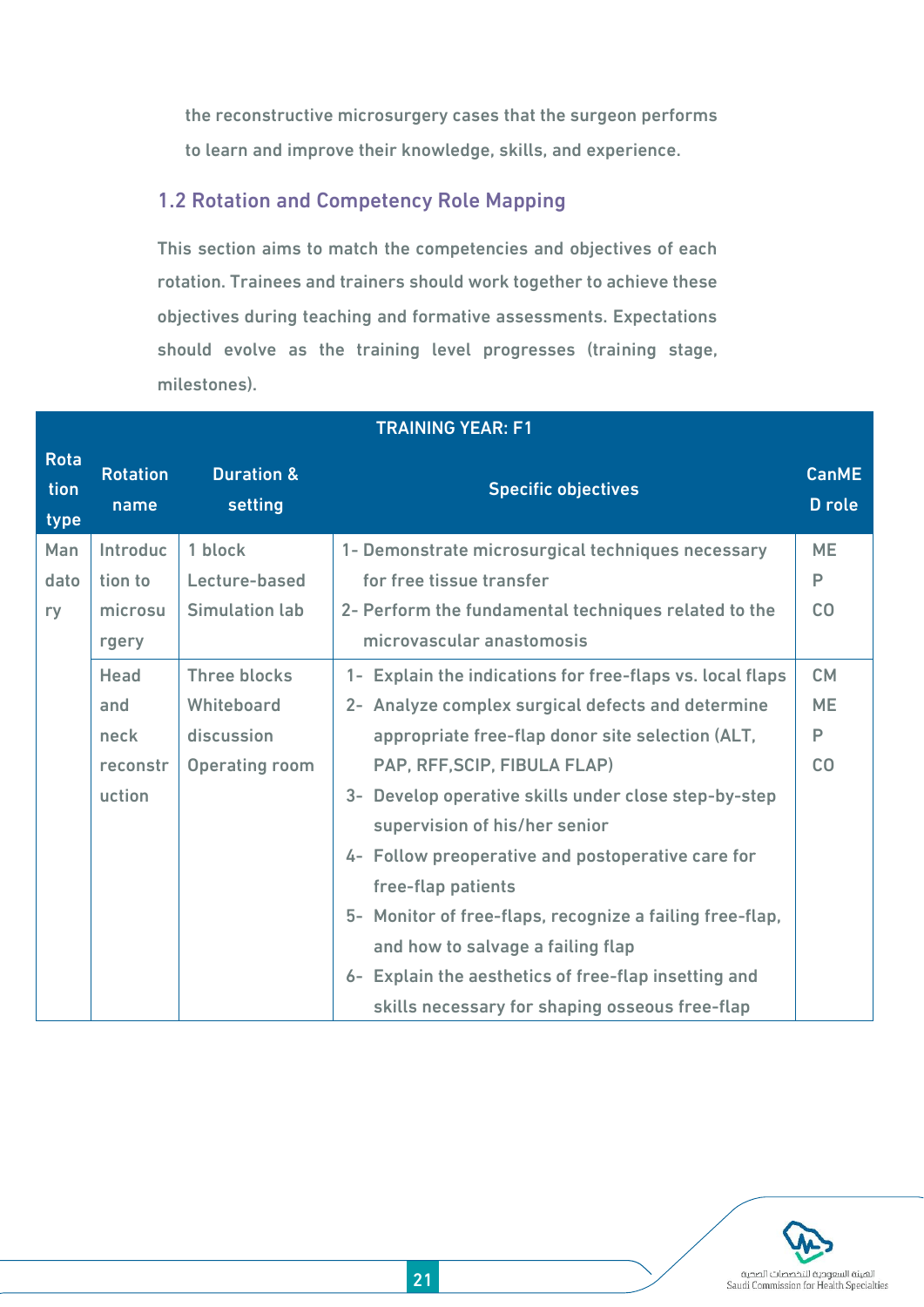the reconstructive microsurgery cases that the surgeon performs to learn and improve their knowledge, skills, and experience.

### 1.2 Rotation and Competency Role Mapping

This section aims to match the competencies and objectives of each rotation. Trainees and trainers should work together to achieve these objectives during teaching and formative assessments. Expectations should evolve as the training level progresses (training stage, milestones).

| TRAINING YEAR: F1 | | | | |
|---|---|---|---|---|
| **Rotation type** | **Rotation name** | **Duration & setting** | **Specific objectives** | **CanMED role** |
| Mandatory | Introduction to microsurgery | 1 block<br>Lecture-based<br>Simulation lab | 1- Demonstrate microsurgical techniques necessary for free tissue transfer<br>2- Perform the fundamental techniques related to the microvascular anastomosis | ME<br>P<br>CO |
| | Head and neck reconstruction | Three blocks<br>Whiteboard discussion<br>Operating room | 1- Explain the indications for free-flaps vs. local flaps<br>2- Analyze complex surgical defects and determine appropriate free-flap donor site selection (ALT, PAP, RFF,SCIP, FIBULA FLAP)<br>3- Develop operative skills under close step-by-step supervision of his/her senior<br>4- Follow preoperative and postoperative care for free-flap patients<br>5- Monitor of free-flaps, recognize a failing free-flap, and how to salvage a failing flap<br>6- Explain the aesthetics of free-flap insetting and skills necessary for shaping osseous free-flap | CM<br>ME<br>P<br>CO |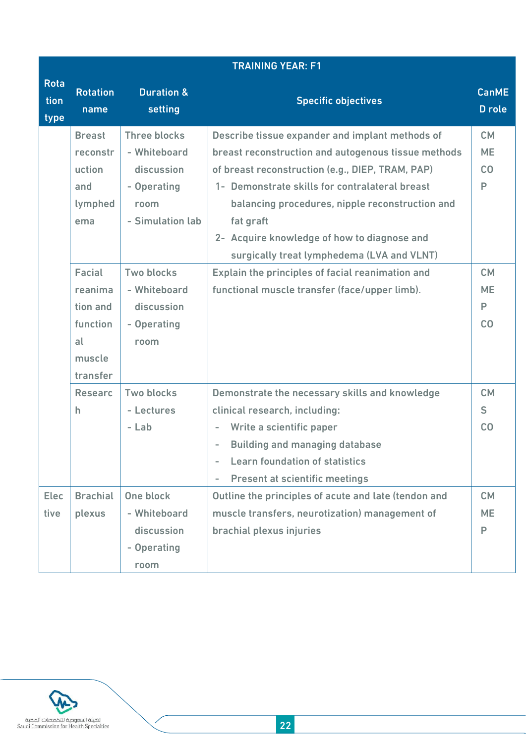| TRAINING YEAR: F1 | | | | |
|---|---|---|---|---|
| Rotation type | Rotation name | Duration & setting | Specific objectives | CanMED role |
| | Breast reconstruction and lymphedema | Three blocks<br>- Whiteboard discussion<br>- Operating room<br>- Simulation lab | Describe tissue expander and implant methods of breast reconstruction and autogenous tissue methods of breast reconstruction (e.g., DIEP, TRAM, PAP)<br>1- Demonstrate skills for contralateral breast balancing procedures, nipple reconstruction and fat graft<br>2- Acquire knowledge of how to diagnose and surgically treat lymphedema (LVA and VLNT) | CM<br>ME<br>CO<br>P |
| | Facial reanimation and functional muscle transfer | Two blocks<br>- Whiteboard discussion<br>- Operating room | Explain the principles of facial reanimation and functional muscle transfer (face/upper limb). | CM<br>ME<br>P<br>CO |
| | Research | Two blocks<br>- Lectures<br>- Lab | Demonstrate the necessary skills and knowledge clinical research, including:<br>- Write a scientific paper<br>- Building and managing database<br>- Learn foundation of statistics<br>- Present at scientific meetings | CM<br>S<br>CO |
| Elective | Brachial plexus | One block<br>- Whiteboard discussion<br>- Operating room | Outline the principles of acute and late (tendon and muscle transfers, neurotization) management of brachial plexus injuries | CM<br>ME<br>P |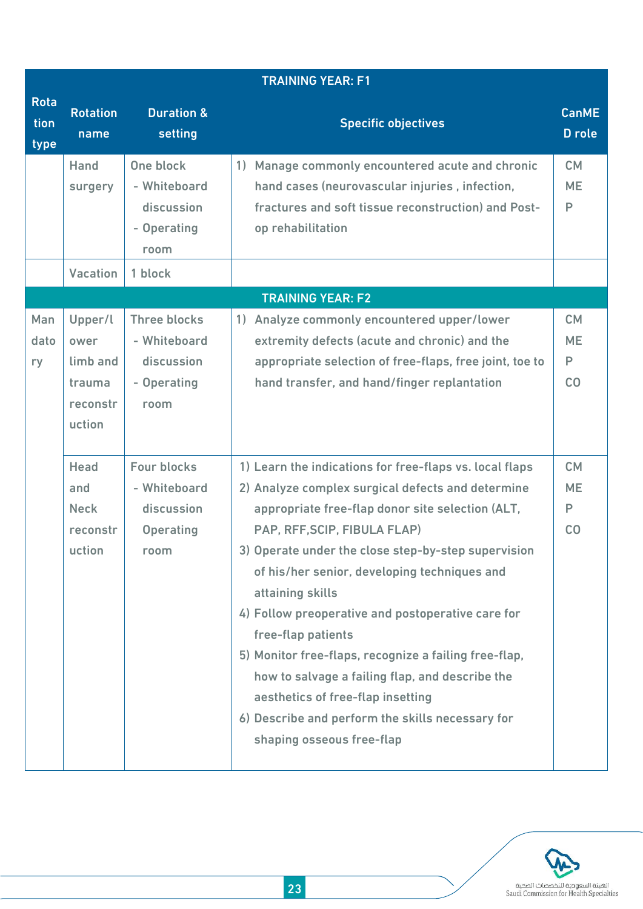| Rotation type | Rotation name | Duration & setting | Specific objectives | CanMED role |
|---|---|---|---|---|
| **TRAINING YEAR: F1** | | | | |
| | Hand surgery | One block<br>- Whiteboard discussion<br>- Operating room | 1) Manage commonly encountered acute and chronic hand cases (neurovascular injuries , infection, fractures and soft tissue reconstruction) and Post-op rehabilitation | CM<br>ME<br>P |
| | Vacation | 1 block | | |
| **TRAINING YEAR: F2** | | | | |
| Mandatory | Upper/lower limb and trauma reconstruction | Three blocks<br>- Whiteboard discussion<br>- Operating room | 1) Analyze commonly encountered upper/lower extremity defects (acute and chronic) and the appropriate selection of free-flaps, free joint, toe to hand transfer, and hand/finger replantation | CM<br>ME<br>P<br>CO |
| | Head and Neck reconstruction | Four blocks<br>- Whiteboard discussion<br>Operating room | 1) Learn the indications for free-flaps vs. local flaps<br>2) Analyze complex surgical defects and determine appropriate free-flap donor site selection (ALT, PAP, RFF,SCIP, FIBULA FLAP)<br>3) Operate under the close step-by-step supervision of his/her senior, developing techniques and attaining skills<br>4) Follow preoperative and postoperative care for free-flap patients<br>5) Monitor free-flaps, recognize a failing free-flap, how to salvage a failing flap, and describe the aesthetics of free-flap insetting<br>6) Describe and perform the skills necessary for shaping osseous free-flap | CM<br>ME<br>P<br>CO |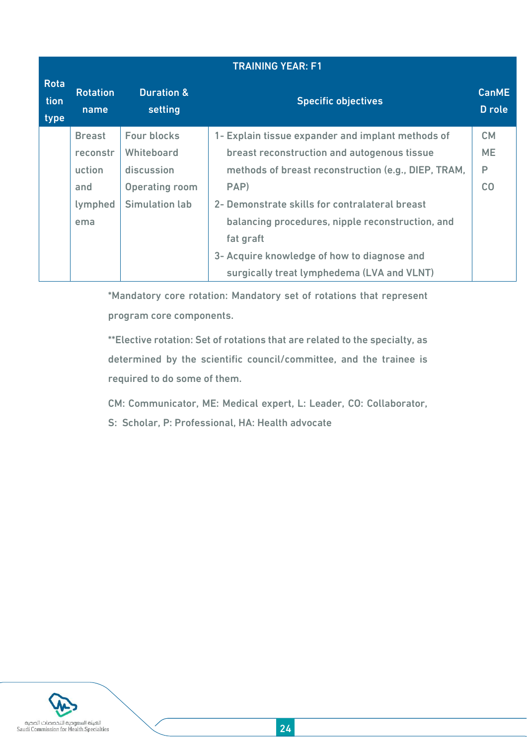| TRAINING YEAR: F1 | | | | |
|---|---|---|---|---|
| Rotation type | Rotation name | Duration & setting | Specific objectives | CanMED role |
| | Breast reconstruction and lymphedema | Four blocks<br>Whiteboard discussion<br>Operating room<br>Simulation lab | 1- Explain tissue expander and implant methods of breast reconstruction and autogenous tissue methods of breast reconstruction (e.g., DIEP, TRAM, PAP)<br>2- Demonstrate skills for contralateral breast balancing procedures, nipple reconstruction, and fat graft<br>3- Acquire knowledge of how to diagnose and surgically treat lymphedema (LVA and VLNT) | CM<br>ME<br>P<br>CO |

*Mandatory core rotation: Mandatory set of rotations that represent program core components.

**Elective rotation: Set of rotations that are related to the specialty, as determined by the scientific council/committee, and the trainee is required to do some of them.

CM: Communicator, ME: Medical expert, L: Leader, CO: Collaborator, S: Scholar, P: Professional, HA: Health advocate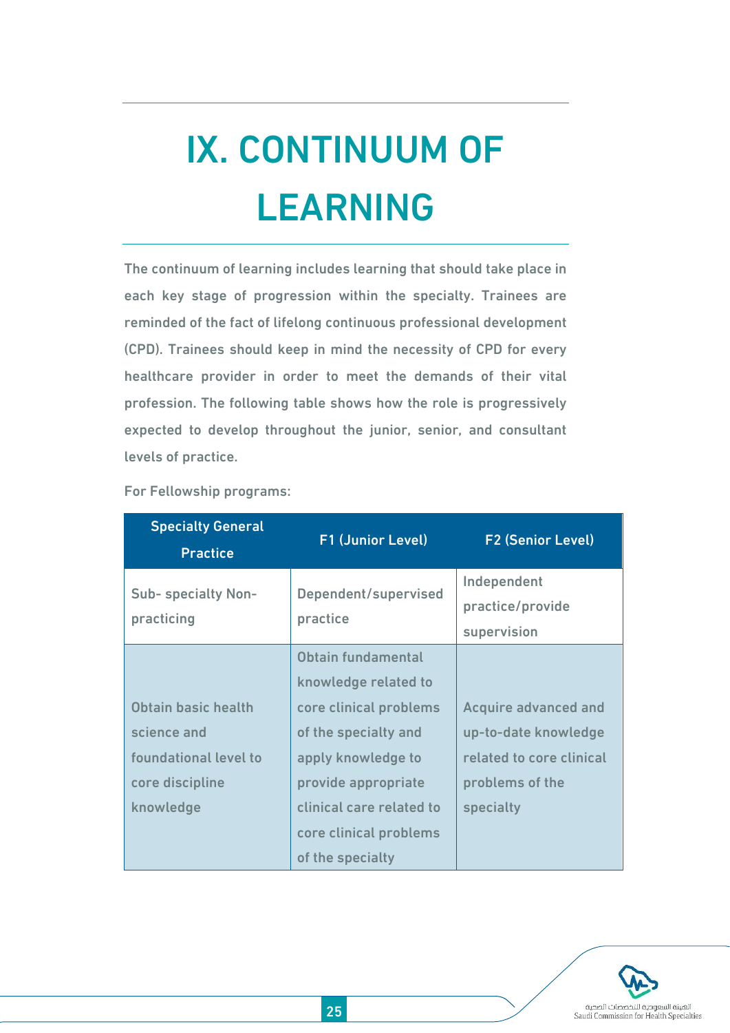# IX. CONTINUUM OF LEARNING

The continuum of learning includes learning that should take place in each key stage of progression within the specialty. Trainees are reminded of the fact of lifelong continuous professional development (CPD). Trainees should keep in mind the necessity of CPD for every healthcare provider in order to meet the demands of their vital profession. The following table shows how the role is progressively expected to develop throughout the junior, senior, and consultant levels of practice.

For Fellowship programs:

| Specialty General Practice | F1 (Junior Level) | F2 (Senior Level) |
|---|---|---|
| Sub- specialty Non-practicing | Dependent/supervised practice | Independent practice/provide supervision |
| Obtain basic health science and foundational level to core discipline knowledge | Obtain fundamental knowledge related to core clinical problems of the specialty and apply knowledge to provide appropriate clinical care related to core clinical problems of the specialty | Acquire advanced and up-to-date knowledge related to core clinical problems of the specialty |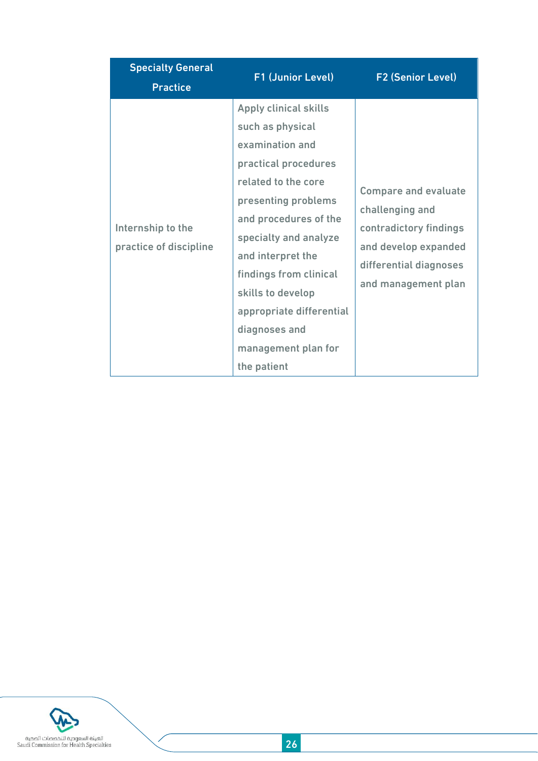| Specialty General Practice | F1 (Junior Level) | F2 (Senior Level) |
| --- | --- | --- |
| Internship to the practice of discipline | Apply clinical skills such as physical examination and practical procedures related to the core presenting problems and procedures of the specialty and analyze and interpret the findings from clinical skills to develop appropriate differential diagnoses and management plan for the patient | Compare and evaluate challenging and contradictory findings and develop expanded differential diagnoses and management plan |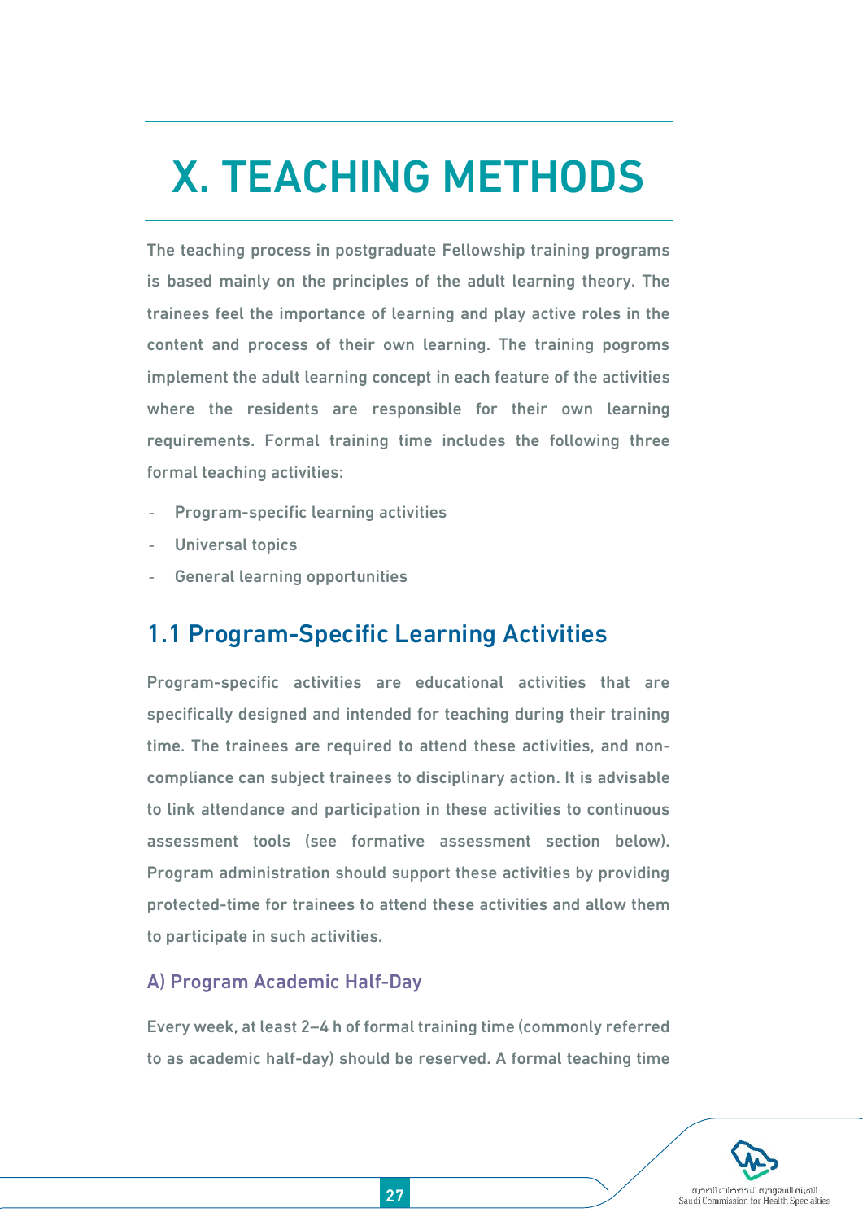# X. TEACHING METHODS

The teaching process in postgraduate Fellowship training programs is based mainly on the principles of the adult learning theory. The trainees feel the importance of learning and play active roles in the content and process of their own learning. The training pogroms implement the adult learning concept in each feature of the activities where the residents are responsible for their own learning requirements. Formal training time includes the following three formal teaching activities:

- Program-specific learning activities
- Universal topics
- General learning opportunities

## 1.1 Program-Specific Learning Activities

Program-specific activities are educational activities that are specifically designed and intended for teaching during their training time. The trainees are required to attend these activities, and non-compliance can subject trainees to disciplinary action. It is advisable to link attendance and participation in these activities to continuous assessment tools (see formative assessment section below). Program administration should support these activities by providing protected-time for trainees to attend these activities and allow them to participate in such activities.

### A) Program Academic Half-Day

Every week, at least 2–4 h of formal training time (commonly referred to as academic half-day) should be reserved. A formal teaching time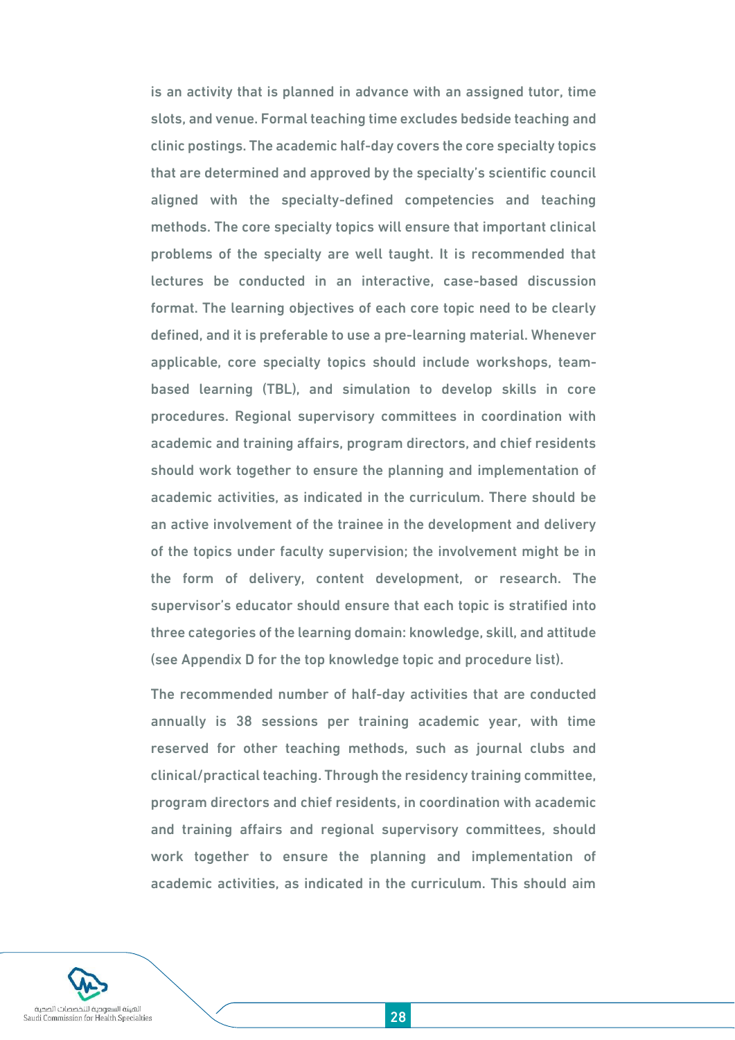is an activity that is planned in advance with an assigned tutor, time slots, and venue. Formal teaching time excludes bedside teaching and clinic postings. The academic half-day covers the core specialty topics that are determined and approved by the specialty's scientific council aligned with the specialty-defined competencies and teaching methods. The core specialty topics will ensure that important clinical problems of the specialty are well taught. It is recommended that lectures be conducted in an interactive, case-based discussion format. The learning objectives of each core topic need to be clearly defined, and it is preferable to use a pre-learning material. Whenever applicable, core specialty topics should include workshops, team-based learning (TBL), and simulation to develop skills in core procedures. Regional supervisory committees in coordination with academic and training affairs, program directors, and chief residents should work together to ensure the planning and implementation of academic activities, as indicated in the curriculum. There should be an active involvement of the trainee in the development and delivery of the topics under faculty supervision; the involvement might be in the form of delivery, content development, or research. The supervisor's educator should ensure that each topic is stratified into three categories of the learning domain: knowledge, skill, and attitude (see Appendix D for the top knowledge topic and procedure list).

The recommended number of half-day activities that are conducted annually is 38 sessions per training academic year, with time reserved for other teaching methods, such as journal clubs and clinical/practical teaching. Through the residency training committee, program directors and chief residents, in coordination with academic and training affairs and regional supervisory committees, should work together to ensure the planning and implementation of academic activities, as indicated in the curriculum. This should aim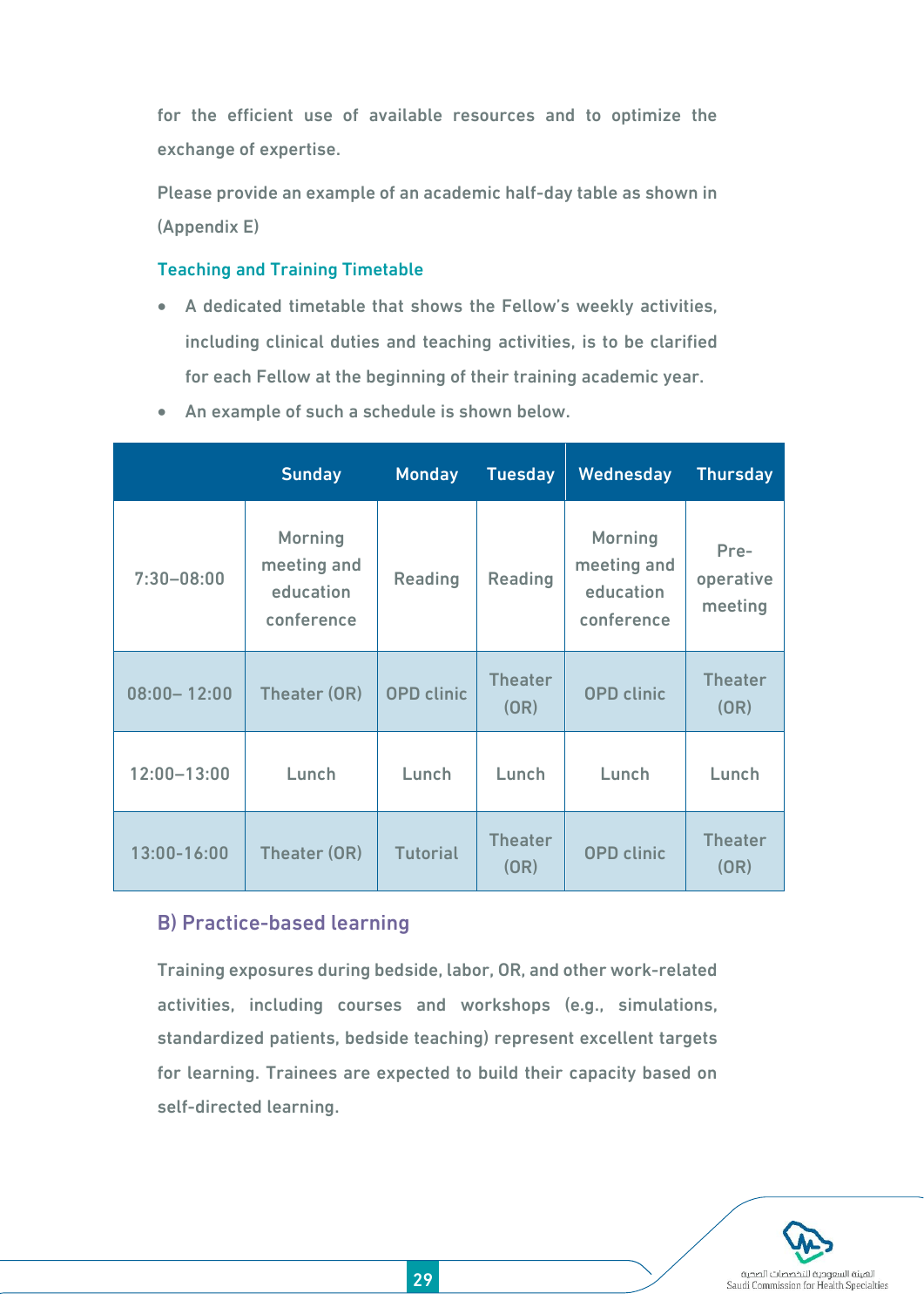for the efficient use of available resources and to optimize the exchange of expertise.

Please provide an example of an academic half-day table as shown in (Appendix E)

### Teaching and Training Timetable

- A dedicated timetable that shows the Fellow's weekly activities, including clinical duties and teaching activities, is to be clarified for each Fellow at the beginning of their training academic year.
- An example of such a schedule is shown below.

| | Sunday | Monday | Tuesday | Wednesday | Thursday |
|---|---|---|---|---|---|
| 7:30–08:00 | Morning meeting and education conference | Reading | Reading | Morning meeting and education conference | Pre-operative meeting |
| 08:00– 12:00 | Theater (OR) | OPD clinic | Theater (OR) | OPD clinic | Theater (OR) |
| 12:00–13:00 | Lunch | Lunch | Lunch | Lunch | Lunch |
| 13:00-16:00 | Theater (OR) | Tutorial | Theater (OR) | OPD clinic | Theater (OR) |

## B) Practice-based learning

Training exposures during bedside, labor, OR, and other work-related activities, including courses and workshops (e.g., simulations, standardized patients, bedside teaching) represent excellent targets for learning. Trainees are expected to build their capacity based on self-directed learning.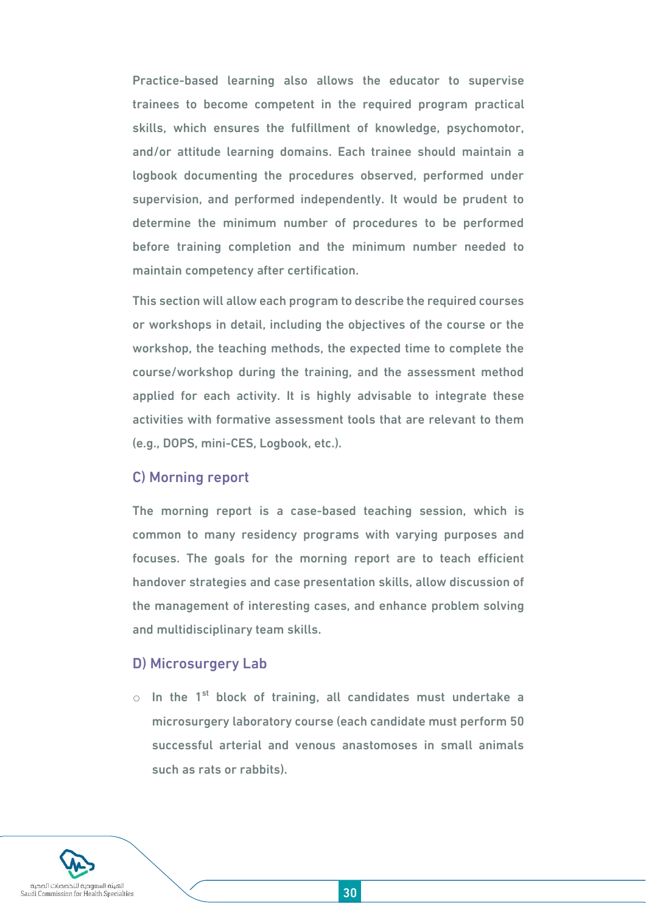Practice-based learning also allows the educator to supervise trainees to become competent in the required program practical skills, which ensures the fulfillment of knowledge, psychomotor, and/or attitude learning domains. Each trainee should maintain a logbook documenting the procedures observed, performed under supervision, and performed independently. It would be prudent to determine the minimum number of procedures to be performed before training completion and the minimum number needed to maintain competency after certification.

This section will allow each program to describe the required courses or workshops in detail, including the objectives of the course or the workshop, the teaching methods, the expected time to complete the course/workshop during the training, and the assessment method applied for each activity. It is highly advisable to integrate these activities with formative assessment tools that are relevant to them (e.g., DOPS, mini-CES, Logbook, etc.).

### C) Morning report

The morning report is a case-based teaching session, which is common to many residency programs with varying purposes and focuses. The goals for the morning report are to teach efficient handover strategies and case presentation skills, allow discussion of the management of interesting cases, and enhance problem solving and multidisciplinary team skills.

### D) Microsurgery Lab

- In the 1st block of training, all candidates must undertake a microsurgery laboratory course (each candidate must perform 50 successful arterial and venous anastomoses in small animals such as rats or rabbits).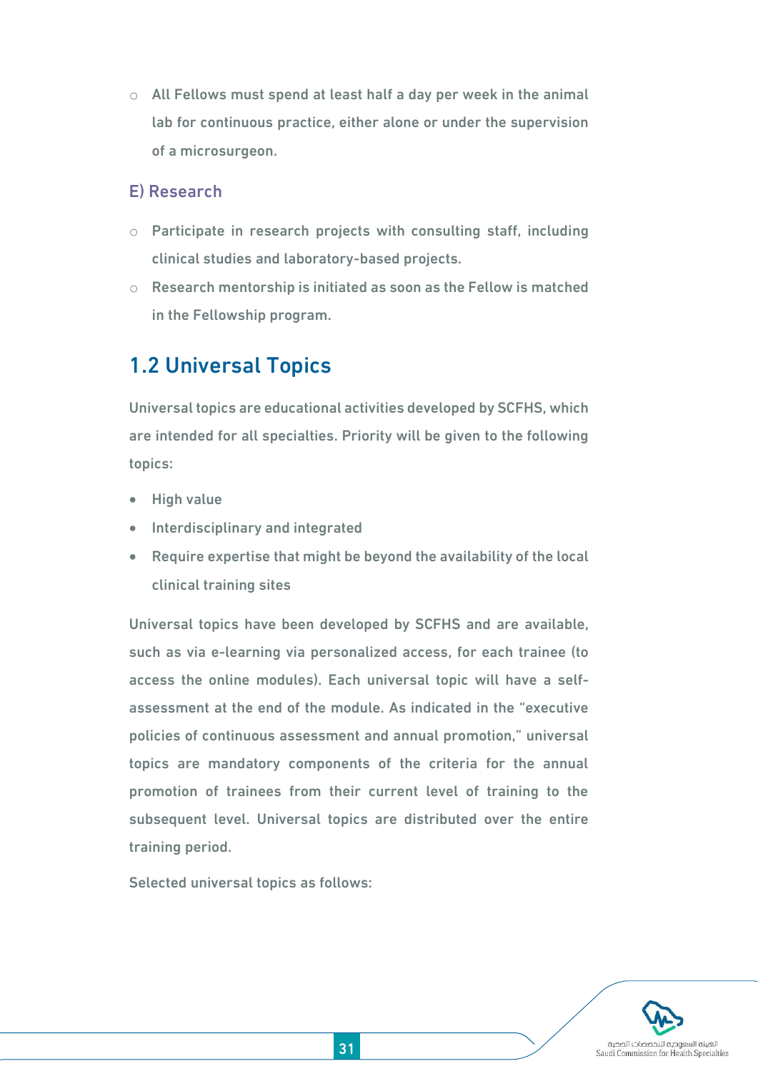- All Fellows must spend at least half a day per week in the animal lab for continuous practice, either alone or under the supervision of a microsurgeon.

### E) Research

- Participate in research projects with consulting staff, including clinical studies and laboratory-based projects.
- Research mentorship is initiated as soon as the Fellow is matched in the Fellowship program.

## 1.2 Universal Topics

Universal topics are educational activities developed by SCFHS, which are intended for all specialties. Priority will be given to the following topics:

- High value
- Interdisciplinary and integrated
- Require expertise that might be beyond the availability of the local clinical training sites

Universal topics have been developed by SCFHS and are available, such as via e-learning via personalized access, for each trainee (to access the online modules). Each universal topic will have a self-assessment at the end of the module. As indicated in the "executive policies of continuous assessment and annual promotion," universal topics are mandatory components of the criteria for the annual promotion of trainees from their current level of training to the subsequent level. Universal topics are distributed over the entire training period.

Selected universal topics as follows: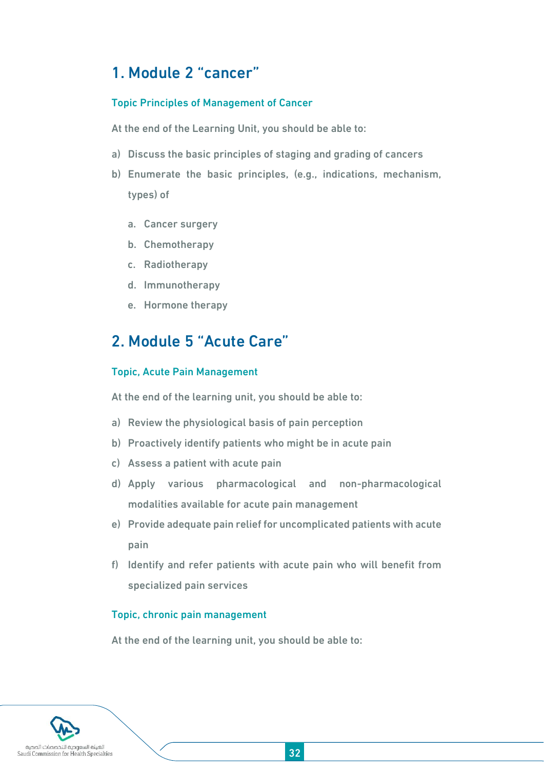## 1. Module 2 “cancer”

### Topic Principles of Management of Cancer

At the end of the Learning Unit, you should be able to:

a) Discuss the basic principles of staging and grading of cancers
b) Enumerate the basic principles, (e.g., indications, mechanism, types) of
    a. Cancer surgery
    b. Chemotherapy
    c. Radiotherapy
    d. Immunotherapy
    e. Hormone therapy

## 2. Module 5 “Acute Care”

### Topic, Acute Pain Management

At the end of the learning unit, you should be able to:

a) Review the physiological basis of pain perception
b) Proactively identify patients who might be in acute pain
c) Assess a patient with acute pain
d) Apply various pharmacological and non-pharmacological modalities available for acute pain management
e) Provide adequate pain relief for uncomplicated patients with acute pain
f) Identify and refer patients with acute pain who will benefit from specialized pain services

### Topic, chronic pain management

At the end of the learning unit, you should be able to: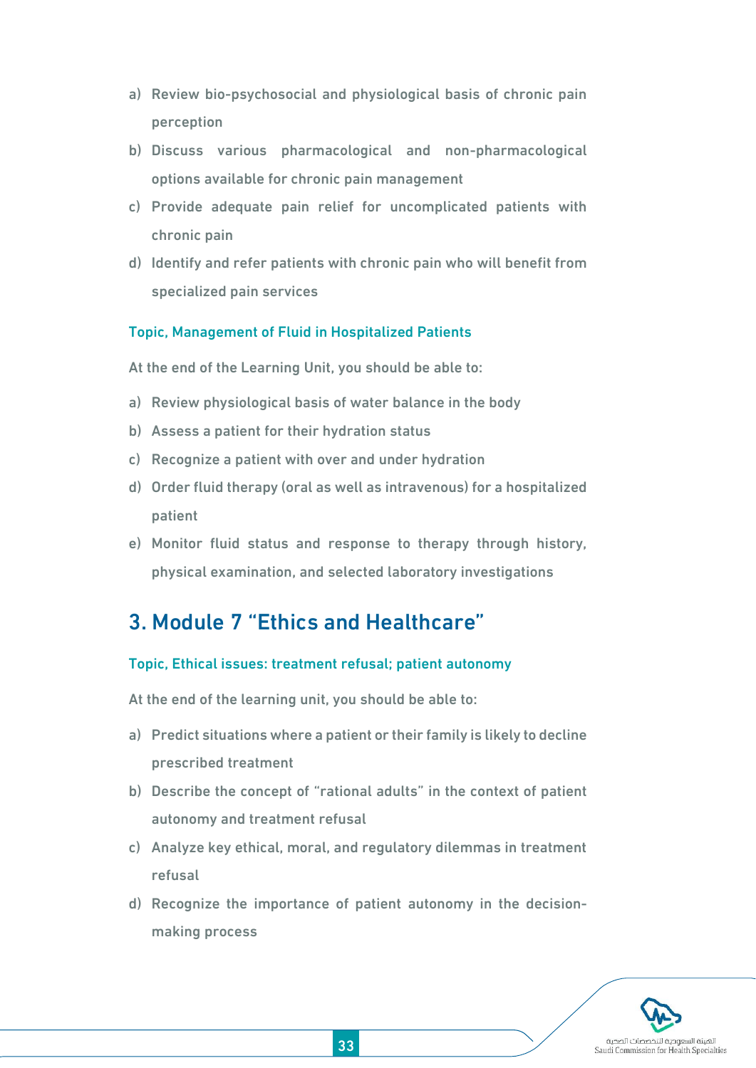a) Review bio-psychosocial and physiological basis of chronic pain perception
b) Discuss various pharmacological and non-pharmacological options available for chronic pain management
c) Provide adequate pain relief for uncomplicated patients with chronic pain
d) Identify and refer patients with chronic pain who will benefit from specialized pain services

#### Topic, Management of Fluid in Hospitalized Patients

At the end of the Learning Unit, you should be able to:

a) Review physiological basis of water balance in the body
b) Assess a patient for their hydration status
c) Recognize a patient with over and under hydration
d) Order fluid therapy (oral as well as intravenous) for a hospitalized patient
e) Monitor fluid status and response to therapy through history, physical examination, and selected laboratory investigations

## 3. Module 7 "Ethics and Healthcare"

#### Topic, Ethical issues: treatment refusal; patient autonomy

At the end of the learning unit, you should be able to:

a) Predict situations where a patient or their family is likely to decline prescribed treatment
b) Describe the concept of "rational adults" in the context of patient autonomy and treatment refusal
c) Analyze key ethical, moral, and regulatory dilemmas in treatment refusal
d) Recognize the importance of patient autonomy in the decision-making process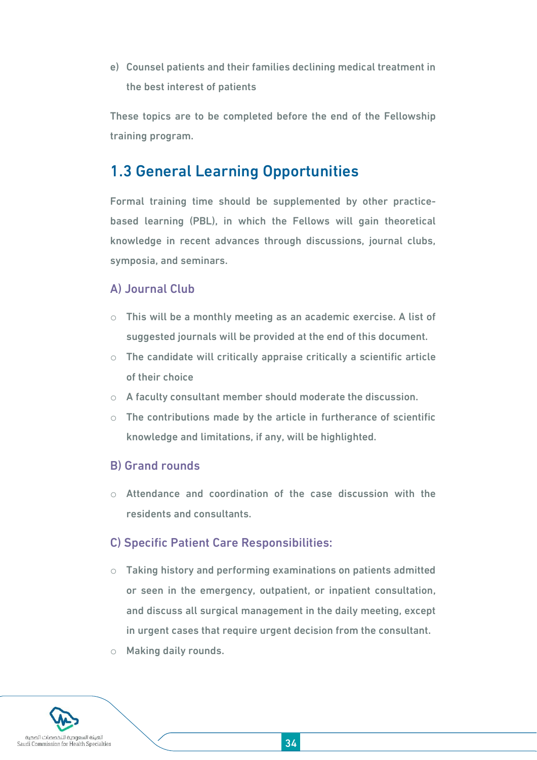e) Counsel patients and their families declining medical treatment in the best interest of patients

These topics are to be completed before the end of the Fellowship training program.

## 1.3 General Learning Opportunities

Formal training time should be supplemented by other practice-based learning (PBL), in which the Fellows will gain theoretical knowledge in recent advances through discussions, journal clubs, symposia, and seminars.

### A) Journal Club

- This will be a monthly meeting as an academic exercise. A list of suggested journals will be provided at the end of this document.
- The candidate will critically appraise critically a scientific article of their choice
- A faculty consultant member should moderate the discussion.
- The contributions made by the article in furtherance of scientific knowledge and limitations, if any, will be highlighted.

### B) Grand rounds

- Attendance and coordination of the case discussion with the residents and consultants.

### C) Specific Patient Care Responsibilities:

- Taking history and performing examinations on patients admitted or seen in the emergency, outpatient, or inpatient consultation, and discuss all surgical management in the daily meeting, except in urgent cases that require urgent decision from the consultant.
- Making daily rounds.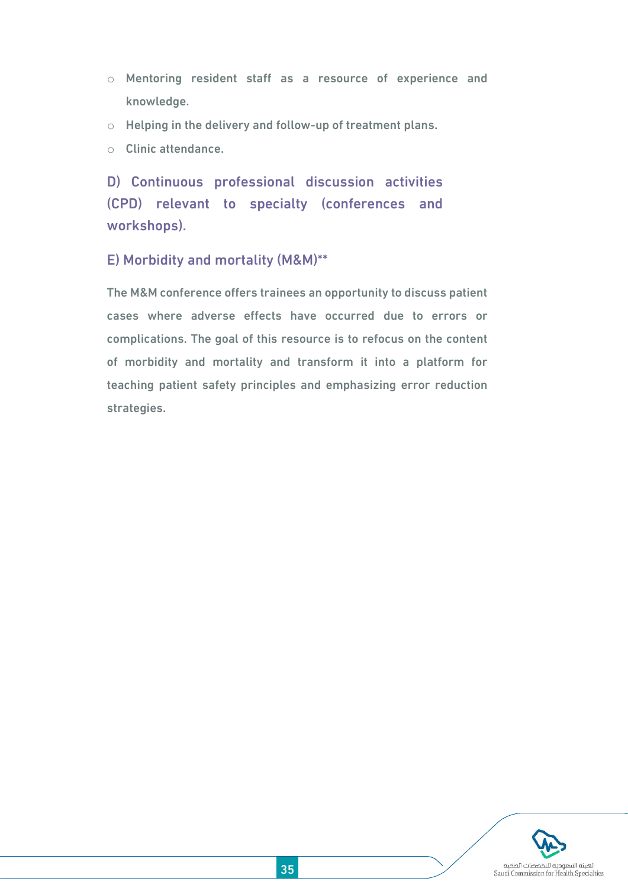- Mentoring resident staff as a resource of experience and knowledge.
- Helping in the delivery and follow-up of treatment plans.
- Clinic attendance.

### D) Continuous professional discussion activities (CPD) relevant to specialty (conferences and workshops).

### E) Morbidity and mortality (M&M)**

The M&M conference offers trainees an opportunity to discuss patient cases where adverse effects have occurred due to errors or complications. The goal of this resource is to refocus on the content of morbidity and mortality and transform it into a platform for teaching patient safety principles and emphasizing error reduction strategies.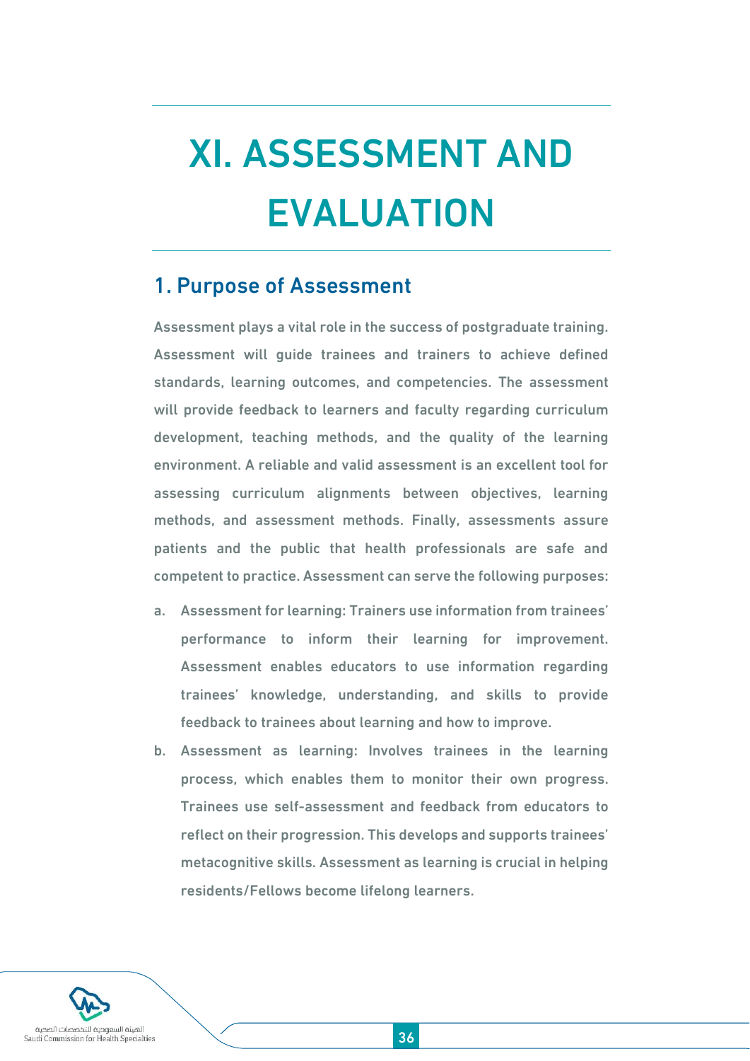# XI. ASSESSMENT AND EVALUATION

## 1. Purpose of Assessment

Assessment plays a vital role in the success of postgraduate training. Assessment will guide trainees and trainers to achieve defined standards, learning outcomes, and competencies. The assessment will provide feedback to learners and faculty regarding curriculum development, teaching methods, and the quality of the learning environment. A reliable and valid assessment is an excellent tool for assessing curriculum alignments between objectives, learning methods, and assessment methods. Finally, assessments assure patients and the public that health professionals are safe and competent to practice. Assessment can serve the following purposes:

a. Assessment for learning: Trainers use information from trainees' performance to inform their learning for improvement. Assessment enables educators to use information regarding trainees' knowledge, understanding, and skills to provide feedback to trainees about learning and how to improve.

b. Assessment as learning: Involves trainees in the learning process, which enables them to monitor their own progress. Trainees use self-assessment and feedback from educators to reflect on their progression. This develops and supports trainees' metacognitive skills. Assessment as learning is crucial in helping residents/Fellows become lifelong learners.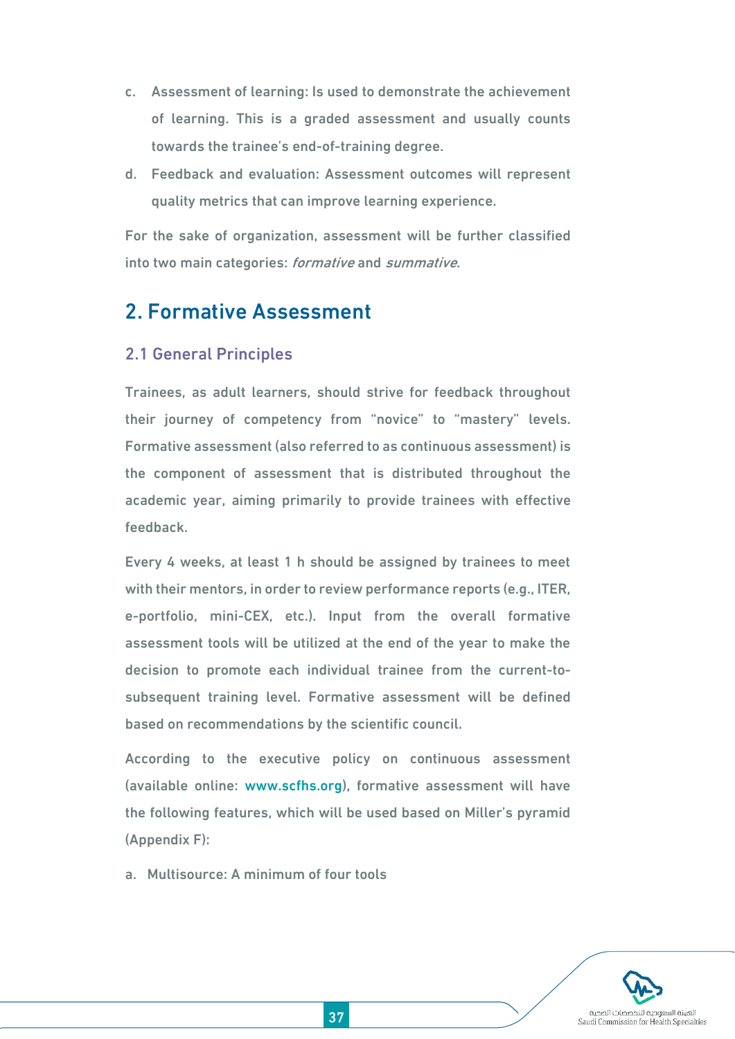c. Assessment of learning: Is used to demonstrate the achievement of learning. This is a graded assessment and usually counts towards the trainee's end-of-training degree.

d. Feedback and evaluation: Assessment outcomes will represent quality metrics that can improve learning experience.

For the sake of organization, assessment will be further classified into two main categories: *formative* and *summative*.

## 2. Formative Assessment

### 2.1 General Principles

Trainees, as adult learners, should strive for feedback throughout their journey of competency from "novice" to "mastery" levels. Formative assessment (also referred to as continuous assessment) is the component of assessment that is distributed throughout the academic year, aiming primarily to provide trainees with effective feedback.

Every 4 weeks, at least 1 h should be assigned by trainees to meet with their mentors, in order to review performance reports (e.g., ITER, e-portfolio, mini-CEX, etc.). Input from the overall formative assessment tools will be utilized at the end of the year to make the decision to promote each individual trainee from the current-to-subsequent training level. Formative assessment will be defined based on recommendations by the scientific council.

According to the executive policy on continuous assessment (available online: www.scfhs.org), formative assessment will have the following features, which will be used based on Miller's pyramid (Appendix F):

a. Multisource: A minimum of four tools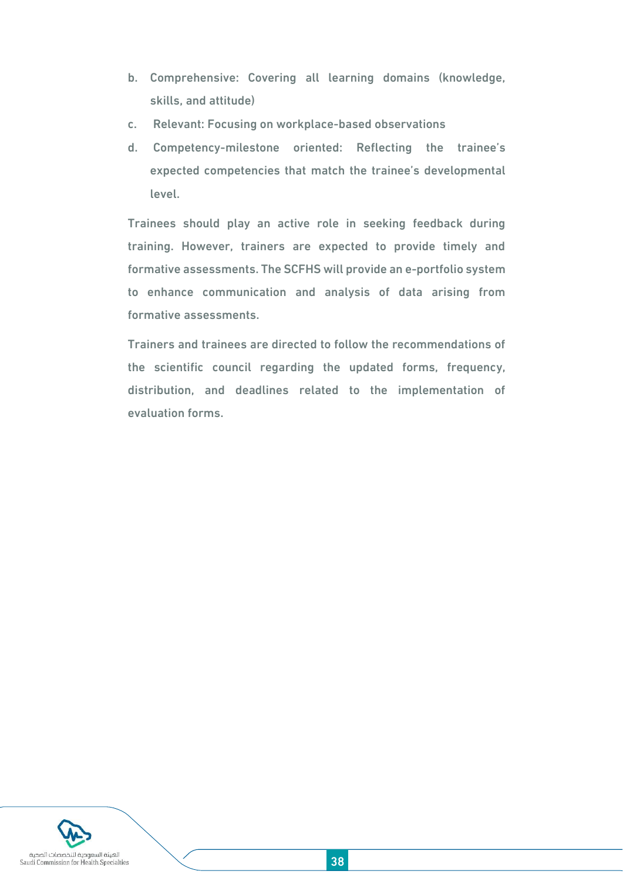b. Comprehensive: Covering all learning domains (knowledge, skills, and attitude)
c. Relevant: Focusing on workplace-based observations
d. Competency-milestone oriented: Reflecting the trainee's expected competencies that match the trainee's developmental level.

Trainees should play an active role in seeking feedback during training. However, trainers are expected to provide timely and formative assessments. The SCFHS will provide an e-portfolio system to enhance communication and analysis of data arising from formative assessments.

Trainers and trainees are directed to follow the recommendations of the scientific council regarding the updated forms, frequency, distribution, and deadlines related to the implementation of evaluation forms.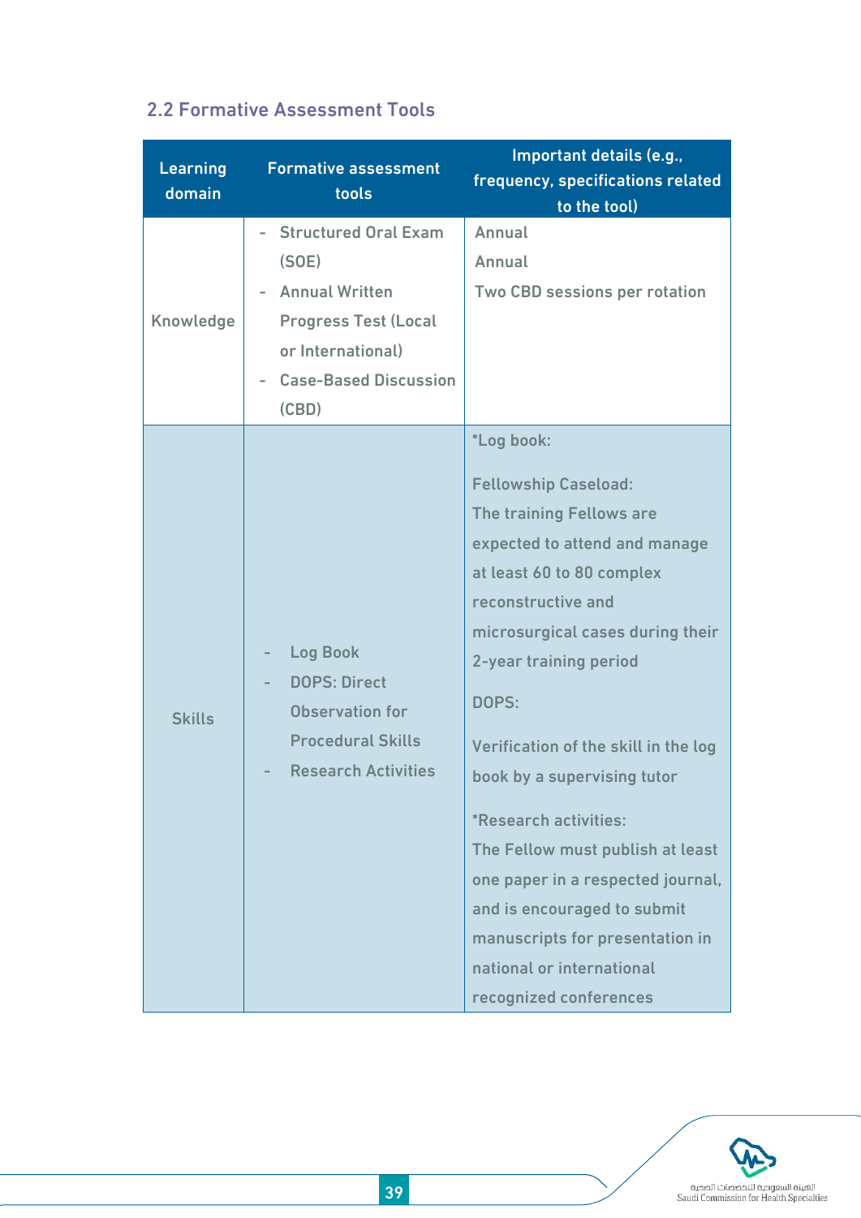## 2.2 Formative Assessment Tools

| Learning domain | Formative assessment tools | Important details (e.g., frequency, specifications related to the tool) |
|---|---|---|
| Knowledge | - Structured Oral Exam (SOE)<br>- Annual Written Progress Test (Local or International)<br>- Case-Based Discussion (CBD) | Annual<br>Annual<br>Two CBD sessions per rotation |
| Skills | - Log Book<br>- DOPS: Direct Observation for Procedural Skills<br>- Research Activities | *Log book:<br><br>Fellowship Caseload:<br>The training Fellows are expected to attend and manage at least 60 to 80 complex reconstructive and microsurgical cases during their 2-year training period<br><br>DOPS:<br><br>Verification of the skill in the log book by a supervising tutor<br><br>*Research activities:<br>The Fellow must publish at least one paper in a respected journal, and is encouraged to submit manuscripts for presentation in national or international recognized conferences |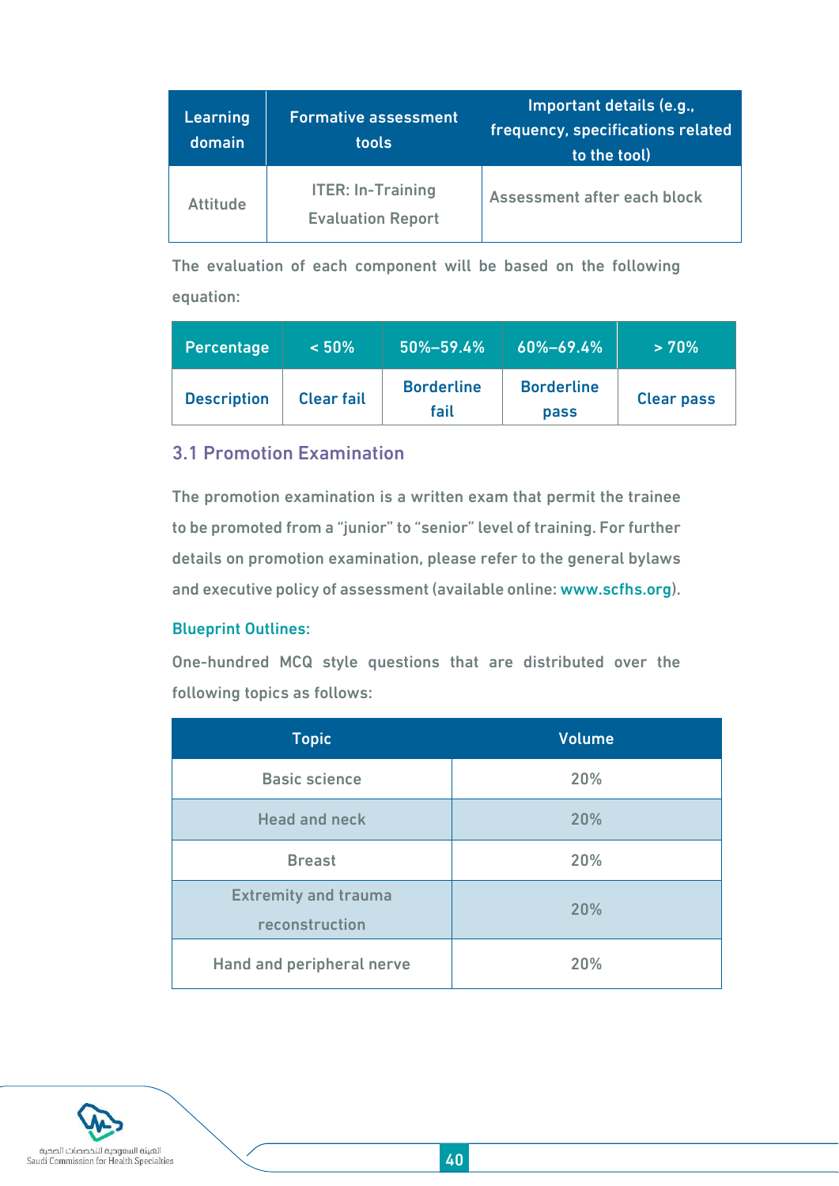| Learning domain | Formative assessment tools | Important details (e.g., frequency, specifications related to the tool) |
|---|---|---|
| Attitude | ITER: In-Training Evaluation Report | Assessment after each block |

The evaluation of each component will be based on the following equation:

| Percentage | < 50% | 50%–59.4% | 60%–69.4% | > 70% |
|---|---|---|---|---|
| Description | Clear fail | Borderline fail | Borderline pass | Clear pass |

## 3.1 Promotion Examination

The promotion examination is a written exam that permit the trainee to be promoted from a "junior" to "senior" level of training. For further details on promotion examination, please refer to the general bylaws and executive policy of assessment (available online: www.scfhs.org).

### Blueprint Outlines:

One-hundred MCQ style questions that are distributed over the following topics as follows:

| Topic | Volume |
|---|---|
| Basic science | 20% |
| Head and neck | 20% |
| Breast | 20% |
| Extremity and trauma reconstruction | 20% |
| Hand and peripheral nerve | 20% |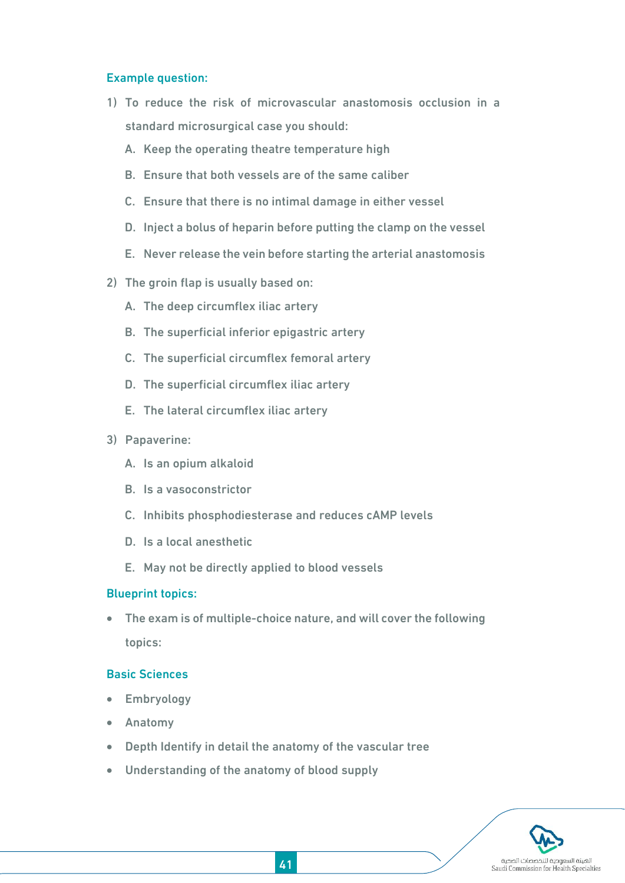### Example question:

1) To reduce the risk of microvascular anastomosis occlusion in a standard microsurgical case you should:
   A. Keep the operating theatre temperature high
   B. Ensure that both vessels are of the same caliber
   C. Ensure that there is no intimal damage in either vessel
   D. Inject a bolus of heparin before putting the clamp on the vessel
   E. Never release the vein before starting the arterial anastomosis

2) The groin flap is usually based on:
   A. The deep circumflex iliac artery
   B. The superficial inferior epigastric artery
   C. The superficial circumflex femoral artery
   D. The superficial circumflex iliac artery
   E. The lateral circumflex iliac artery

3) Papaverine:
   A. Is an opium alkaloid
   B. Is a vasoconstrictor
   C. Inhibits phosphodiesterase and reduces cAMP levels
   D. Is a local anesthetic
   E. May not be directly applied to blood vessels

### Blueprint topics:

- The exam is of multiple-choice nature, and will cover the following topics:

### Basic Sciences

- Embryology
- Anatomy
- Depth Identify in detail the anatomy of the vascular tree
- Understanding of the anatomy of blood supply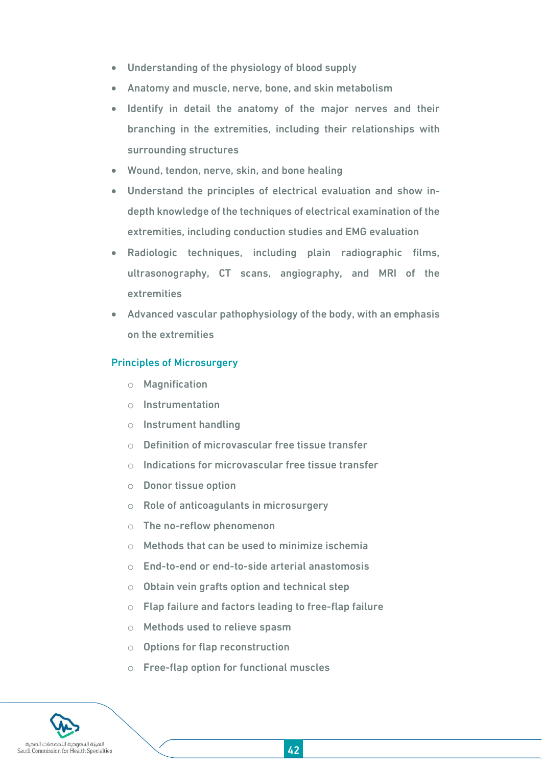- Understanding of the physiology of blood supply
- Anatomy and muscle, nerve, bone, and skin metabolism
- Identify in detail the anatomy of the major nerves and their branching in the extremities, including their relationships with surrounding structures
- Wound, tendon, nerve, skin, and bone healing
- Understand the principles of electrical evaluation and show in-depth knowledge of the techniques of electrical examination of the extremities, including conduction studies and EMG evaluation
- Radiologic techniques, including plain radiographic films, ultrasonography, CT scans, angiography, and MRI of the extremities
- Advanced vascular pathophysiology of the body, with an emphasis on the extremities

### Principles of Microsurgery

- Magnification
- Instrumentation
- Instrument handling
- Definition of microvascular free tissue transfer
- Indications for microvascular free tissue transfer
- Donor tissue option
- Role of anticoagulants in microsurgery
- The no-reflow phenomenon
- Methods that can be used to minimize ischemia
- End-to-end or end-to-side arterial anastomosis
- Obtain vein grafts option and technical step
- Flap failure and factors leading to free-flap failure
- Methods used to relieve spasm
- Options for flap reconstruction
- Free-flap option for functional muscles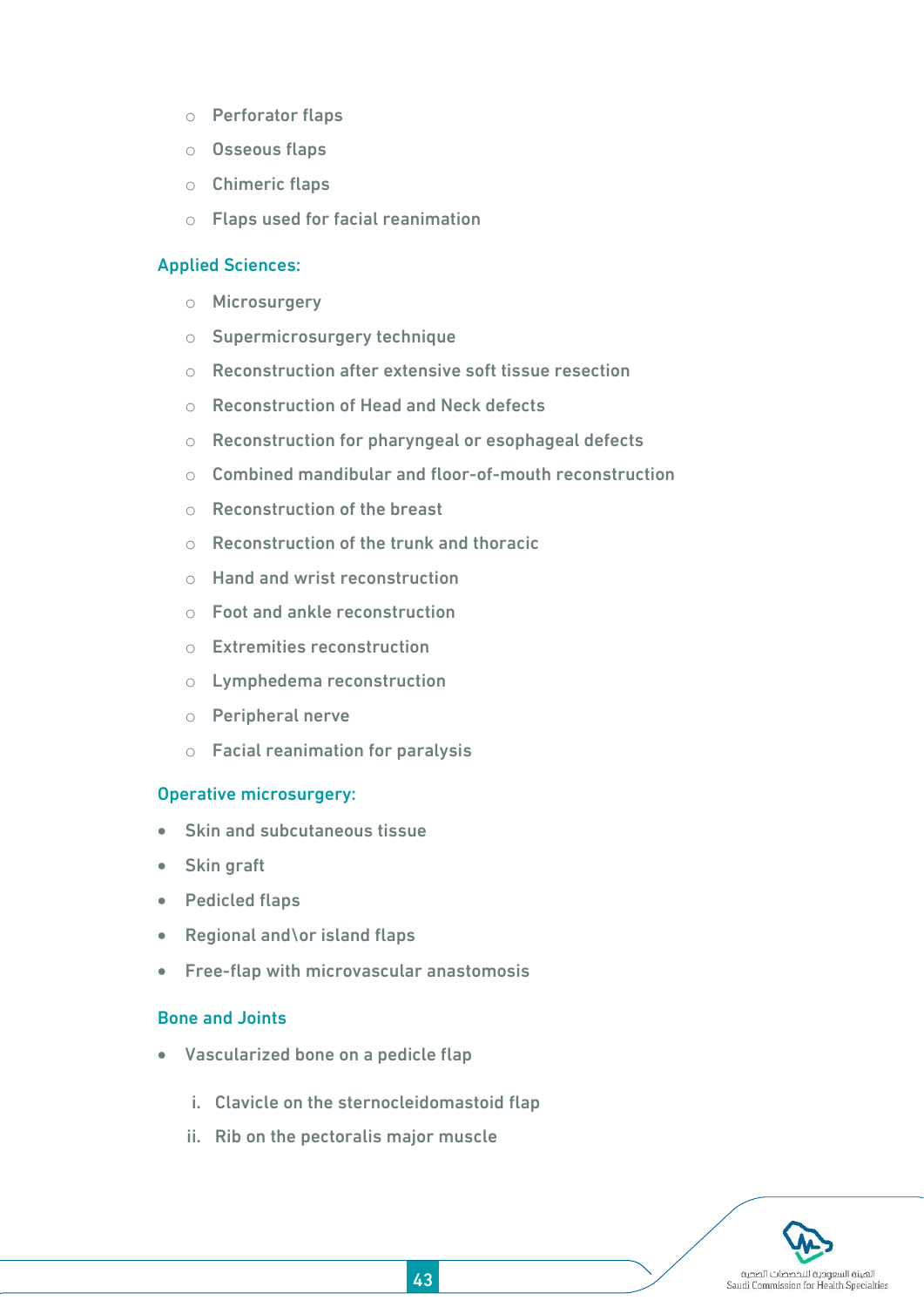- Perforator flaps
- Osseous flaps
- Chimeric flaps
- Flaps used for facial reanimation

### Applied Sciences:

- Microsurgery
- Supermicrosurgery technique
- Reconstruction after extensive soft tissue resection
- Reconstruction of Head and Neck defects
- Reconstruction for pharyngeal or esophageal defects
- Combined mandibular and floor-of-mouth reconstruction
- Reconstruction of the breast
- Reconstruction of the trunk and thoracic
- Hand and wrist reconstruction
- Foot and ankle reconstruction
- Extremities reconstruction
- Lymphedema reconstruction
- Peripheral nerve
- Facial reanimation for paralysis

### Operative microsurgery:

- Skin and subcutaneous tissue
- Skin graft
- Pedicled flaps
- Regional and\or island flaps
- Free-flap with microvascular anastomosis

### Bone and Joints

- Vascularized bone on a pedicle flap

  i. Clavicle on the sternocleidomastoid flap

  ii. Rib on the pectoralis major muscle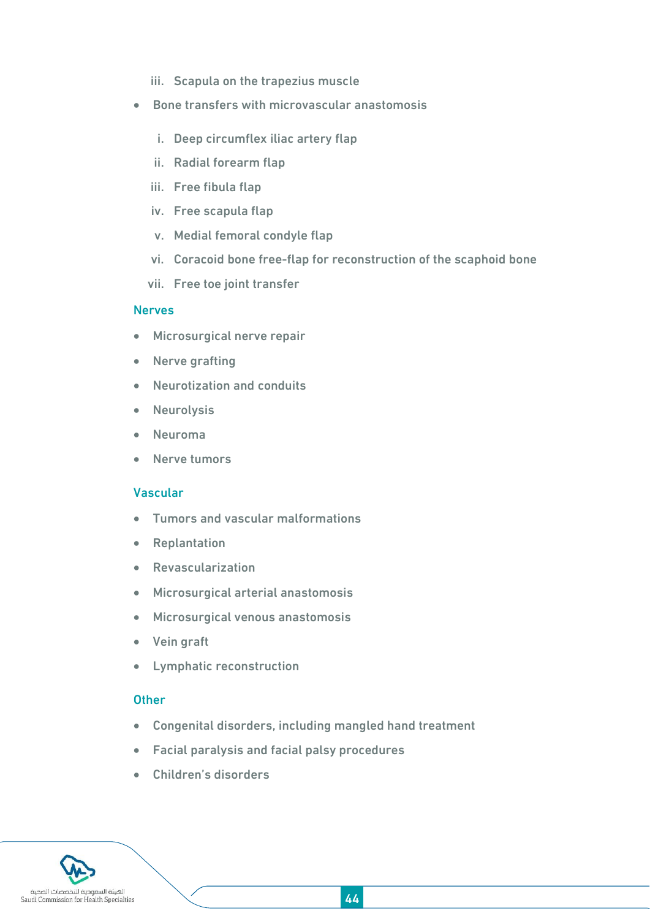iii. Scapula on the trapezius muscle

- Bone transfers with microvascular anastomosis
   i. Deep circumflex iliac artery flap
   ii. Radial forearm flap
   iii. Free fibula flap
   iv. Free scapula flap
   v. Medial femoral condyle flap
   vi. Coracoid bone free-flap for reconstruction of the scaphoid bone
   vii. Free toe joint transfer

### Nerves

- Microsurgical nerve repair
- Nerve grafting
- Neurotization and conduits
- Neurolysis
- Neuroma
- Nerve tumors

### Vascular

- Tumors and vascular malformations
- Replantation
- Revascularization
- Microsurgical arterial anastomosis
- Microsurgical venous anastomosis
- Vein graft
- Lymphatic reconstruction

### Other

- Congenital disorders, including mangled hand treatment
- Facial paralysis and facial palsy procedures
- Children's disorders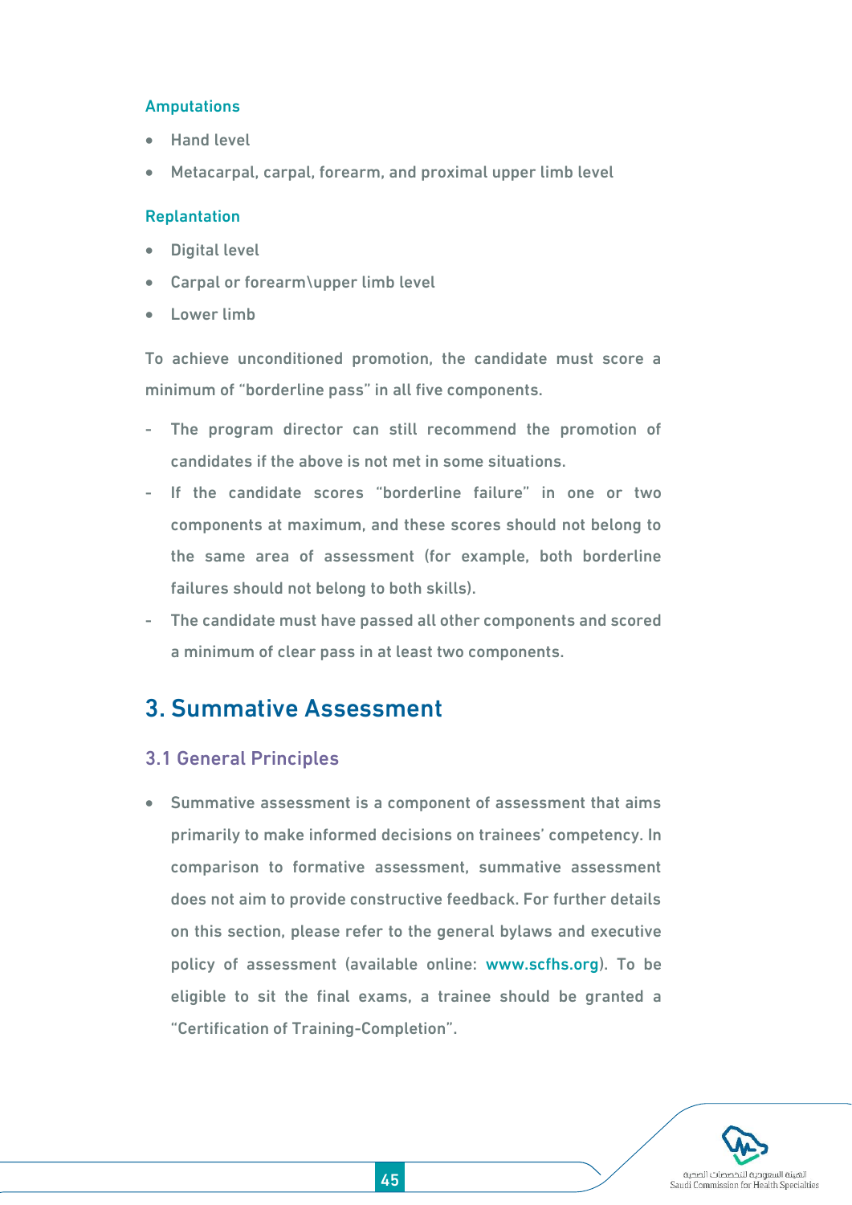#### Amputations

- Hand level
- Metacarpal, carpal, forearm, and proximal upper limb level

#### Replantation

- Digital level
- Carpal or forearm\upper limb level
- Lower limb

To achieve unconditioned promotion, the candidate must score a minimum of "borderline pass" in all five components.

- The program director can still recommend the promotion of candidates if the above is not met in some situations.
- If the candidate scores "borderline failure" in one or two components at maximum, and these scores should not belong to the same area of assessment (for example, both borderline failures should not belong to both skills).
- The candidate must have passed all other components and scored a minimum of clear pass in at least two components.

# 3. Summative Assessment

## 3.1 General Principles

- Summative assessment is a component of assessment that aims primarily to make informed decisions on trainees' competency. In comparison to formative assessment, summative assessment does not aim to provide constructive feedback. For further details on this section, please refer to the general bylaws and executive policy of assessment (available online: www.scfhs.org). To be eligible to sit the final exams, a trainee should be granted a "Certification of Training-Completion".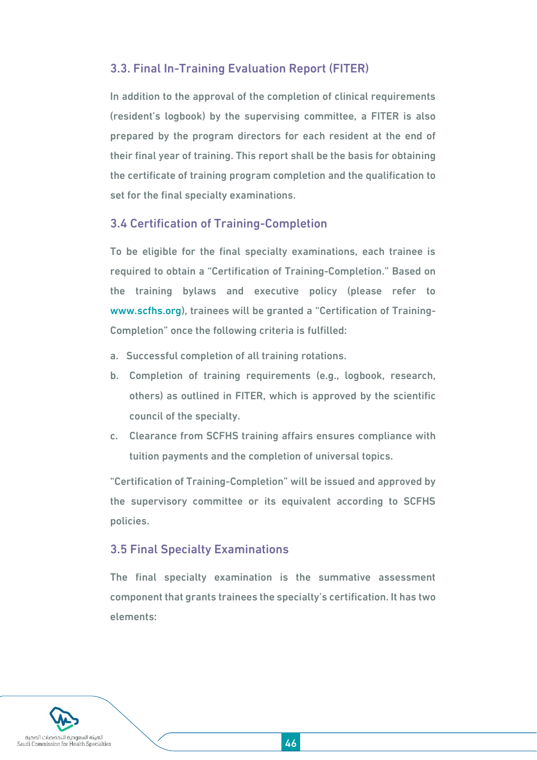### 3.3. Final In-Training Evaluation Report (FITER)

In addition to the approval of the completion of clinical requirements (resident's logbook) by the supervising committee, a FITER is also prepared by the program directors for each resident at the end of their final year of training. This report shall be the basis for obtaining the certificate of training program completion and the qualification to set for the final specialty examinations.

### 3.4 Certification of Training-Completion

To be eligible for the final specialty examinations, each trainee is required to obtain a "Certification of Training-Completion." Based on the training bylaws and executive policy (please refer to www.scfhs.org), trainees will be granted a "Certification of Training-Completion" once the following criteria is fulfilled:

a. Successful completion of all training rotations.
b. Completion of training requirements (e.g., logbook, research, others) as outlined in FITER, which is approved by the scientific council of the specialty.
c. Clearance from SCFHS training affairs ensures compliance with tuition payments and the completion of universal topics.

"Certification of Training-Completion" will be issued and approved by the supervisory committee or its equivalent according to SCFHS policies.

### 3.5 Final Specialty Examinations

The final specialty examination is the summative assessment component that grants trainees the specialty's certification. It has two elements: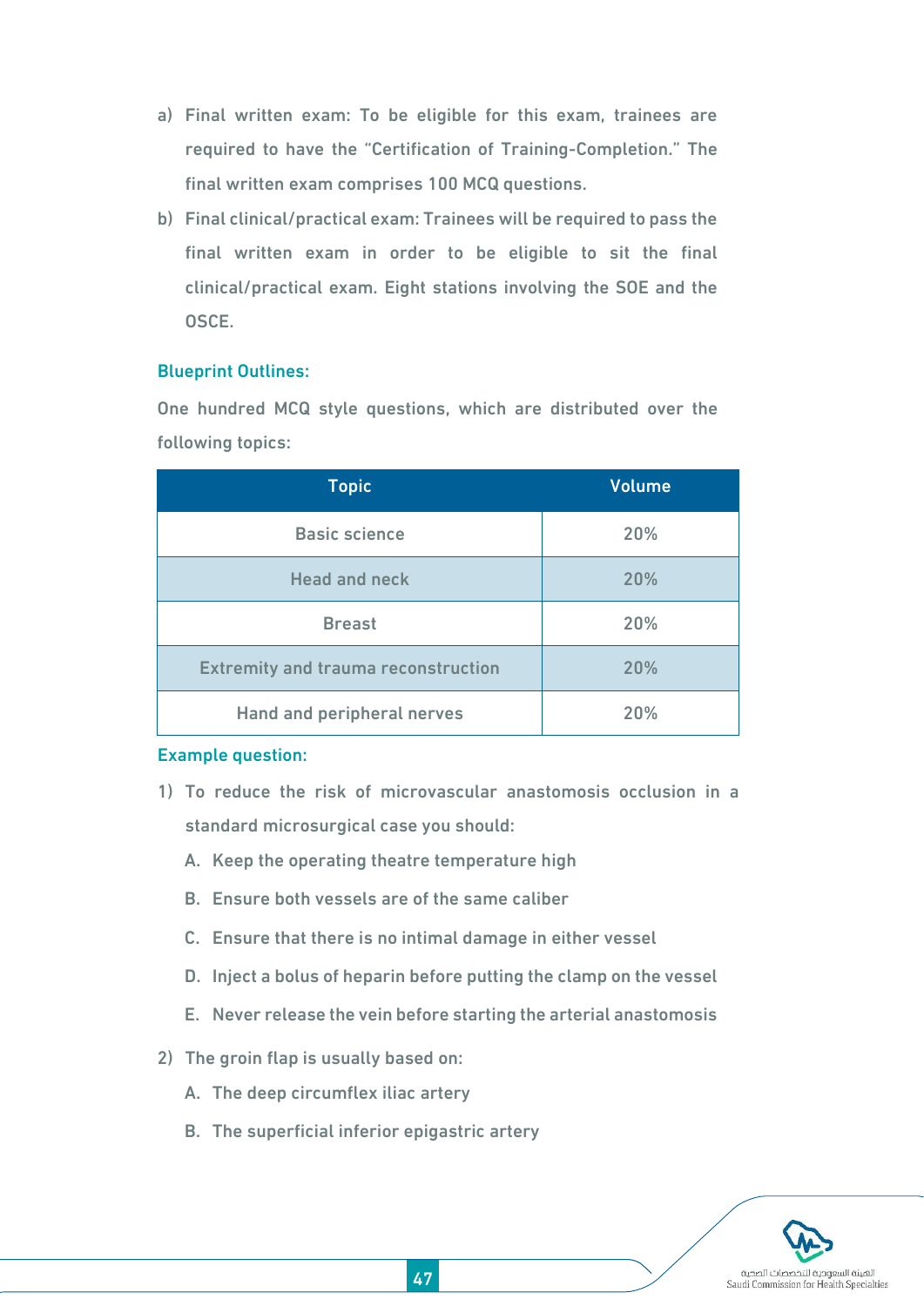a) Final written exam: To be eligible for this exam, trainees are required to have the "Certification of Training-Completion." The final written exam comprises 100 MCQ questions.

b) Final clinical/practical exam: Trainees will be required to pass the final written exam in order to be eligible to sit the final clinical/practical exam. Eight stations involving the SOE and the OSCE.

### Blueprint Outlines:

One hundred MCQ style questions, which are distributed over the following topics:

| Topic | Volume |
|---|---|
| Basic science | 20% |
| Head and neck | 20% |
| Breast | 20% |
| Extremity and trauma reconstruction | 20% |
| Hand and peripheral nerves | 20% |

### Example question:

1) To reduce the risk of microvascular anastomosis occlusion in a standard microsurgical case you should:
   - A. Keep the operating theatre temperature high
   - B. Ensure both vessels are of the same caliber
   - C. Ensure that there is no intimal damage in either vessel
   - D. Inject a bolus of heparin before putting the clamp on the vessel
   - E. Never release the vein before starting the arterial anastomosis

2) The groin flap is usually based on:
   - A. The deep circumflex iliac artery
   - B. The superficial inferior epigastric artery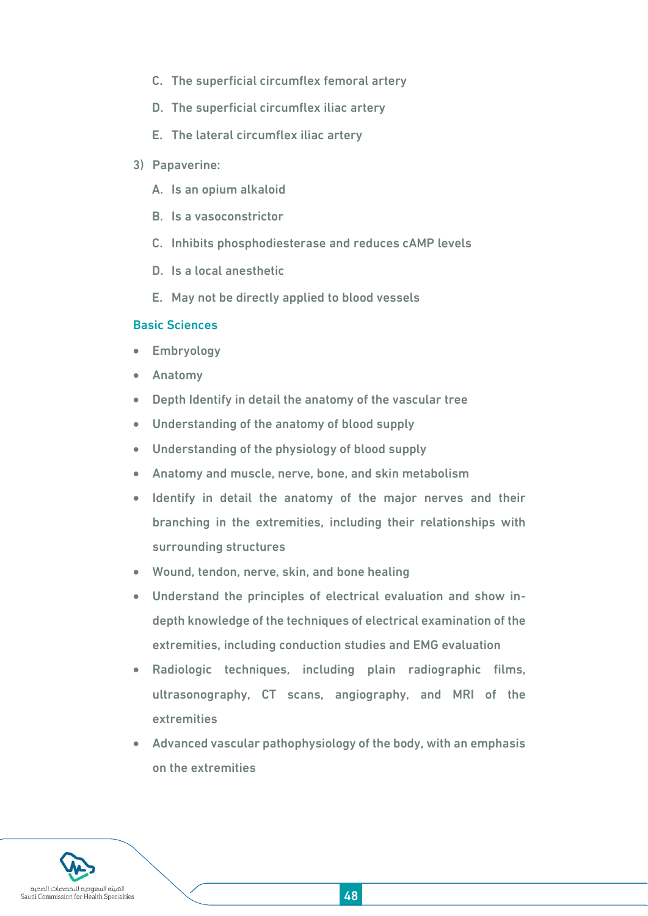C. The superficial circumflex femoral artery

   D. The superficial circumflex iliac artery

   E. The lateral circumflex iliac artery

3) Papaverine:

   A. Is an opium alkaloid

   B. Is a vasoconstrictor

   C. Inhibits phosphodiesterase and reduces cAMP levels

   D. Is a local anesthetic

   E. May not be directly applied to blood vessels

## Basic Sciences

- Embryology
- Anatomy
- Depth Identify in detail the anatomy of the vascular tree
- Understanding of the anatomy of blood supply
- Understanding of the physiology of blood supply
- Anatomy and muscle, nerve, bone, and skin metabolism
- Identify in detail the anatomy of the major nerves and their branching in the extremities, including their relationships with surrounding structures
- Wound, tendon, nerve, skin, and bone healing
- Understand the principles of electrical evaluation and show in-depth knowledge of the techniques of electrical examination of the extremities, including conduction studies and EMG evaluation
- Radiologic techniques, including plain radiographic films, ultrasonography, CT scans, angiography, and MRI of the extremities
- Advanced vascular pathophysiology of the body, with an emphasis on the extremities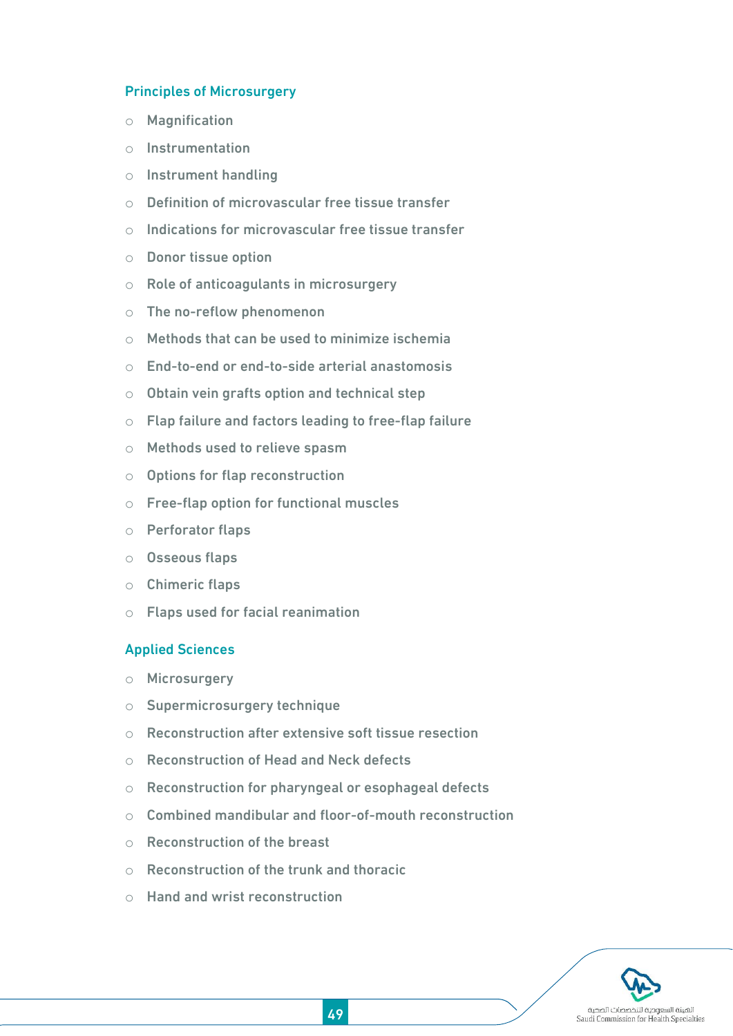### Principles of Microsurgery

- Magnification
- Instrumentation
- Instrument handling
- Definition of microvascular free tissue transfer
- Indications for microvascular free tissue transfer
- Donor tissue option
- Role of anticoagulants in microsurgery
- The no-reflow phenomenon
- Methods that can be used to minimize ischemia
- End-to-end or end-to-side arterial anastomosis
- Obtain vein grafts option and technical step
- Flap failure and factors leading to free-flap failure
- Methods used to relieve spasm
- Options for flap reconstruction
- Free-flap option for functional muscles
- Perforator flaps
- Osseous flaps
- Chimeric flaps
- Flaps used for facial reanimation

### Applied Sciences

- Microsurgery
- Supermicrosurgery technique
- Reconstruction after extensive soft tissue resection
- Reconstruction of Head and Neck defects
- Reconstruction for pharyngeal or esophageal defects
- Combined mandibular and floor-of-mouth reconstruction
- Reconstruction of the breast
- Reconstruction of the trunk and thoracic
- Hand and wrist reconstruction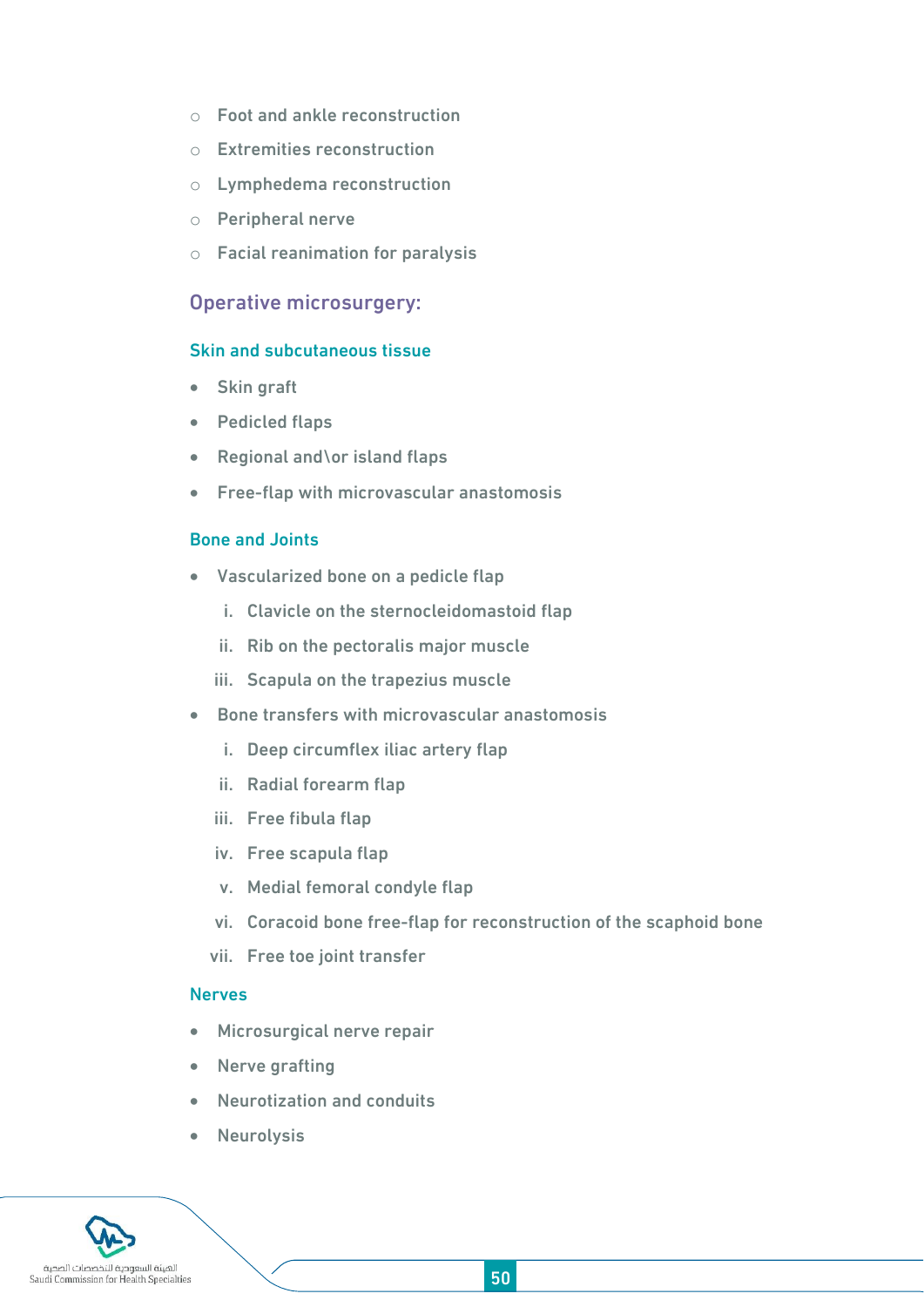- Foot and ankle reconstruction
- Extremities reconstruction
- Lymphedema reconstruction
- Peripheral nerve
- Facial reanimation for paralysis

## Operative microsurgery:

### Skin and subcutaneous tissue

- Skin graft
- Pedicled flaps
- Regional and\or island flaps
- Free-flap with microvascular anastomosis

### Bone and Joints

- Vascularized bone on a pedicle flap
  - i. Clavicle on the sternocleidomastoid flap
  - ii. Rib on the pectoralis major muscle
  - iii. Scapula on the trapezius muscle
- Bone transfers with microvascular anastomosis
  - i. Deep circumflex iliac artery flap
  - ii. Radial forearm flap
  - iii. Free fibula flap
  - iv. Free scapula flap
  - v. Medial femoral condyle flap
  - vi. Coracoid bone free-flap for reconstruction of the scaphoid bone
  - vii. Free toe joint transfer

### Nerves

- Microsurgical nerve repair
- Nerve grafting
- Neurotization and conduits
- Neurolysis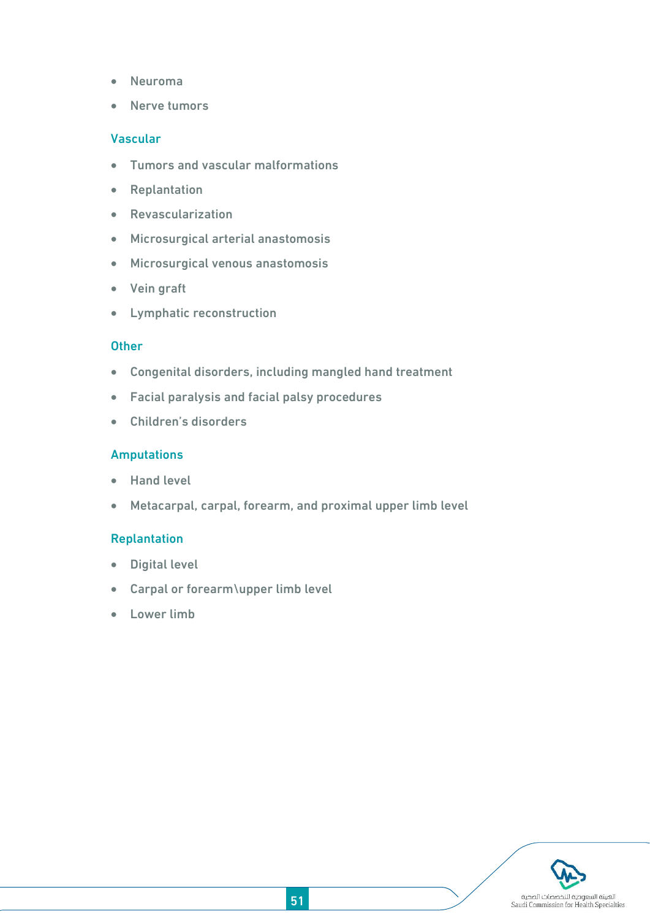- Neuroma
- Nerve tumors

### Vascular

- Tumors and vascular malformations
- Replantation
- Revascularization
- Microsurgical arterial anastomosis
- Microsurgical venous anastomosis
- Vein graft
- Lymphatic reconstruction

### Other

- Congenital disorders, including mangled hand treatment
- Facial paralysis and facial palsy procedures
- Children's disorders

### Amputations

- Hand level
- Metacarpal, carpal, forearm, and proximal upper limb level

### Replantation

- Digital level
- Carpal or forearm\upper limb level
- Lower limb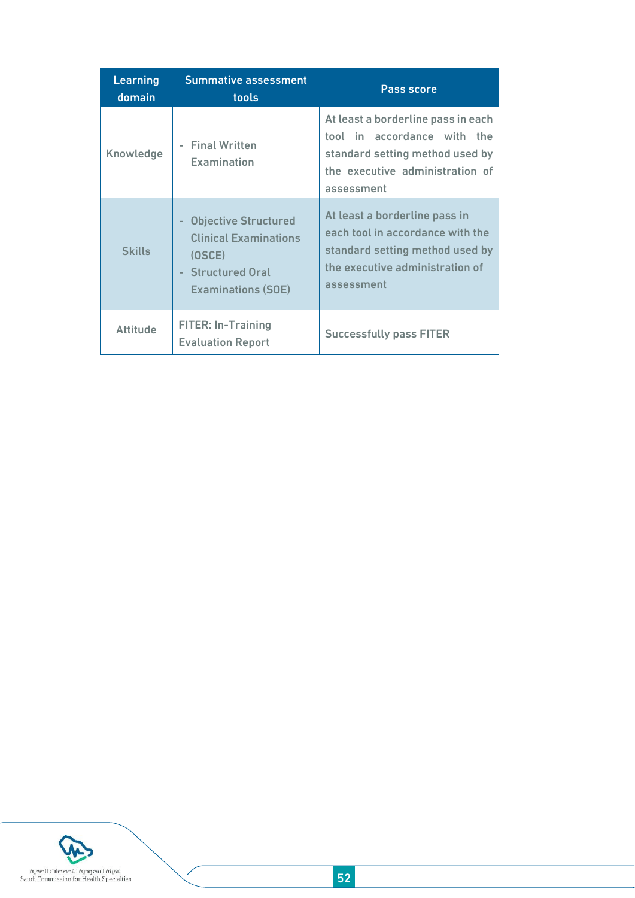| Learning domain | Summative assessment tools | Pass score |
| --- | --- | --- |
| Knowledge | - Final Written Examination | At least a borderline pass in each tool in accordance with the standard setting method used by the executive administration of assessment |
| Skills | - Objective Structured Clinical Examinations (OSCE)<br>- Structured Oral Examinations (SOE) | At least a borderline pass in each tool in accordance with the standard setting method used by the executive administration of assessment |
| Attitude | FITER: In-Training Evaluation Report | Successfully pass FITER |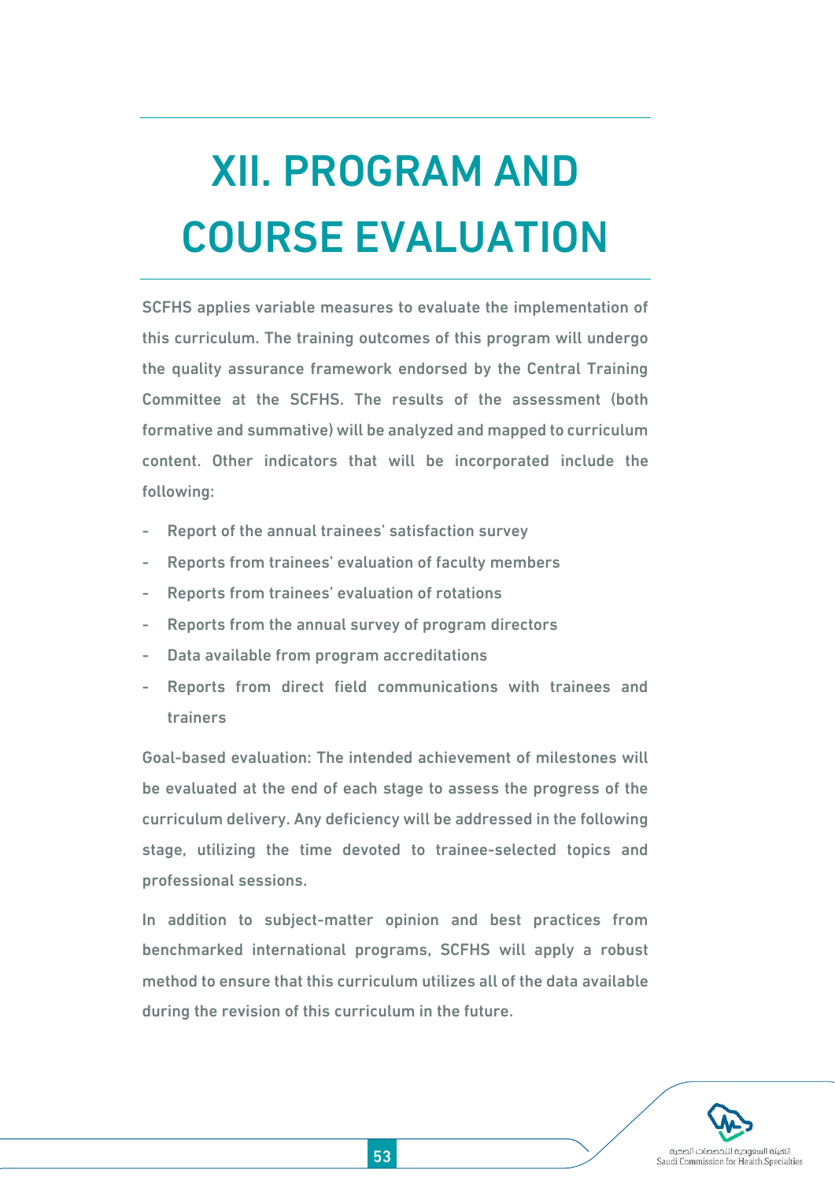# XII. PROGRAM AND COURSE EVALUATION

SCFHS applies variable measures to evaluate the implementation of this curriculum. The training outcomes of this program will undergo the quality assurance framework endorsed by the Central Training Committee at the SCFHS. The results of the assessment (both formative and summative) will be analyzed and mapped to curriculum content. Other indicators that will be incorporated include the following:

- Report of the annual trainees' satisfaction survey
- Reports from trainees' evaluation of faculty members
- Reports from trainees' evaluation of rotations
- Reports from the annual survey of program directors
- Data available from program accreditations
- Reports from direct field communications with trainees and trainers

Goal-based evaluation: The intended achievement of milestones will be evaluated at the end of each stage to assess the progress of the curriculum delivery. Any deficiency will be addressed in the following stage, utilizing the time devoted to trainee-selected topics and professional sessions.

In addition to subject-matter opinion and best practices from benchmarked international programs, SCFHS will apply a robust method to ensure that this curriculum utilizes all of the data available during the revision of this curriculum in the future.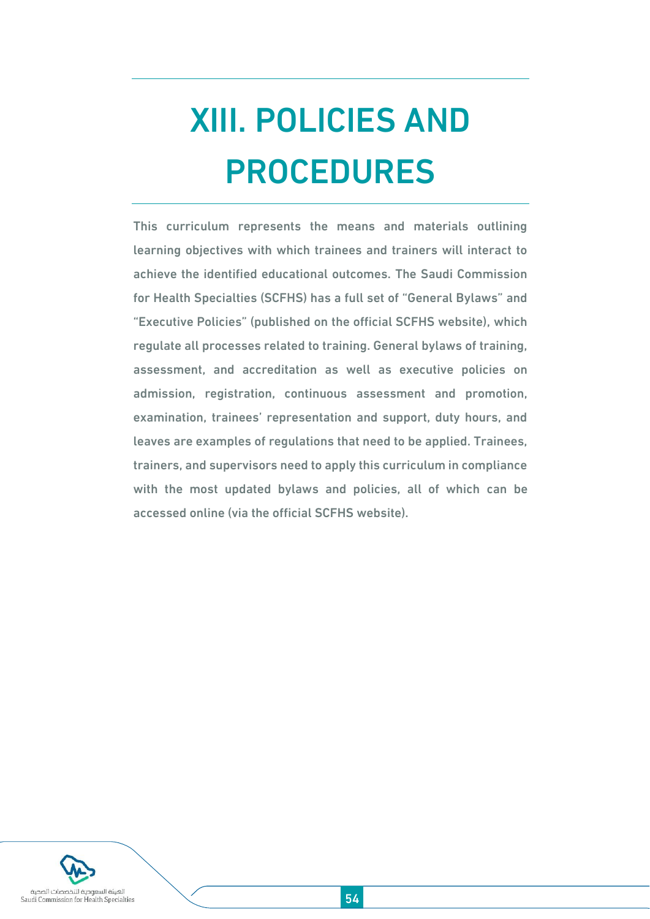# XIII. POLICIES AND PROCEDURES

This curriculum represents the means and materials outlining learning objectives with which trainees and trainers will interact to achieve the identified educational outcomes. The Saudi Commission for Health Specialties (SCFHS) has a full set of "General Bylaws" and "Executive Policies" (published on the official SCFHS website), which regulate all processes related to training. General bylaws of training, assessment, and accreditation as well as executive policies on admission, registration, continuous assessment and promotion, examination, trainees' representation and support, duty hours, and leaves are examples of regulations that need to be applied. Trainees, trainers, and supervisors need to apply this curriculum in compliance with the most updated bylaws and policies, all of which can be accessed online (via the official SCFHS website).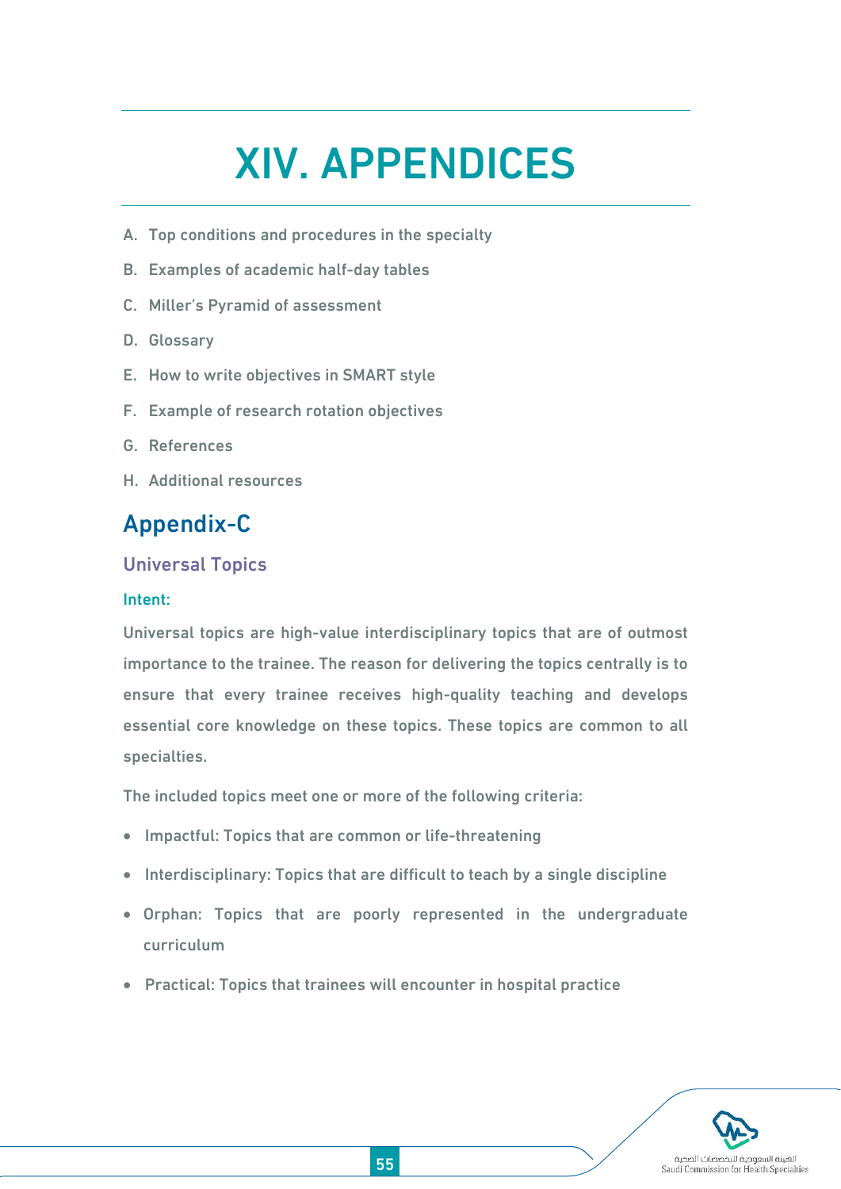# XIV. APPENDICES

A. Top conditions and procedures in the specialty

B. Examples of academic half-day tables

C. Miller's Pyramid of assessment

D. Glossary

E. How to write objectives in SMART style

F. Example of research rotation objectives

G. References

H. Additional resources

## Appendix-C

### Universal Topics

#### Intent:

Universal topics are high-value interdisciplinary topics that are of outmost importance to the trainee. The reason for delivering the topics centrally is to ensure that every trainee receives high-quality teaching and develops essential core knowledge on these topics. These topics are common to all specialties.

The included topics meet one or more of the following criteria:

- Impactful: Topics that are common or life-threatening
- Interdisciplinary: Topics that are difficult to teach by a single discipline
- Orphan: Topics that are poorly represented in the undergraduate curriculum
- Practical: Topics that trainees will encounter in hospital practice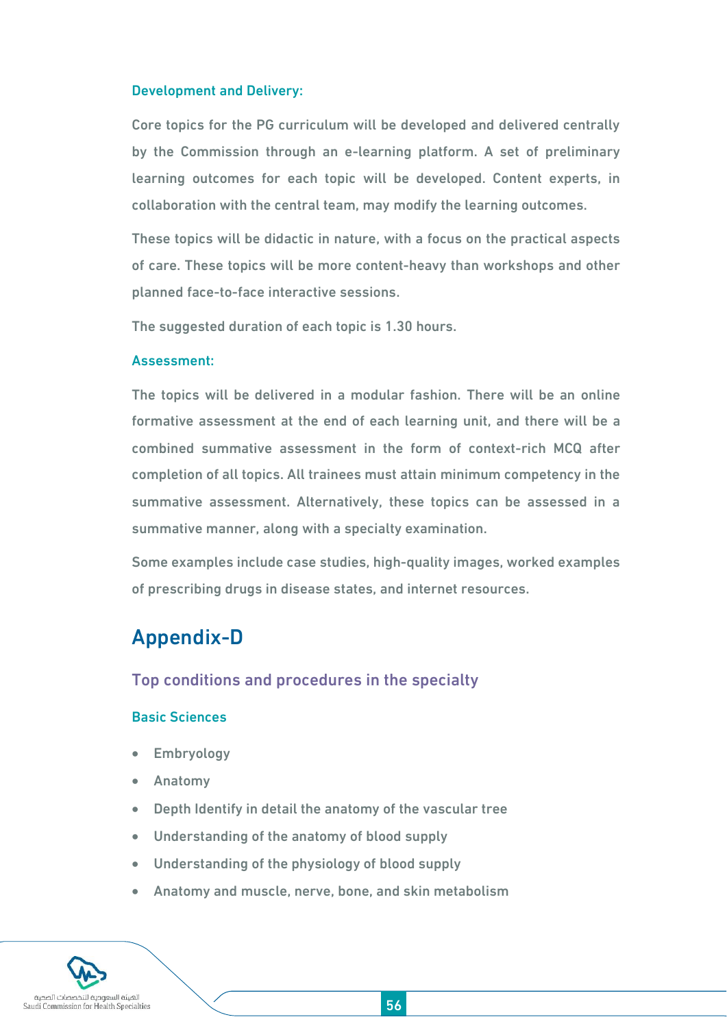### Development and Delivery:

Core topics for the PG curriculum will be developed and delivered centrally by the Commission through an e-learning platform. A set of preliminary learning outcomes for each topic will be developed. Content experts, in collaboration with the central team, may modify the learning outcomes.

These topics will be didactic in nature, with a focus on the practical aspects of care. These topics will be more content-heavy than workshops and other planned face-to-face interactive sessions.

The suggested duration of each topic is 1.30 hours.

### Assessment:

The topics will be delivered in a modular fashion. There will be an online formative assessment at the end of each learning unit, and there will be a combined summative assessment in the form of context-rich MCQ after completion of all topics. All trainees must attain minimum competency in the summative assessment. Alternatively, these topics can be assessed in a summative manner, along with a specialty examination.

Some examples include case studies, high-quality images, worked examples of prescribing drugs in disease states, and internet resources.

# Appendix-D

## Top conditions and procedures in the specialty

### Basic Sciences

- Embryology
- Anatomy
- Depth Identify in detail the anatomy of the vascular tree
- Understanding of the anatomy of blood supply
- Understanding of the physiology of blood supply
- Anatomy and muscle, nerve, bone, and skin metabolism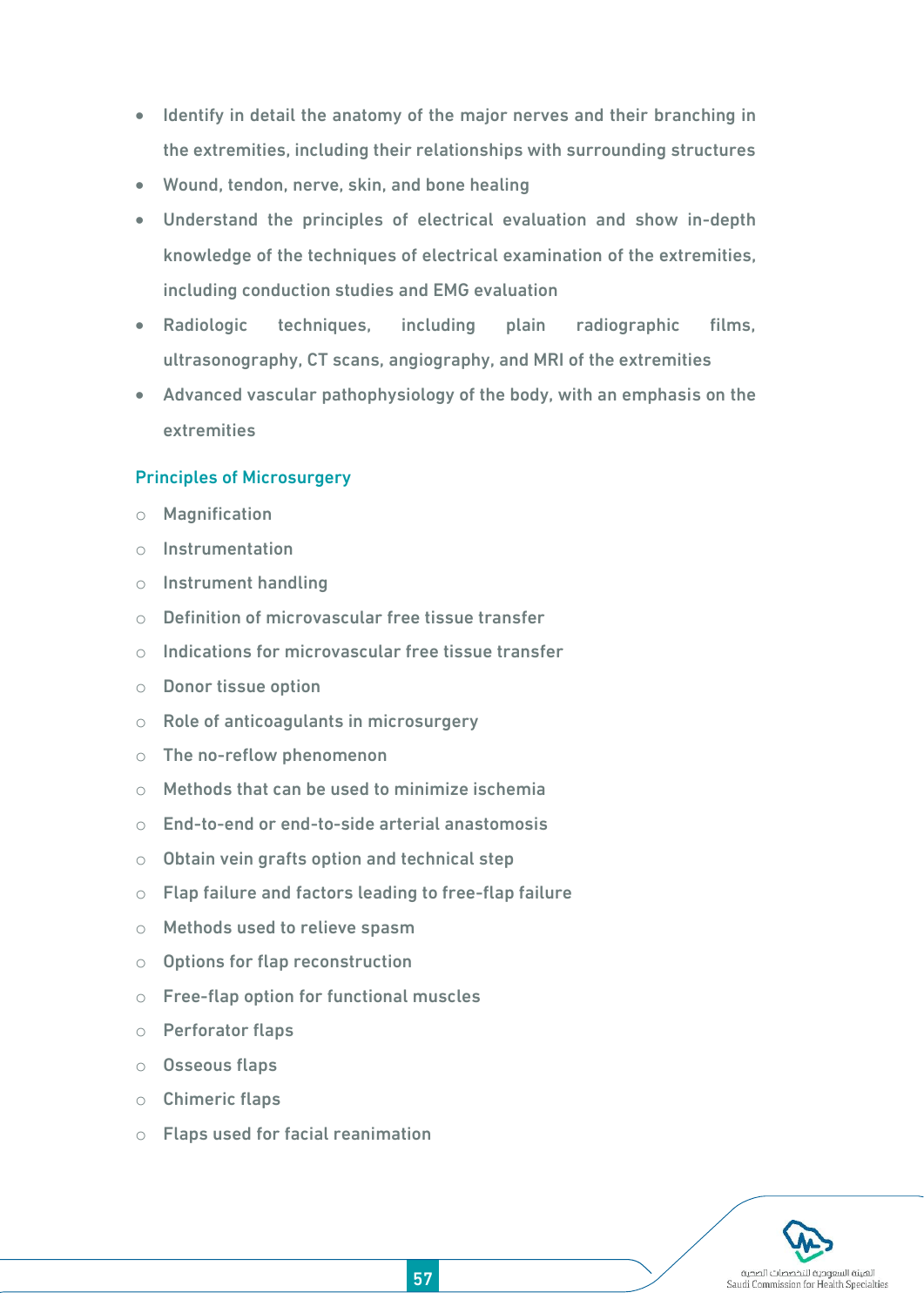- Identify in detail the anatomy of the major nerves and their branching in the extremities, including their relationships with surrounding structures
- Wound, tendon, nerve, skin, and bone healing
- Understand the principles of electrical evaluation and show in-depth knowledge of the techniques of electrical examination of the extremities, including conduction studies and EMG evaluation
- Radiologic techniques, including plain radiographic films, ultrasonography, CT scans, angiography, and MRI of the extremities
- Advanced vascular pathophysiology of the body, with an emphasis on the extremities

### Principles of Microsurgery

- Magnification
- Instrumentation
- Instrument handling
- Definition of microvascular free tissue transfer
- Indications for microvascular free tissue transfer
- Donor tissue option
- Role of anticoagulants in microsurgery
- The no-reflow phenomenon
- Methods that can be used to minimize ischemia
- End-to-end or end-to-side arterial anastomosis
- Obtain vein grafts option and technical step
- Flap failure and factors leading to free-flap failure
- Methods used to relieve spasm
- Options for flap reconstruction
- Free-flap option for functional muscles
- Perforator flaps
- Osseous flaps
- Chimeric flaps
- Flaps used for facial reanimation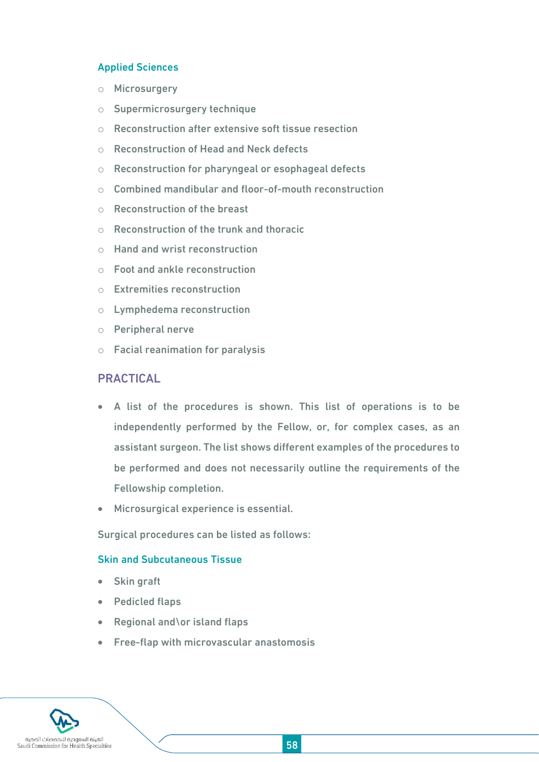### Applied Sciences

- Microsurgery
- Supermicrosurgery technique
- Reconstruction after extensive soft tissue resection
- Reconstruction of Head and Neck defects
- Reconstruction for pharyngeal or esophageal defects
- Combined mandibular and floor-of-mouth reconstruction
- Reconstruction of the breast
- Reconstruction of the trunk and thoracic
- Hand and wrist reconstruction
- Foot and ankle reconstruction
- Extremities reconstruction
- Lymphedema reconstruction
- Peripheral nerve
- Facial reanimation for paralysis

## PRACTICAL

- A list of the procedures is shown. This list of operations is to be independently performed by the Fellow, or, for complex cases, as an assistant surgeon. The list shows different examples of the procedures to be performed and does not necessarily outline the requirements of the Fellowship completion.
- Microsurgical experience is essential.

Surgical procedures can be listed as follows:

### Skin and Subcutaneous Tissue

- Skin graft
- Pedicled flaps
- Regional and\or island flaps
- Free-flap with microvascular anastomosis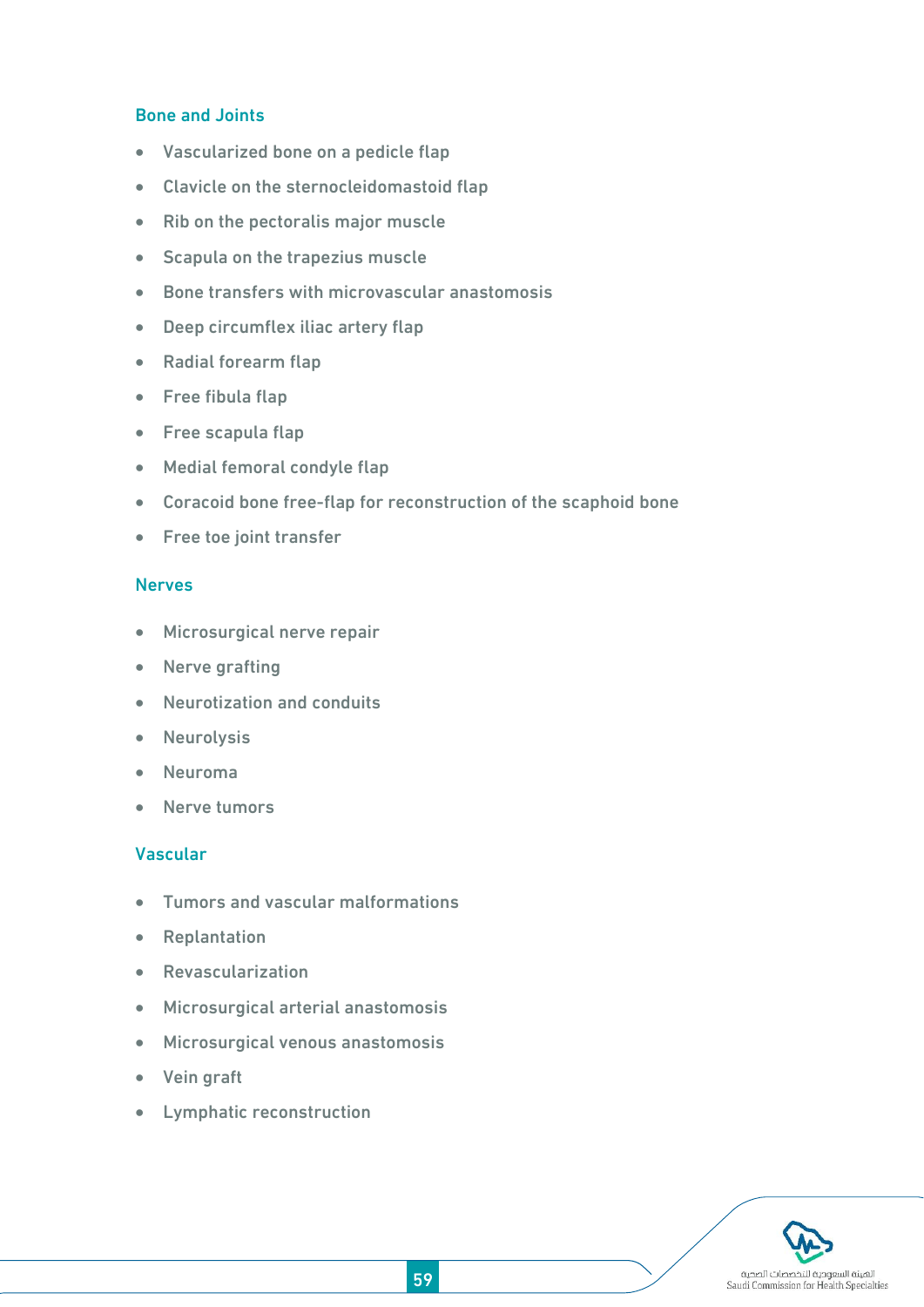### Bone and Joints

- Vascularized bone on a pedicle flap
- Clavicle on the sternocleidomastoid flap
- Rib on the pectoralis major muscle
- Scapula on the trapezius muscle
- Bone transfers with microvascular anastomosis
- Deep circumflex iliac artery flap
- Radial forearm flap
- Free fibula flap
- Free scapula flap
- Medial femoral condyle flap
- Coracoid bone free-flap for reconstruction of the scaphoid bone
- Free toe joint transfer

### Nerves

- Microsurgical nerve repair
- Nerve grafting
- Neurotization and conduits
- Neurolysis
- Neuroma
- Nerve tumors

### Vascular

- Tumors and vascular malformations
- Replantation
- Revascularization
- Microsurgical arterial anastomosis
- Microsurgical venous anastomosis
- Vein graft
- Lymphatic reconstruction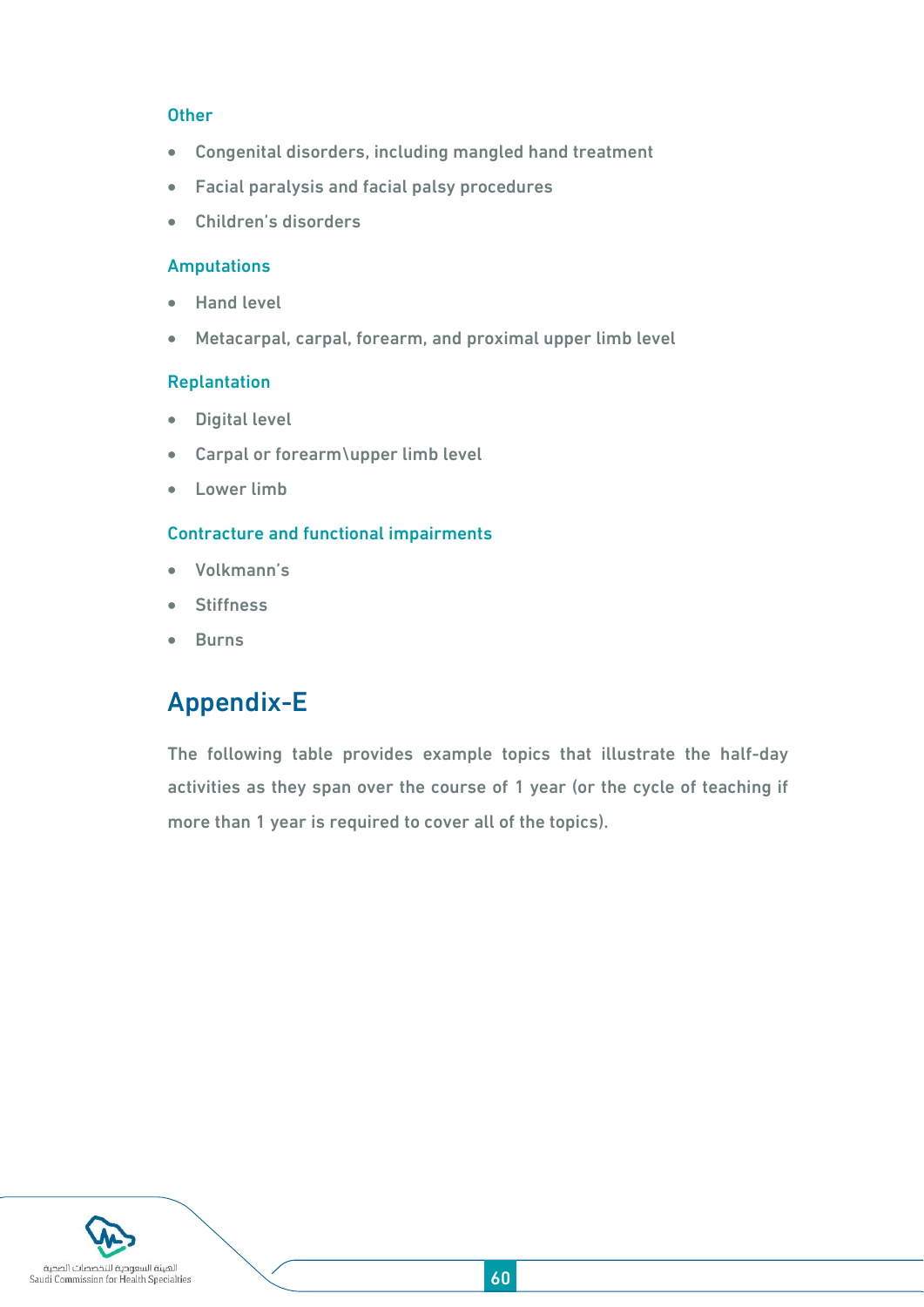### Other

- Congenital disorders, including mangled hand treatment
- Facial paralysis and facial palsy procedures
- Children's disorders

### Amputations

- Hand level
- Metacarpal, carpal, forearm, and proximal upper limb level

### Replantation

- Digital level
- Carpal or forearm\upper limb level
- Lower limb

### Contracture and functional impairments

- Volkmann's
- Stiffness
- Burns

## Appendix-E

The following table provides example topics that illustrate the half-day activities as they span over the course of 1 year (or the cycle of teaching if more than 1 year is required to cover all of the topics).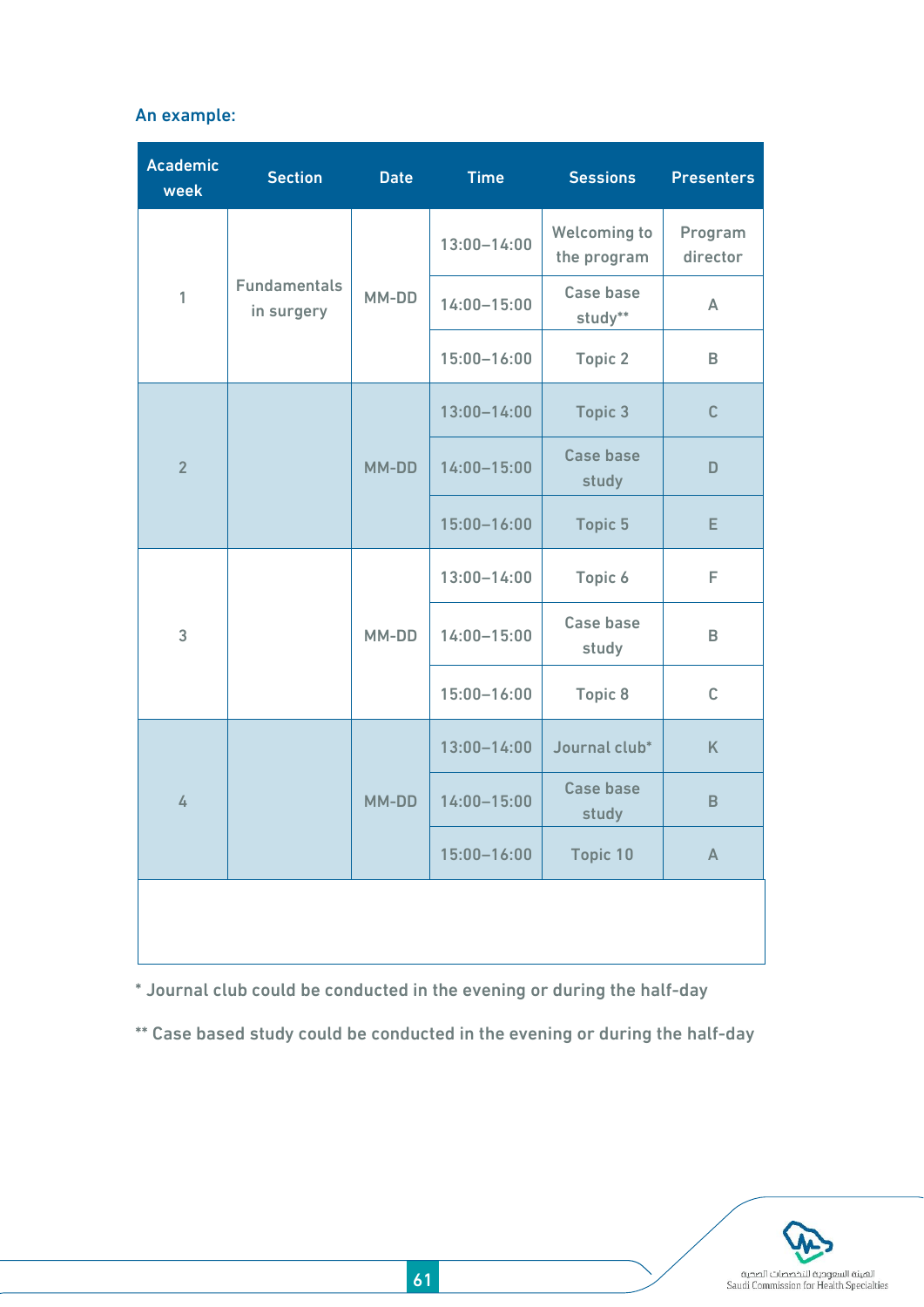An example:

| Academic week | Section | Date | Time | Sessions | Presenters |
|---|---|---|---|---|---|
| 1 | Fundamentals in surgery | MM-DD | 13:00–14:00 | Welcoming to the program | Program director |
| | | | 14:00–15:00 | Case base study** | A |
| | | | 15:00–16:00 | Topic 2 | B |
| 2 | | MM-DD | 13:00–14:00 | Topic 3 | C |
| | | | 14:00–15:00 | Case base study | D |
| | | | 15:00–16:00 | Topic 5 | E |
| 3 | | MM-DD | 13:00–14:00 | Topic 6 | F |
| | | | 14:00–15:00 | Case base study | B |
| | | | 15:00–16:00 | Topic 8 | C |
| 4 | | MM-DD | 13:00–14:00 | Journal club* | K |
| | | | 14:00–15:00 | Case base study | B |
| | | | 15:00–16:00 | Topic 10 | A |

* Journal club could be conducted in the evening or during the half-day

** Case based study could be conducted in the evening or during the half-day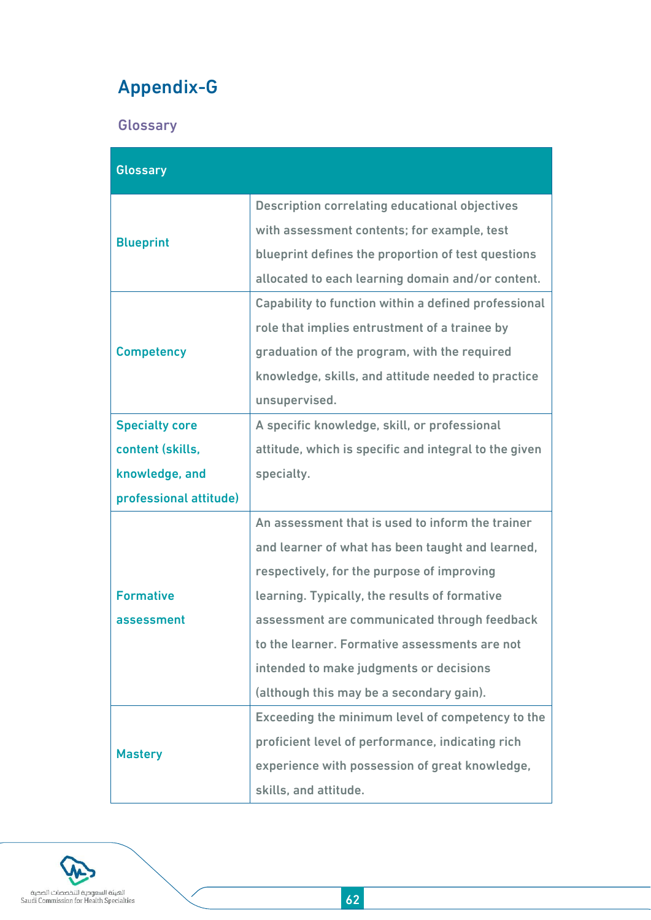# Appendix-G

## Glossary

| Glossary | |
|---|---|
| Blueprint | Description correlating educational objectives with assessment contents; for example, test blueprint defines the proportion of test questions allocated to each learning domain and/or content. |
| Competency | Capability to function within a defined professional role that implies entrustment of a trainee by graduation of the program, with the required knowledge, skills, and attitude needed to practice unsupervised. |
| Specialty core content (skills, knowledge, and professional attitude) | A specific knowledge, skill, or professional attitude, which is specific and integral to the given specialty. |
| Formative assessment | An assessment that is used to inform the trainer and learner of what has been taught and learned, respectively, for the purpose of improving learning. Typically, the results of formative assessment are communicated through feedback to the learner. Formative assessments are not intended to make judgments or decisions (although this may be a secondary gain). |
| Mastery | Exceeding the minimum level of competency to the proficient level of performance, indicating rich experience with possession of great knowledge, skills, and attitude. |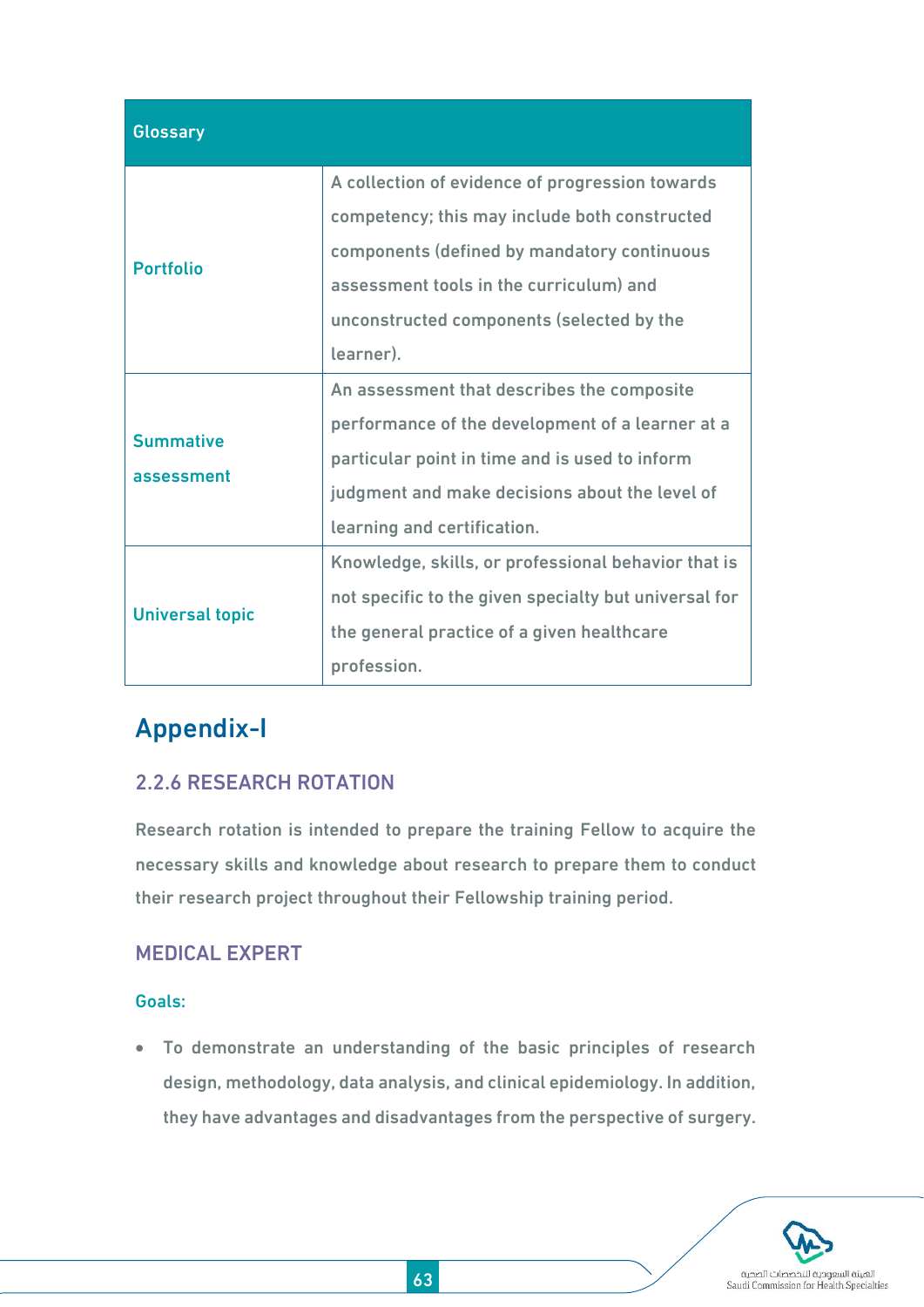| Glossary | |
|---|---|
| Portfolio | A collection of evidence of progression towards competency; this may include both constructed components (defined by mandatory continuous assessment tools in the curriculum) and unconstructed components (selected by the learner). |
| Summative assessment | An assessment that describes the composite performance of the development of a learner at a particular point in time and is used to inform judgment and make decisions about the level of learning and certification. |
| Universal topic | Knowledge, skills, or professional behavior that is not specific to the given specialty but universal for the general practice of a given healthcare profession. |

# Appendix-I

## 2.2.6 RESEARCH ROTATION

Research rotation is intended to prepare the training Fellow to acquire the necessary skills and knowledge about research to prepare them to conduct their research project throughout their Fellowship training period.

## MEDICAL EXPERT

### Goals:

- To demonstrate an understanding of the basic principles of research design, methodology, data analysis, and clinical epidemiology. In addition, they have advantages and disadvantages from the perspective of surgery.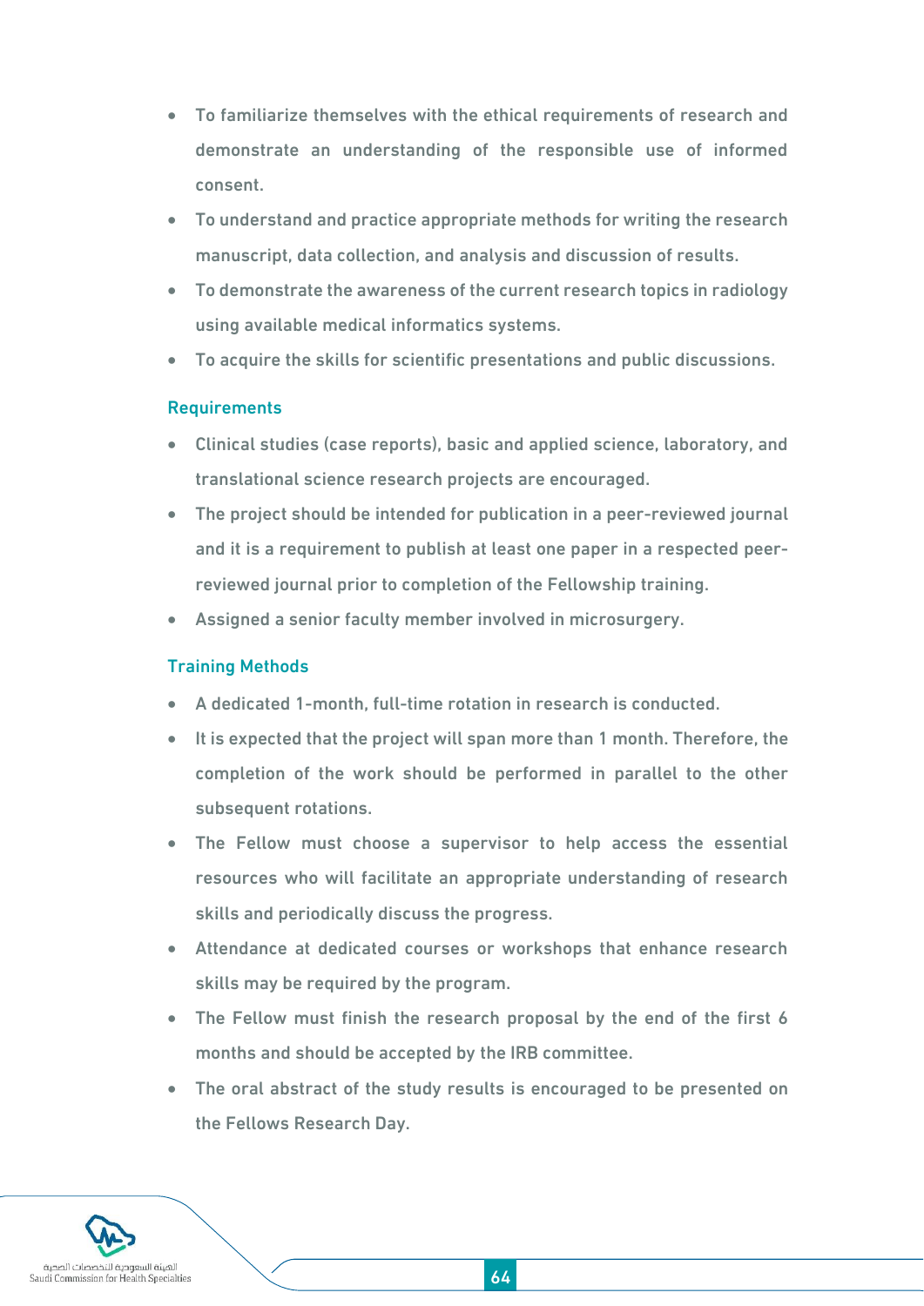- To familiarize themselves with the ethical requirements of research and demonstrate an understanding of the responsible use of informed consent.
- To understand and practice appropriate methods for writing the research manuscript, data collection, and analysis and discussion of results.
- To demonstrate the awareness of the current research topics in radiology using available medical informatics systems.
- To acquire the skills for scientific presentations and public discussions.

### Requirements

- Clinical studies (case reports), basic and applied science, laboratory, and translational science research projects are encouraged.
- The project should be intended for publication in a peer-reviewed journal and it is a requirement to publish at least one paper in a respected peer-reviewed journal prior to completion of the Fellowship training.
- Assigned a senior faculty member involved in microsurgery.

### Training Methods

- A dedicated 1-month, full-time rotation in research is conducted.
- It is expected that the project will span more than 1 month. Therefore, the completion of the work should be performed in parallel to the other subsequent rotations.
- The Fellow must choose a supervisor to help access the essential resources who will facilitate an appropriate understanding of research skills and periodically discuss the progress.
- Attendance at dedicated courses or workshops that enhance research skills may be required by the program.
- The Fellow must finish the research proposal by the end of the first 6 months and should be accepted by the IRB committee.
- The oral abstract of the study results is encouraged to be presented on the Fellows Research Day.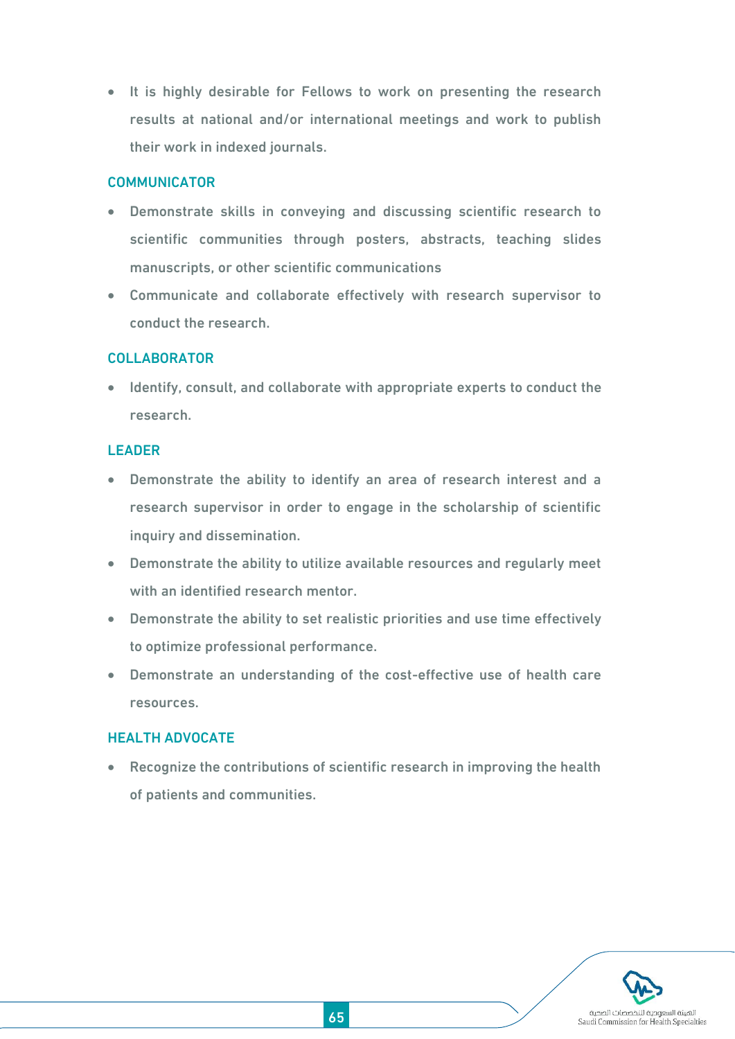- It is highly desirable for Fellows to work on presenting the research results at national and/or international meetings and work to publish their work in indexed journals.

### COMMUNICATOR

- Demonstrate skills in conveying and discussing scientific research to scientific communities through posters, abstracts, teaching slides manuscripts, or other scientific communications
- Communicate and collaborate effectively with research supervisor to conduct the research.

### COLLABORATOR

- Identify, consult, and collaborate with appropriate experts to conduct the research.

### LEADER

- Demonstrate the ability to identify an area of research interest and a research supervisor in order to engage in the scholarship of scientific inquiry and dissemination.
- Demonstrate the ability to utilize available resources and regularly meet with an identified research mentor.
- Demonstrate the ability to set realistic priorities and use time effectively to optimize professional performance.
- Demonstrate an understanding of the cost-effective use of health care resources.

### HEALTH ADVOCATE

- Recognize the contributions of scientific research in improving the health of patients and communities.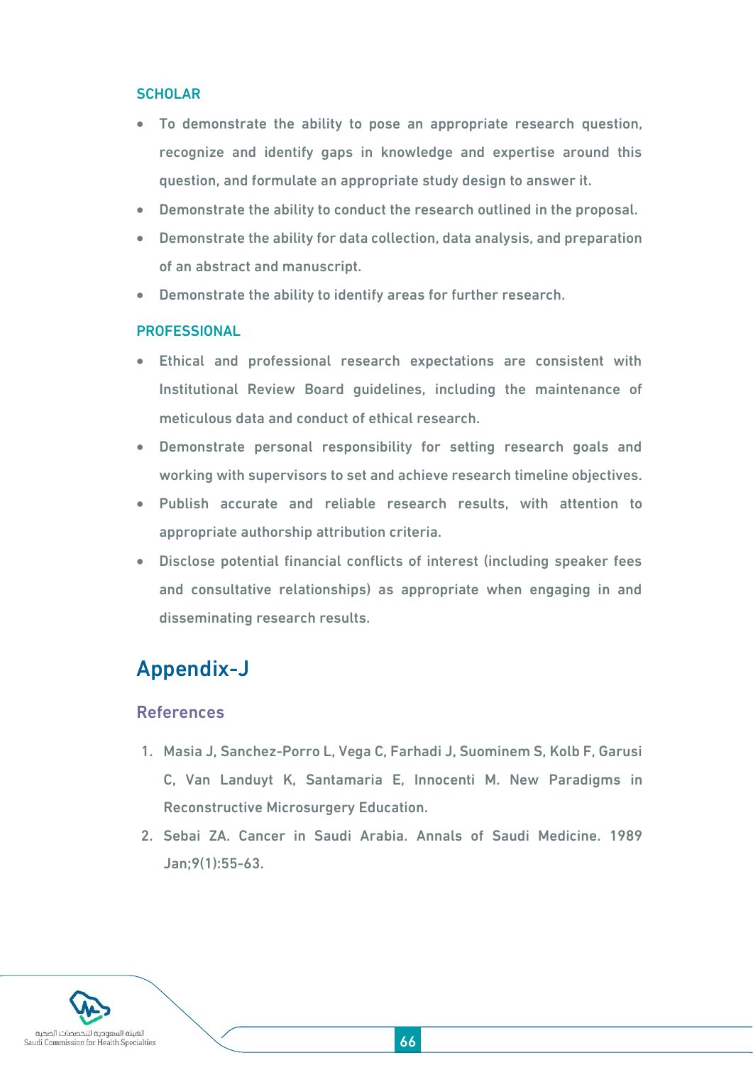#### SCHOLAR

- To demonstrate the ability to pose an appropriate research question, recognize and identify gaps in knowledge and expertise around this question, and formulate an appropriate study design to answer it.
- Demonstrate the ability to conduct the research outlined in the proposal.
- Demonstrate the ability for data collection, data analysis, and preparation of an abstract and manuscript.
- Demonstrate the ability to identify areas for further research.

#### PROFESSIONAL

- Ethical and professional research expectations are consistent with Institutional Review Board guidelines, including the maintenance of meticulous data and conduct of ethical research.
- Demonstrate personal responsibility for setting research goals and working with supervisors to set and achieve research timeline objectives.
- Publish accurate and reliable research results, with attention to appropriate authorship attribution criteria.
- Disclose potential financial conflicts of interest (including speaker fees and consultative relationships) as appropriate when engaging in and disseminating research results.

# Appendix-J

## References

1. Masia J, Sanchez-Porro L, Vega C, Farhadi J, Suominem S, Kolb F, Garusi C, Van Landuyt K, Santamaria E, Innocenti M. New Paradigms in Reconstructive Microsurgery Education.
2. Sebai ZA. Cancer in Saudi Arabia. Annals of Saudi Medicine. 1989 Jan;9(1):55-63.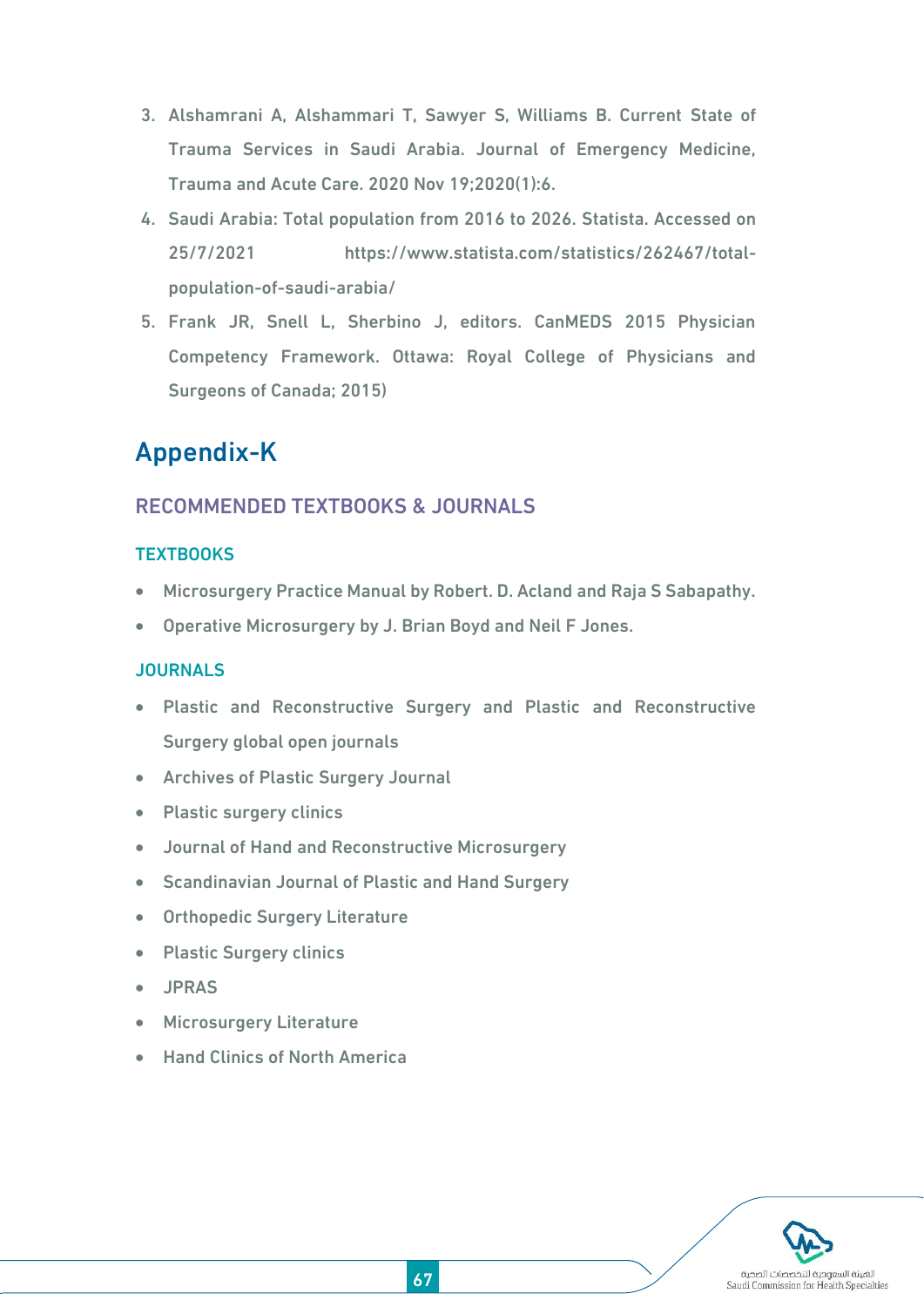3. Alshamrani A, Alshammari T, Sawyer S, Williams B. Current State of Trauma Services in Saudi Arabia. Journal of Emergency Medicine, Trauma and Acute Care. 2020 Nov 19;2020(1):6.
4. Saudi Arabia: Total population from 2016 to 2026. Statista. Accessed on 25/7/2021 https://www.statista.com/statistics/262467/total-population-of-saudi-arabia/
5. Frank JR, Snell L, Sherbino J, editors. CanMEDS 2015 Physician Competency Framework. Ottawa: Royal College of Physicians and Surgeons of Canada; 2015)

# Appendix-K

## RECOMMENDED TEXTBOOKS & JOURNALS

### TEXTBOOKS

- Microsurgery Practice Manual by Robert. D. Acland and Raja S Sabapathy.
- Operative Microsurgery by J. Brian Boyd and Neil F Jones.

### JOURNALS

- Plastic and Reconstructive Surgery and Plastic and Reconstructive Surgery global open journals
- Archives of Plastic Surgery Journal
- Plastic surgery clinics
- Journal of Hand and Reconstructive Microsurgery
- Scandinavian Journal of Plastic and Hand Surgery
- Orthopedic Surgery Literature
- Plastic Surgery clinics
- JPRAS
- Microsurgery Literature
- Hand Clinics of North America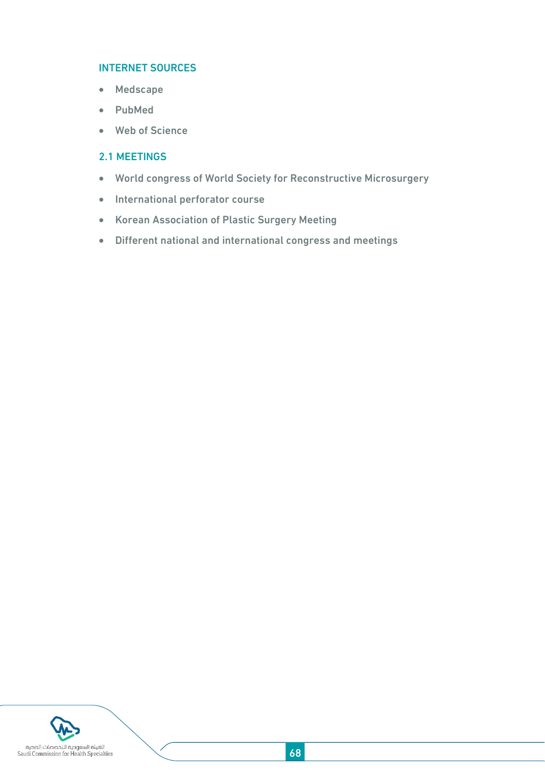## INTERNET SOURCES

- Medscape
- PubMed
- Web of Science

## 2.1 MEETINGS

- World congress of World Society for Reconstructive Microsurgery
- International perforator course
- Korean Association of Plastic Surgery Meeting
- Different national and international congress and meetings